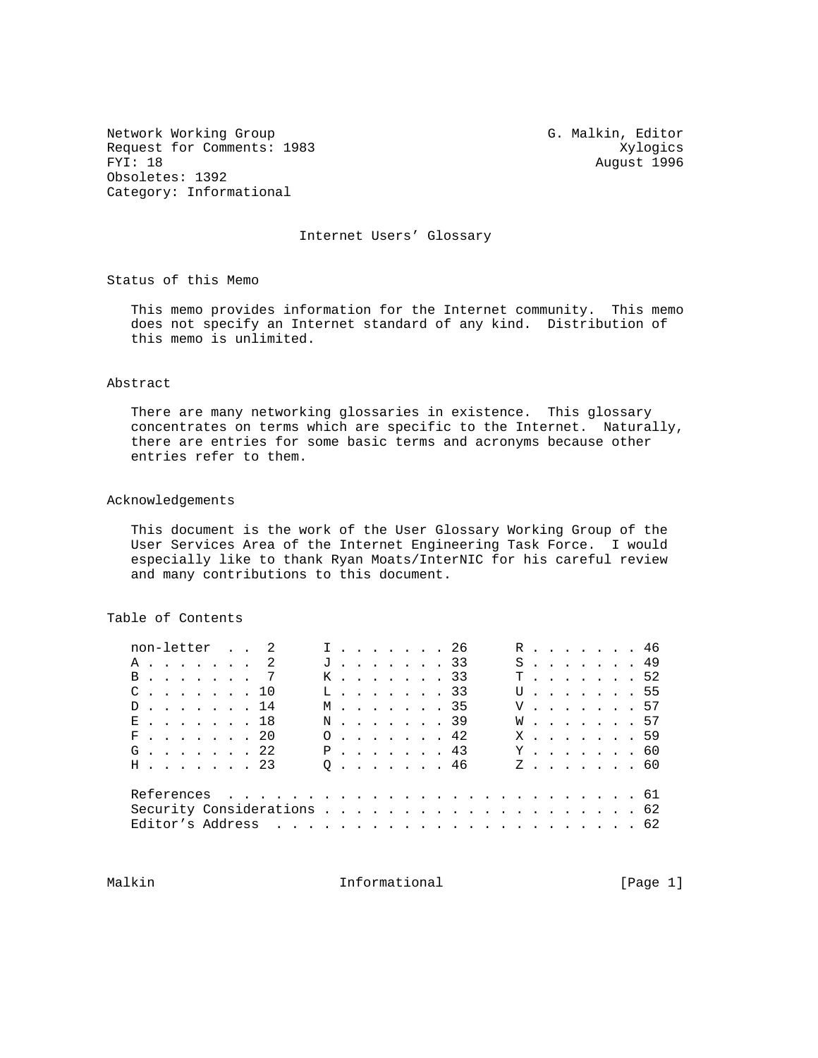Network Working Group — G. Malkin, Editor
Request for Comments: 1983 — Xylogics
FYI: 18 — August 1996
Obsoletes: 1392
Category: Informational

# Internet Users' Glossary

## Status of this Memo

This memo provides information for the Internet community. This memo does not specify an Internet standard of any kind. Distribution of this memo is unlimited.

## Abstract

There are many networking glossaries in existence. This glossary concentrates on terms which are specific to the Internet. Naturally, there are entries for some basic terms and acronyms because other entries refer to them.

## Acknowledgements

This document is the work of the User Glossary Working Group of the User Services Area of the Internet Engineering Task Force. I would especially like to thank Ryan Moats/InterNIC for his careful review and many contributions to this document.

## Table of Contents

| | | | | | |
|---|---|---|---|---|---|
| non-letter | 2 | I | 26 | R | 46 |
| A | 2 | J | 33 | S | 49 |
| B | 7 | K | 33 | T | 52 |
| C | 10 | L | 33 | U | 55 |
| D | 14 | M | 35 | V | 57 |
| E | 18 | N | 39 | W | 57 |
| F | 20 | O | 42 | X | 59 |
| G | 22 | P | 43 | Y | 60 |
| H | 23 | Q | 46 | Z | 60 |

| | |
|---|---|
| References | 61 |
| Security Considerations | 62 |
| Editor's Address | 62 |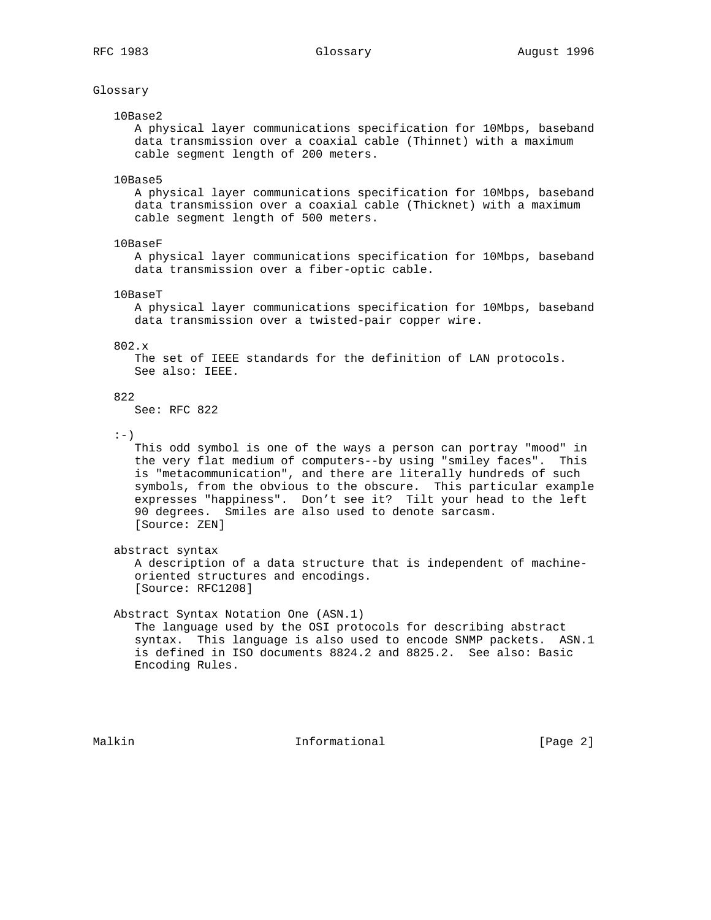# Glossary

**10Base2**

A physical layer communications specification for 10Mbps, baseband data transmission over a coaxial cable (Thinnet) with a maximum cable segment length of 200 meters.

**10Base5**

A physical layer communications specification for 10Mbps, baseband data transmission over a coaxial cable (Thicknet) with a maximum cable segment length of 500 meters.

**10BaseF**

A physical layer communications specification for 10Mbps, baseband data transmission over a fiber-optic cable.

**10BaseT**

A physical layer communications specification for 10Mbps, baseband data transmission over a twisted-pair copper wire.

**802.x**

The set of IEEE standards for the definition of LAN protocols. See also: IEEE.

**822**

See: RFC 822

**:-)**

This odd symbol is one of the ways a person can portray "mood" in the very flat medium of computers--by using "smiley faces". This is "metacommunication", and there are literally hundreds of such symbols, from the obvious to the obscure. This particular example expresses "happiness". Don't see it? Tilt your head to the left 90 degrees. Smiles are also used to denote sarcasm.
[Source: ZEN]

**abstract syntax**

A description of a data structure that is independent of machine-oriented structures and encodings.
[Source: RFC1208]

**Abstract Syntax Notation One (ASN.1)**

The language used by the OSI protocols for describing abstract syntax. This language is also used to encode SNMP packets. ASN.1 is defined in ISO documents 8824.2 and 8825.2. See also: Basic Encoding Rules.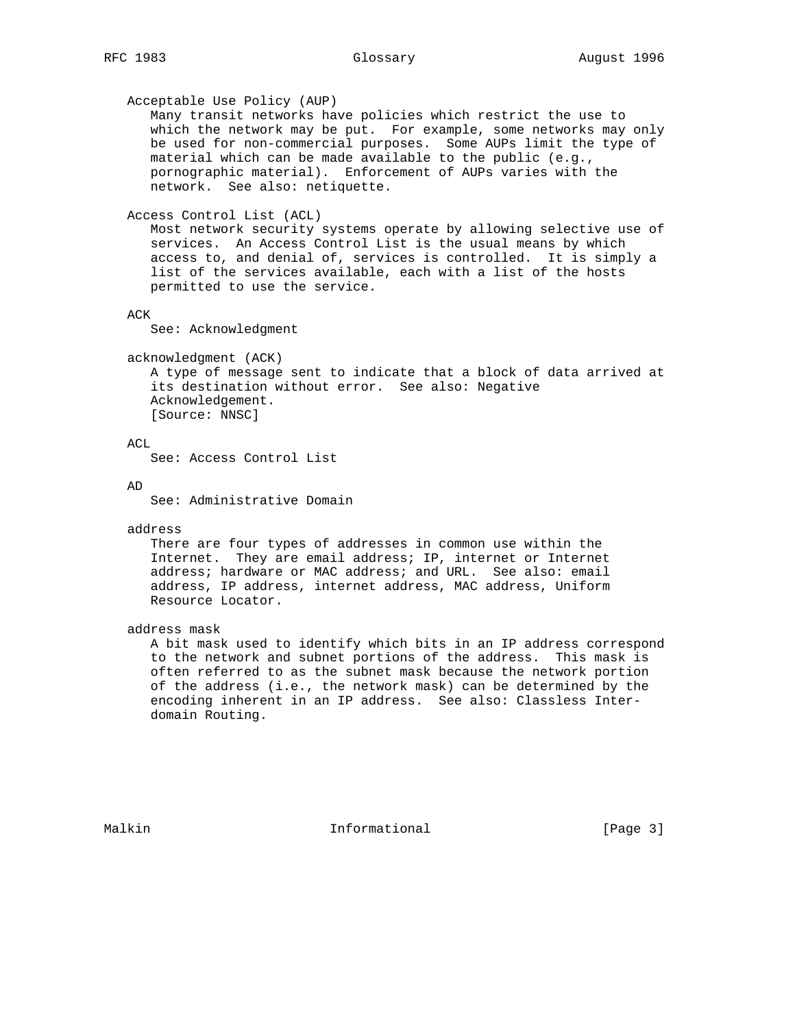Acceptable Use Policy (AUP)

Many transit networks have policies which restrict the use to which the network may be put. For example, some networks may only be used for non-commercial purposes. Some AUPs limit the type of material which can be made available to the public (e.g., pornographic material). Enforcement of AUPs varies with the network. See also: netiquette.

Access Control List (ACL)

Most network security systems operate by allowing selective use of services. An Access Control List is the usual means by which access to, and denial of, services is controlled. It is simply a list of the services available, each with a list of the hosts permitted to use the service.

ACK

See: Acknowledgment

acknowledgment (ACK)

A type of message sent to indicate that a block of data arrived at its destination without error. See also: Negative Acknowledgement.
[Source: NNSC]

ACL

See: Access Control List

AD

See: Administrative Domain

address

There are four types of addresses in common use within the Internet. They are email address; IP, internet or Internet address; hardware or MAC address; and URL. See also: email address, IP address, internet address, MAC address, Uniform Resource Locator.

address mask

A bit mask used to identify which bits in an IP address correspond to the network and subnet portions of the address. This mask is often referred to as the subnet mask because the network portion of the address (i.e., the network mask) can be determined by the encoding inherent in an IP address. See also: Classless Inter-domain Routing.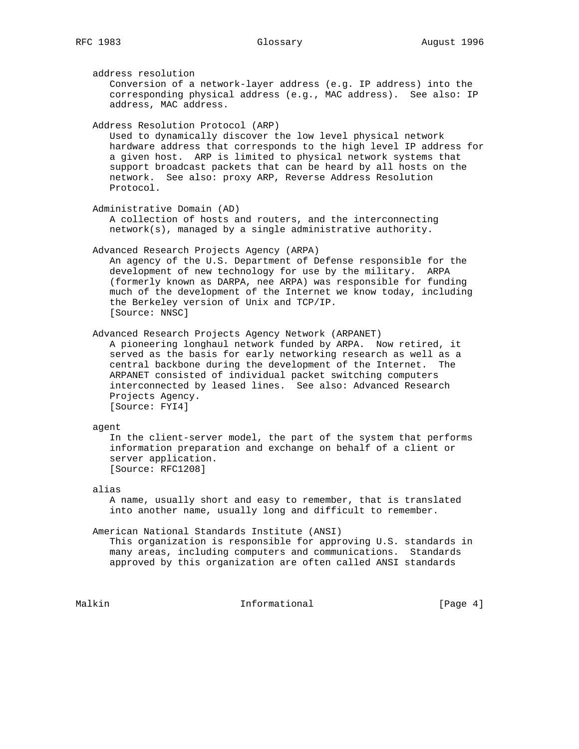**address resolution**

Conversion of a network-layer address (e.g. IP address) into the corresponding physical address (e.g., MAC address). See also: IP address, MAC address.

**Address Resolution Protocol (ARP)**

Used to dynamically discover the low level physical network hardware address that corresponds to the high level IP address for a given host. ARP is limited to physical network systems that support broadcast packets that can be heard by all hosts on the network. See also: proxy ARP, Reverse Address Resolution Protocol.

**Administrative Domain (AD)**

A collection of hosts and routers, and the interconnecting network(s), managed by a single administrative authority.

**Advanced Research Projects Agency (ARPA)**

An agency of the U.S. Department of Defense responsible for the development of new technology for use by the military. ARPA (formerly known as DARPA, nee ARPA) was responsible for funding much of the development of the Internet we know today, including the Berkeley version of Unix and TCP/IP.
[Source: NNSC]

**Advanced Research Projects Agency Network (ARPANET)**

A pioneering longhaul network funded by ARPA. Now retired, it served as the basis for early networking research as well as a central backbone during the development of the Internet. The ARPANET consisted of individual packet switching computers interconnected by leased lines. See also: Advanced Research Projects Agency.
[Source: FYI4]

**agent**

In the client-server model, the part of the system that performs information preparation and exchange on behalf of a client or server application.
[Source: RFC1208]

**alias**

A name, usually short and easy to remember, that is translated into another name, usually long and difficult to remember.

**American National Standards Institute (ANSI)**

This organization is responsible for approving U.S. standards in many areas, including computers and communications. Standards approved by this organization are often called ANSI standards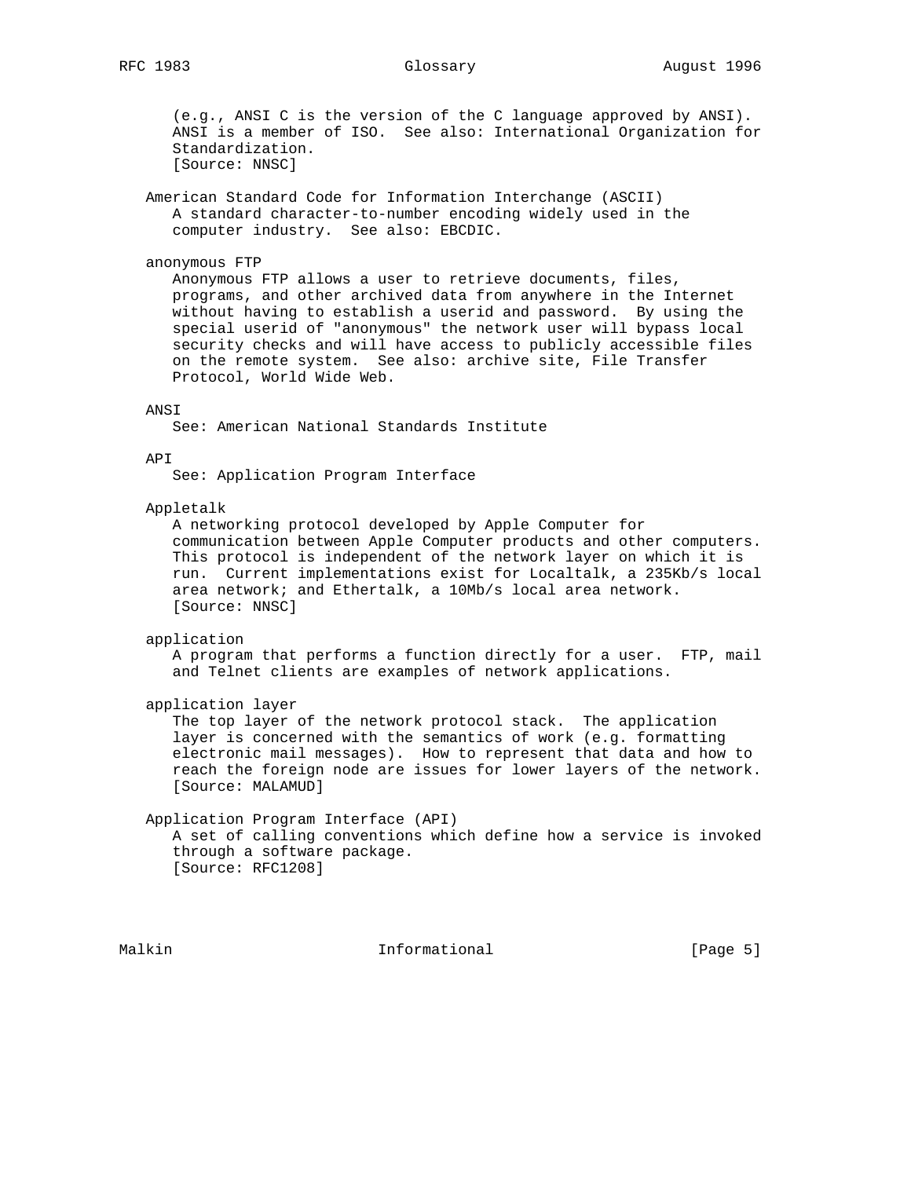(e.g., ANSI C is the version of the C language approved by ANSI). ANSI is a member of ISO. See also: International Organization for Standardization.
[Source: NNSC]

**American Standard Code for Information Interchange (ASCII)**
A standard character-to-number encoding widely used in the computer industry. See also: EBCDIC.

**anonymous FTP**
Anonymous FTP allows a user to retrieve documents, files, programs, and other archived data from anywhere in the Internet without having to establish a userid and password. By using the special userid of "anonymous" the network user will bypass local security checks and will have access to publicly accessible files on the remote system. See also: archive site, File Transfer Protocol, World Wide Web.

**ANSI**
See: American National Standards Institute

**API**
See: Application Program Interface

**Appletalk**
A networking protocol developed by Apple Computer for communication between Apple Computer products and other computers. This protocol is independent of the network layer on which it is run. Current implementations exist for Localtalk, a 235Kb/s local area network; and Ethertalk, a 10Mb/s local area network.
[Source: NNSC]

**application**
A program that performs a function directly for a user. FTP, mail and Telnet clients are examples of network applications.

**application layer**
The top layer of the network protocol stack. The application layer is concerned with the semantics of work (e.g. formatting electronic mail messages). How to represent that data and how to reach the foreign node are issues for lower layers of the network.
[Source: MALAMUD]

**Application Program Interface (API)**
A set of calling conventions which define how a service is invoked through a software package.
[Source: RFC1208]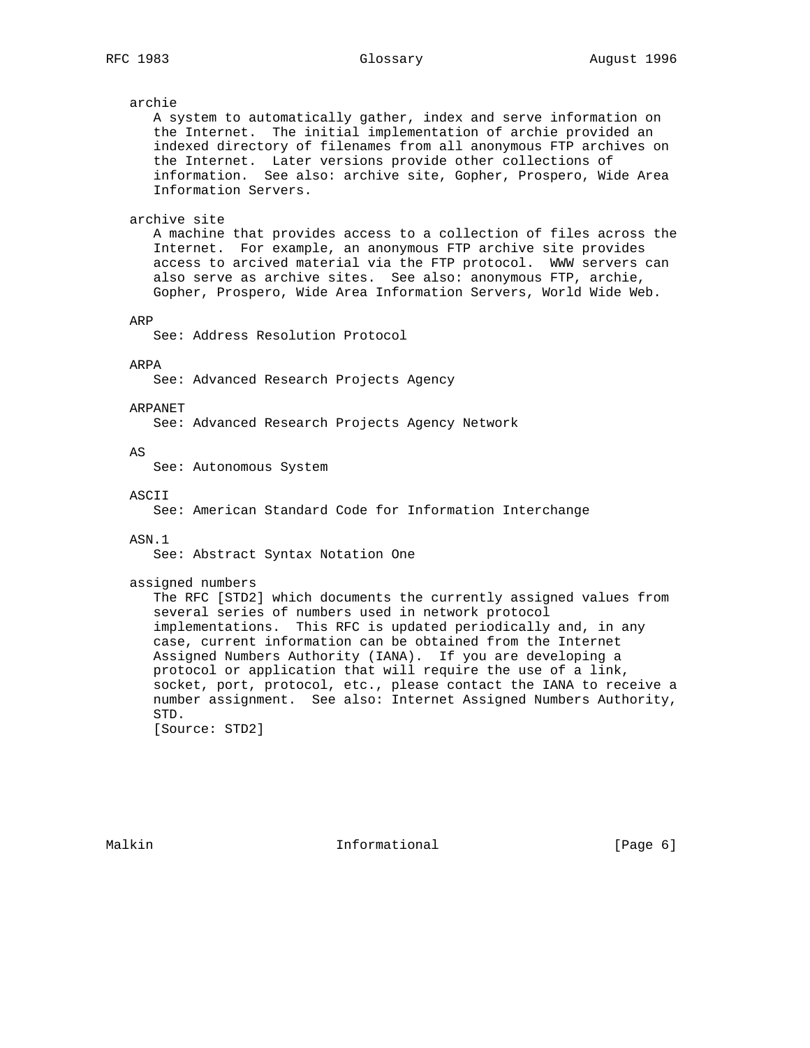archie

A system to automatically gather, index and serve information on the Internet. The initial implementation of archie provided an indexed directory of filenames from all anonymous FTP archives on the Internet. Later versions provide other collections of information. See also: archive site, Gopher, Prospero, Wide Area Information Servers.

archive site

A machine that provides access to a collection of files across the Internet. For example, an anonymous FTP archive site provides access to arcived material via the FTP protocol. WWW servers can also serve as archive sites. See also: anonymous FTP, archie, Gopher, Prospero, Wide Area Information Servers, World Wide Web.

ARP

See: Address Resolution Protocol

ARPA

See: Advanced Research Projects Agency

ARPANET

See: Advanced Research Projects Agency Network

AS

See: Autonomous System

ASCII

See: American Standard Code for Information Interchange

ASN.1

See: Abstract Syntax Notation One

assigned numbers

The RFC [STD2] which documents the currently assigned values from several series of numbers used in network protocol implementations. This RFC is updated periodically and, in any case, current information can be obtained from the Internet Assigned Numbers Authority (IANA). If you are developing a protocol or application that will require the use of a link, socket, port, protocol, etc., please contact the IANA to receive a number assignment. See also: Internet Assigned Numbers Authority, STD.
[Source: STD2]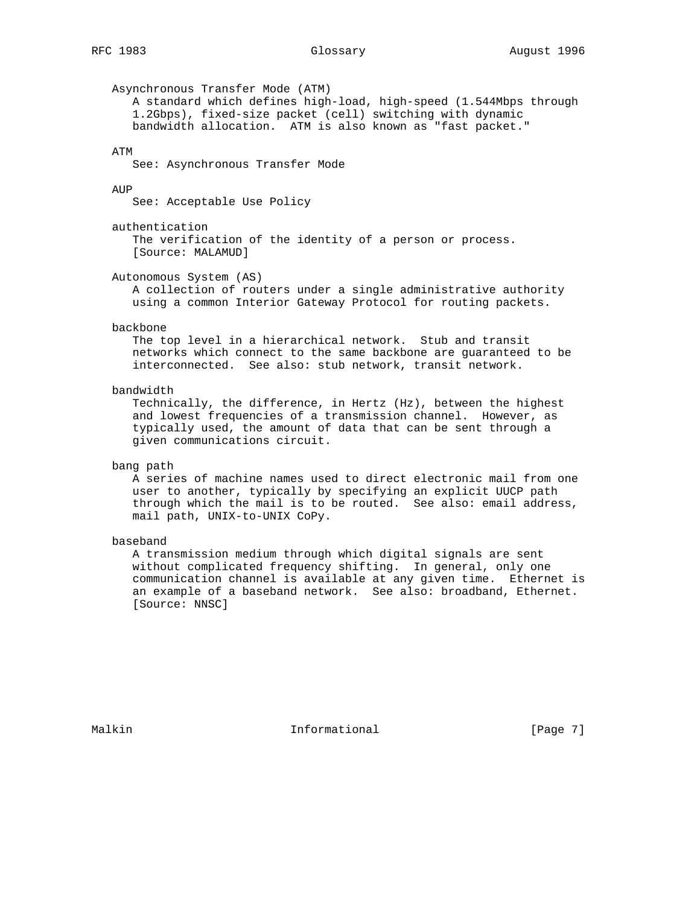Asynchronous Transfer Mode (ATM)
A standard which defines high-load, high-speed (1.544Mbps through 1.2Gbps), fixed-size packet (cell) switching with dynamic bandwidth allocation.  ATM is also known as "fast packet."

ATM
See: Asynchronous Transfer Mode

AUP
See: Acceptable Use Policy

authentication
The verification of the identity of a person or process.
[Source: MALAMUD]

Autonomous System (AS)
A collection of routers under a single administrative authority using a common Interior Gateway Protocol for routing packets.

backbone
The top level in a hierarchical network.  Stub and transit networks which connect to the same backbone are guaranteed to be interconnected.  See also: stub network, transit network.

bandwidth
Technically, the difference, in Hertz (Hz), between the highest and lowest frequencies of a transmission channel.  However, as typically used, the amount of data that can be sent through a given communications circuit.

bang path
A series of machine names used to direct electronic mail from one user to another, typically by specifying an explicit UUCP path through which the mail is to be routed.  See also: email address, mail path, UNIX-to-UNIX CoPy.

baseband
A transmission medium through which digital signals are sent without complicated frequency shifting.  In general, only one communication channel is available at any given time.  Ethernet is an example of a baseband network.  See also: broadband, Ethernet.
[Source: NNSC]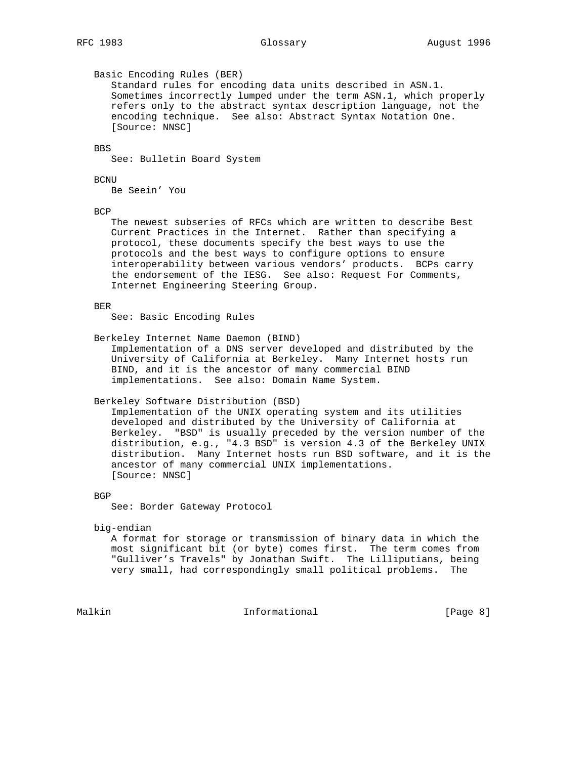Basic Encoding Rules (BER)
   Standard rules for encoding data units described in ASN.1. Sometimes incorrectly lumped under the term ASN.1, which properly refers only to the abstract syntax description language, not the encoding technique. See also: Abstract Syntax Notation One. [Source: NNSC]

BBS
   See: Bulletin Board System

BCNU
   Be Seein' You

BCP
   The newest subseries of RFCs which are written to describe Best Current Practices in the Internet. Rather than specifying a protocol, these documents specify the best ways to use the protocols and the best ways to configure options to ensure interoperability between various vendors' products. BCPs carry the endorsement of the IESG. See also: Request For Comments, Internet Engineering Steering Group.

BER
   See: Basic Encoding Rules

Berkeley Internet Name Daemon (BIND)
   Implementation of a DNS server developed and distributed by the University of California at Berkeley. Many Internet hosts run BIND, and it is the ancestor of many commercial BIND implementations. See also: Domain Name System.

Berkeley Software Distribution (BSD)
   Implementation of the UNIX operating system and its utilities developed and distributed by the University of California at Berkeley. "BSD" is usually preceded by the version number of the distribution, e.g., "4.3 BSD" is version 4.3 of the Berkeley UNIX distribution. Many Internet hosts run BSD software, and it is the ancestor of many commercial UNIX implementations. [Source: NNSC]

BGP
   See: Border Gateway Protocol

big-endian
   A format for storage or transmission of binary data in which the most significant bit (or byte) comes first. The term comes from "Gulliver's Travels" by Jonathan Swift. The Lilliputians, being very small, had correspondingly small political problems. The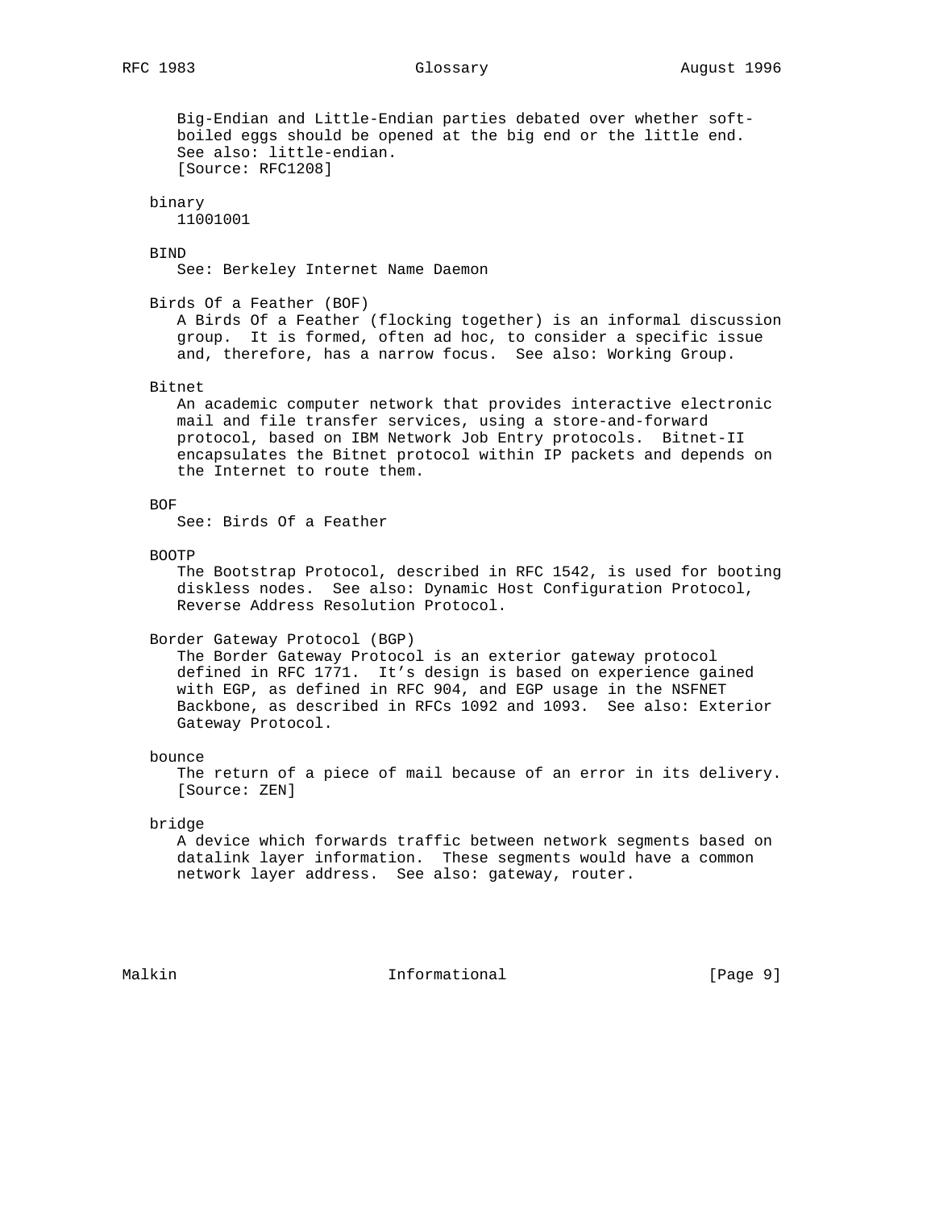Big-Endian and Little-Endian parties debated over whether soft-boiled eggs should be opened at the big end or the little end. See also: little-endian.
[Source: RFC1208]

**binary**

11001001

**BIND**

See: Berkeley Internet Name Daemon

**Birds Of a Feather (BOF)**

A Birds Of a Feather (flocking together) is an informal discussion group. It is formed, often ad hoc, to consider a specific issue and, therefore, has a narrow focus. See also: Working Group.

**Bitnet**

An academic computer network that provides interactive electronic mail and file transfer services, using a store-and-forward protocol, based on IBM Network Job Entry protocols. Bitnet-II encapsulates the Bitnet protocol within IP packets and depends on the Internet to route them.

**BOF**

See: Birds Of a Feather

**BOOTP**

The Bootstrap Protocol, described in RFC 1542, is used for booting diskless nodes. See also: Dynamic Host Configuration Protocol, Reverse Address Resolution Protocol.

**Border Gateway Protocol (BGP)**

The Border Gateway Protocol is an exterior gateway protocol defined in RFC 1771. It's design is based on experience gained with EGP, as defined in RFC 904, and EGP usage in the NSFNET Backbone, as described in RFCs 1092 and 1093. See also: Exterior Gateway Protocol.

**bounce**

The return of a piece of mail because of an error in its delivery.
[Source: ZEN]

**bridge**

A device which forwards traffic between network segments based on datalink layer information. These segments would have a common network layer address. See also: gateway, router.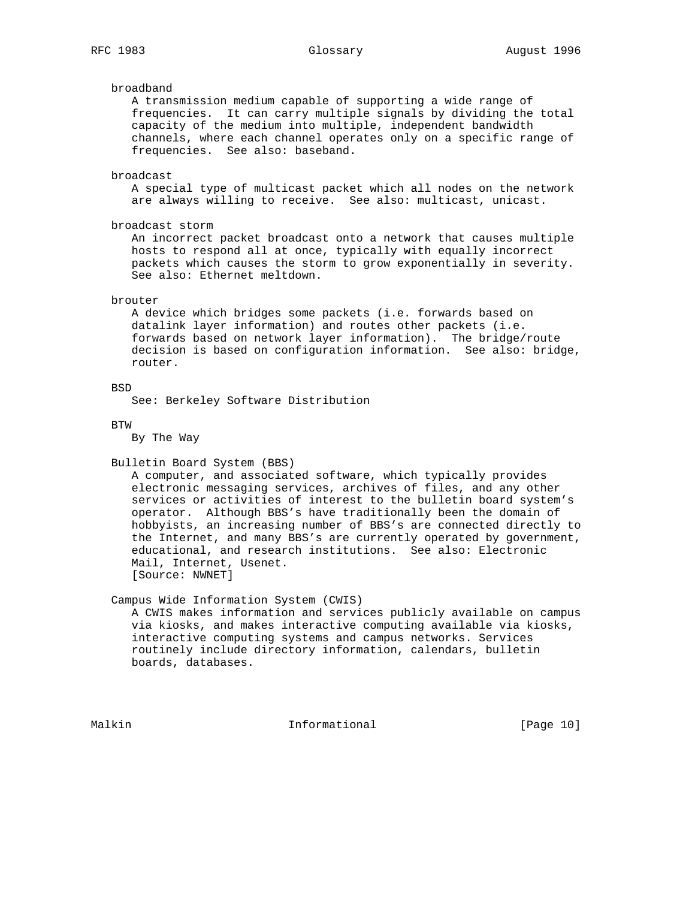broadband

A transmission medium capable of supporting a wide range of frequencies. It can carry multiple signals by dividing the total capacity of the medium into multiple, independent bandwidth channels, where each channel operates only on a specific range of frequencies. See also: baseband.

broadcast

A special type of multicast packet which all nodes on the network are always willing to receive. See also: multicast, unicast.

broadcast storm

An incorrect packet broadcast onto a network that causes multiple hosts to respond all at once, typically with equally incorrect packets which causes the storm to grow exponentially in severity. See also: Ethernet meltdown.

brouter

A device which bridges some packets (i.e. forwards based on datalink layer information) and routes other packets (i.e. forwards based on network layer information). The bridge/route decision is based on configuration information. See also: bridge, router.

BSD

See: Berkeley Software Distribution

BTW

By The Way

Bulletin Board System (BBS)

A computer, and associated software, which typically provides electronic messaging services, archives of files, and any other services or activities of interest to the bulletin board system's operator. Although BBS's have traditionally been the domain of hobbyists, an increasing number of BBS's are connected directly to the Internet, and many BBS's are currently operated by government, educational, and research institutions. See also: Electronic Mail, Internet, Usenet.
[Source: NWNET]

Campus Wide Information System (CWIS)

A CWIS makes information and services publicly available on campus via kiosks, and makes interactive computing available via kiosks, interactive computing systems and campus networks. Services routinely include directory information, calendars, bulletin boards, databases.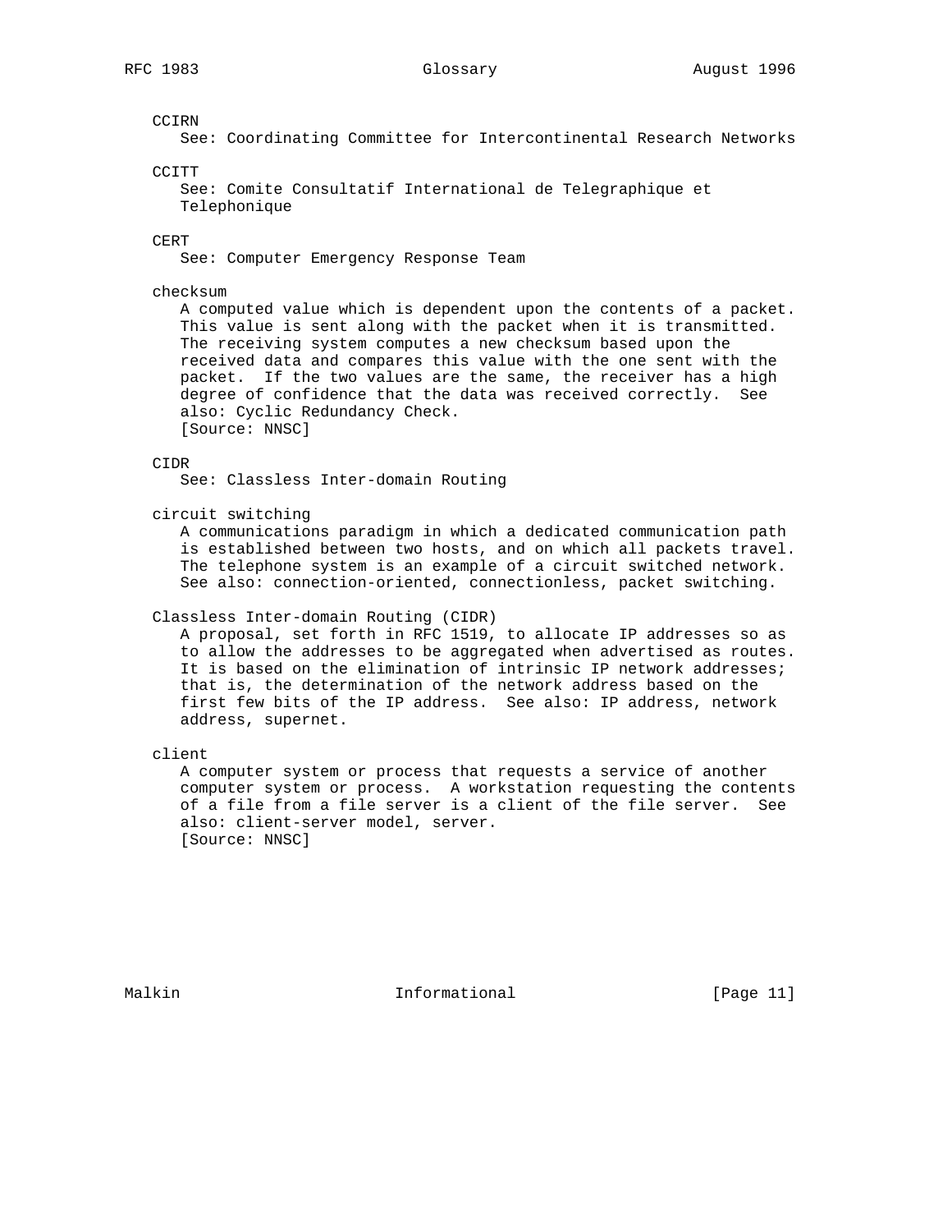CCIRN

See: Coordinating Committee for Intercontinental Research Networks

CCITT

See: Comite Consultatif International de Telegraphique et Telephonique

CERT

See: Computer Emergency Response Team

checksum

A computed value which is dependent upon the contents of a packet. This value is sent along with the packet when it is transmitted. The receiving system computes a new checksum based upon the received data and compares this value with the one sent with the packet. If the two values are the same, the receiver has a high degree of confidence that the data was received correctly. See also: Cyclic Redundancy Check.
[Source: NNSC]

CIDR

See: Classless Inter-domain Routing

circuit switching

A communications paradigm in which a dedicated communication path is established between two hosts, and on which all packets travel. The telephone system is an example of a circuit switched network. See also: connection-oriented, connectionless, packet switching.

Classless Inter-domain Routing (CIDR)

A proposal, set forth in RFC 1519, to allocate IP addresses so as to allow the addresses to be aggregated when advertised as routes. It is based on the elimination of intrinsic IP network addresses; that is, the determination of the network address based on the first few bits of the IP address. See also: IP address, network address, supernet.

client

A computer system or process that requests a service of another computer system or process. A workstation requesting the contents of a file from a file server is a client of the file server. See also: client-server model, server.
[Source: NNSC]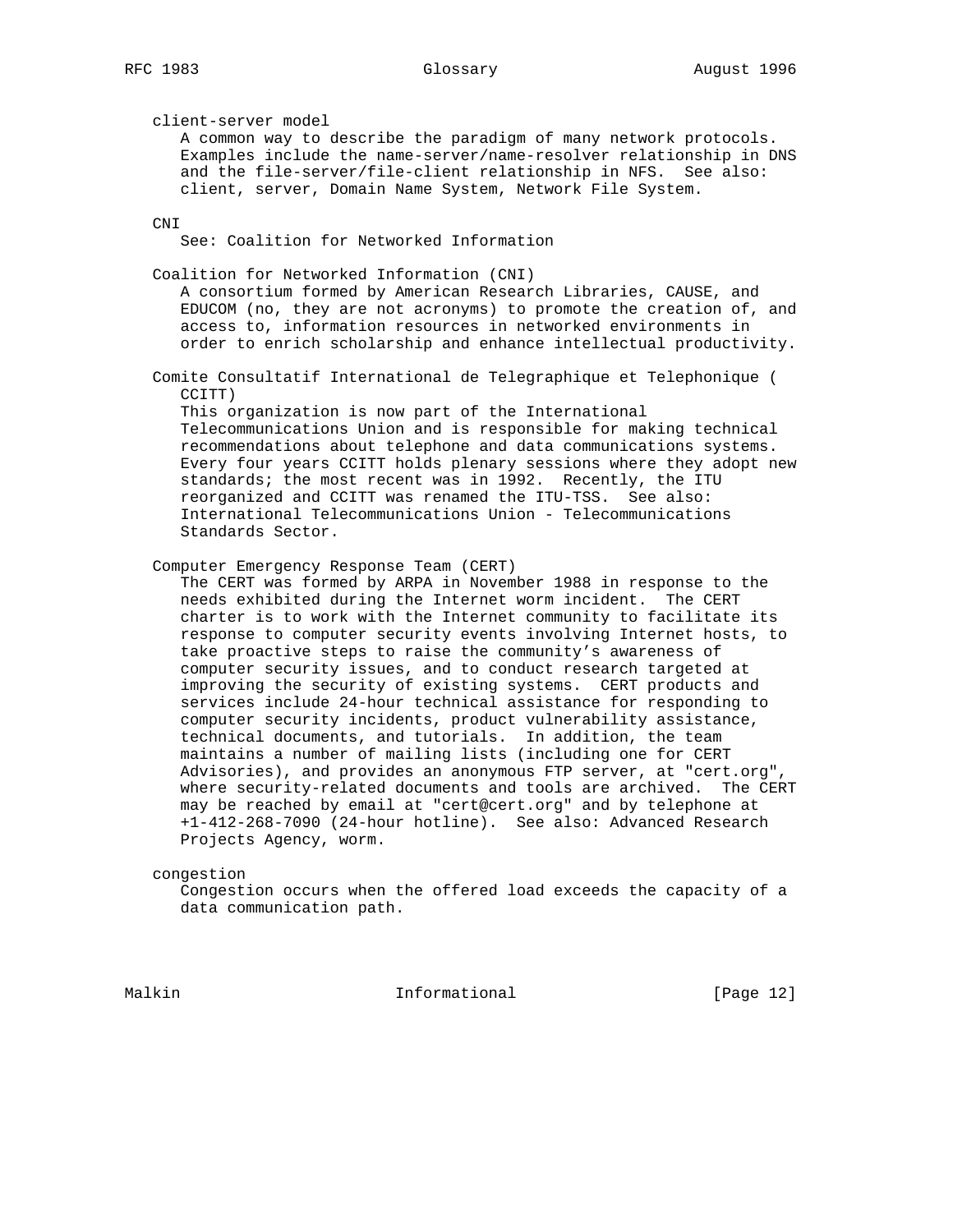client-server model

A common way to describe the paradigm of many network protocols. Examples include the name-server/name-resolver relationship in DNS and the file-server/file-client relationship in NFS. See also: client, server, Domain Name System, Network File System.

CNI

See: Coalition for Networked Information

Coalition for Networked Information (CNI)

A consortium formed by American Research Libraries, CAUSE, and EDUCOM (no, they are not acronyms) to promote the creation of, and access to, information resources in networked environments in order to enrich scholarship and enhance intellectual productivity.

Comite Consultatif International de Telegraphique et Telephonique ( CCITT)

This organization is now part of the International Telecommunications Union and is responsible for making technical recommendations about telephone and data communications systems. Every four years CCITT holds plenary sessions where they adopt new standards; the most recent was in 1992. Recently, the ITU reorganized and CCITT was renamed the ITU-TSS. See also: International Telecommunications Union - Telecommunications Standards Sector.

Computer Emergency Response Team (CERT)

The CERT was formed by ARPA in November 1988 in response to the needs exhibited during the Internet worm incident. The CERT charter is to work with the Internet community to facilitate its response to computer security events involving Internet hosts, to take proactive steps to raise the community's awareness of computer security issues, and to conduct research targeted at improving the security of existing systems. CERT products and services include 24-hour technical assistance for responding to computer security incidents, product vulnerability assistance, technical documents, and tutorials. In addition, the team maintains a number of mailing lists (including one for CERT Advisories), and provides an anonymous FTP server, at "cert.org", where security-related documents and tools are archived. The CERT may be reached by email at "cert@cert.org" and by telephone at +1-412-268-7090 (24-hour hotline). See also: Advanced Research Projects Agency, worm.

congestion

Congestion occurs when the offered load exceeds the capacity of a data communication path.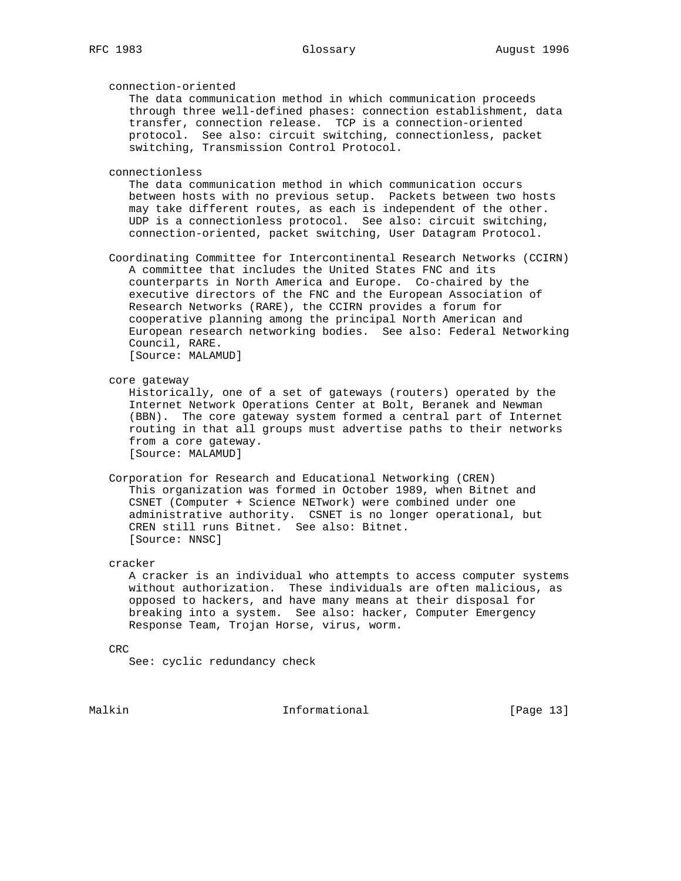connection-oriented

The data communication method in which communication proceeds through three well-defined phases: connection establishment, data transfer, connection release. TCP is a connection-oriented protocol. See also: circuit switching, connectionless, packet switching, Transmission Control Protocol.

connectionless

The data communication method in which communication occurs between hosts with no previous setup. Packets between two hosts may take different routes, as each is independent of the other. UDP is a connectionless protocol. See also: circuit switching, connection-oriented, packet switching, User Datagram Protocol.

Coordinating Committee for Intercontinental Research Networks (CCIRN)

A committee that includes the United States FNC and its counterparts in North America and Europe. Co-chaired by the executive directors of the FNC and the European Association of Research Networks (RARE), the CCIRN provides a forum for cooperative planning among the principal North American and European research networking bodies. See also: Federal Networking Council, RARE.
[Source: MALAMUD]

core gateway

Historically, one of a set of gateways (routers) operated by the Internet Network Operations Center at Bolt, Beranek and Newman (BBN). The core gateway system formed a central part of Internet routing in that all groups must advertise paths to their networks from a core gateway.
[Source: MALAMUD]

Corporation for Research and Educational Networking (CREN)

This organization was formed in October 1989, when Bitnet and CSNET (Computer + Science NETwork) were combined under one administrative authority. CSNET is no longer operational, but CREN still runs Bitnet. See also: Bitnet.
[Source: NNSC]

cracker

A cracker is an individual who attempts to access computer systems without authorization. These individuals are often malicious, as opposed to hackers, and have many means at their disposal for breaking into a system. See also: hacker, Computer Emergency Response Team, Trojan Horse, virus, worm.

CRC

See: cyclic redundancy check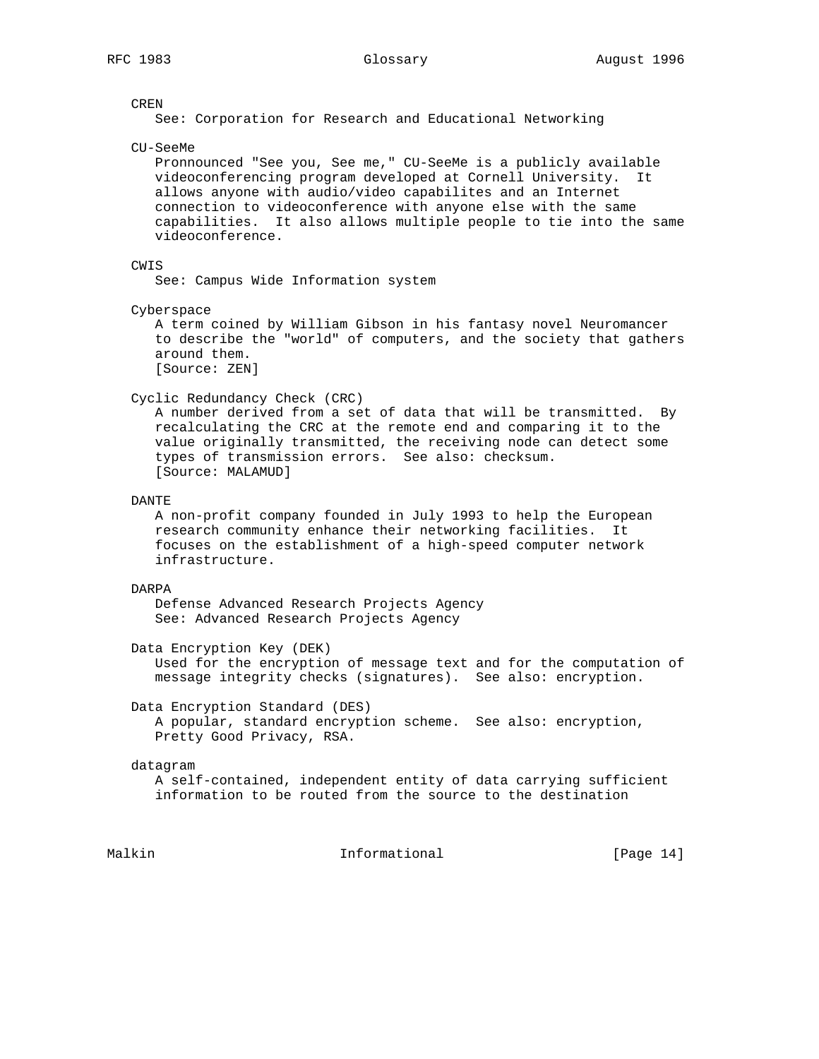CREN
See: Corporation for Research and Educational Networking

CU-SeeMe
Pronnounced "See you, See me," CU-SeeMe is a publicly available videoconferencing program developed at Cornell University. It allows anyone with audio/video capabilites and an Internet connection to videoconference with anyone else with the same capabilities. It also allows multiple people to tie into the same videoconference.

CWIS
See: Campus Wide Information system

Cyberspace
A term coined by William Gibson in his fantasy novel Neuromancer to describe the "world" of computers, and the society that gathers around them.
[Source: ZEN]

Cyclic Redundancy Check (CRC)
A number derived from a set of data that will be transmitted. By recalculating the CRC at the remote end and comparing it to the value originally transmitted, the receiving node can detect some types of transmission errors. See also: checksum.
[Source: MALAMUD]

DANTE
A non-profit company founded in July 1993 to help the European research community enhance their networking facilities. It focuses on the establishment of a high-speed computer network infrastructure.

DARPA
Defense Advanced Research Projects Agency
See: Advanced Research Projects Agency

Data Encryption Key (DEK)
Used for the encryption of message text and for the computation of message integrity checks (signatures). See also: encryption.

Data Encryption Standard (DES)
A popular, standard encryption scheme. See also: encryption, Pretty Good Privacy, RSA.

datagram
A self-contained, independent entity of data carrying sufficient information to be routed from the source to the destination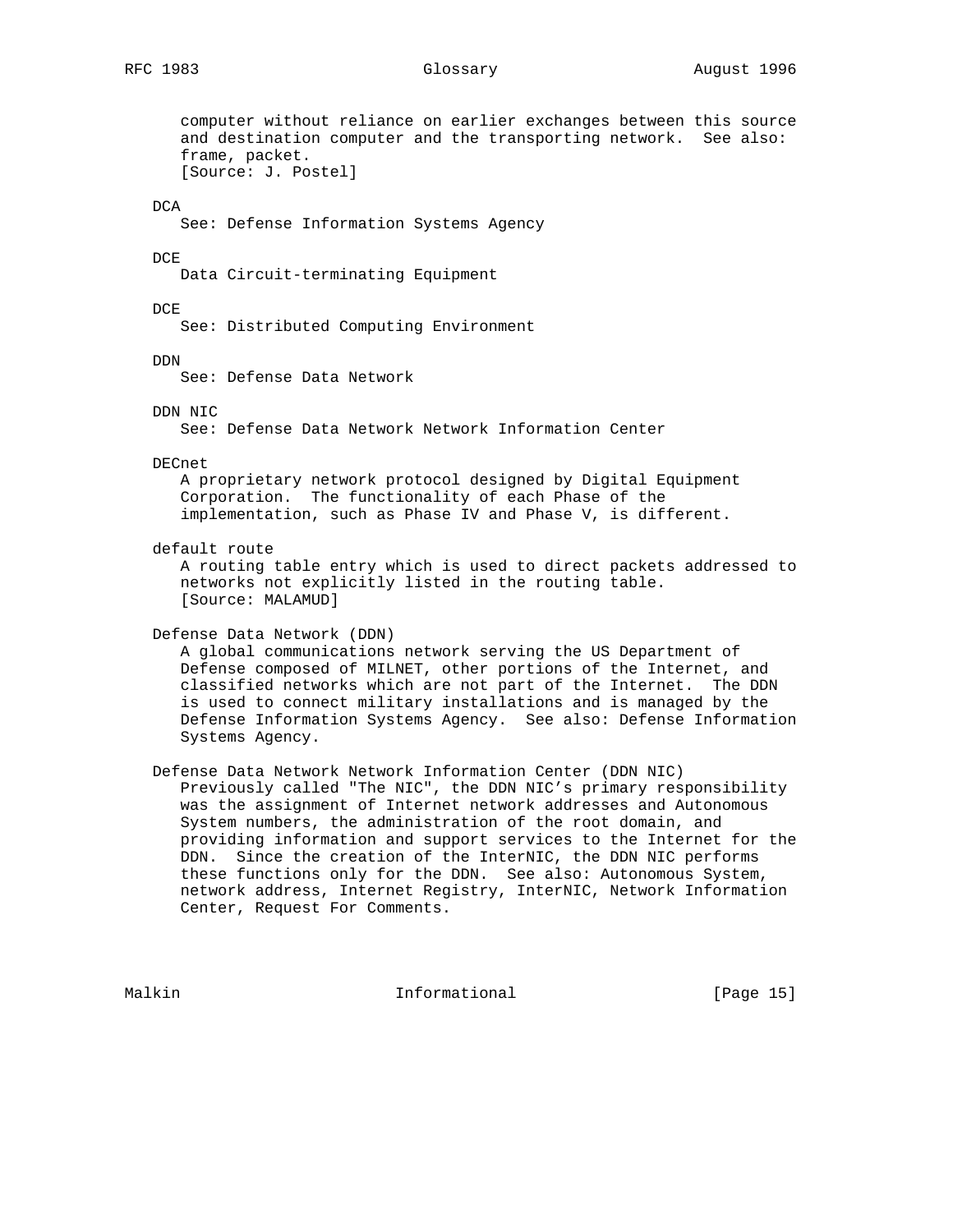computer without reliance on earlier exchanges between this source and destination computer and the transporting network. See also: frame, packet.
[Source: J. Postel]

DCA

See: Defense Information Systems Agency

DCE

Data Circuit-terminating Equipment

DCE

See: Distributed Computing Environment

DDN

See: Defense Data Network

DDN NIC

See: Defense Data Network Network Information Center

DECnet

A proprietary network protocol designed by Digital Equipment Corporation. The functionality of each Phase of the implementation, such as Phase IV and Phase V, is different.

default route

A routing table entry which is used to direct packets addressed to networks not explicitly listed in the routing table.
[Source: MALAMUD]

Defense Data Network (DDN)

A global communications network serving the US Department of Defense composed of MILNET, other portions of the Internet, and classified networks which are not part of the Internet. The DDN is used to connect military installations and is managed by the Defense Information Systems Agency. See also: Defense Information Systems Agency.

Defense Data Network Network Information Center (DDN NIC)

Previously called "The NIC", the DDN NIC's primary responsibility was the assignment of Internet network addresses and Autonomous System numbers, the administration of the root domain, and providing information and support services to the Internet for the DDN. Since the creation of the InterNIC, the DDN NIC performs these functions only for the DDN. See also: Autonomous System, network address, Internet Registry, InterNIC, Network Information Center, Request For Comments.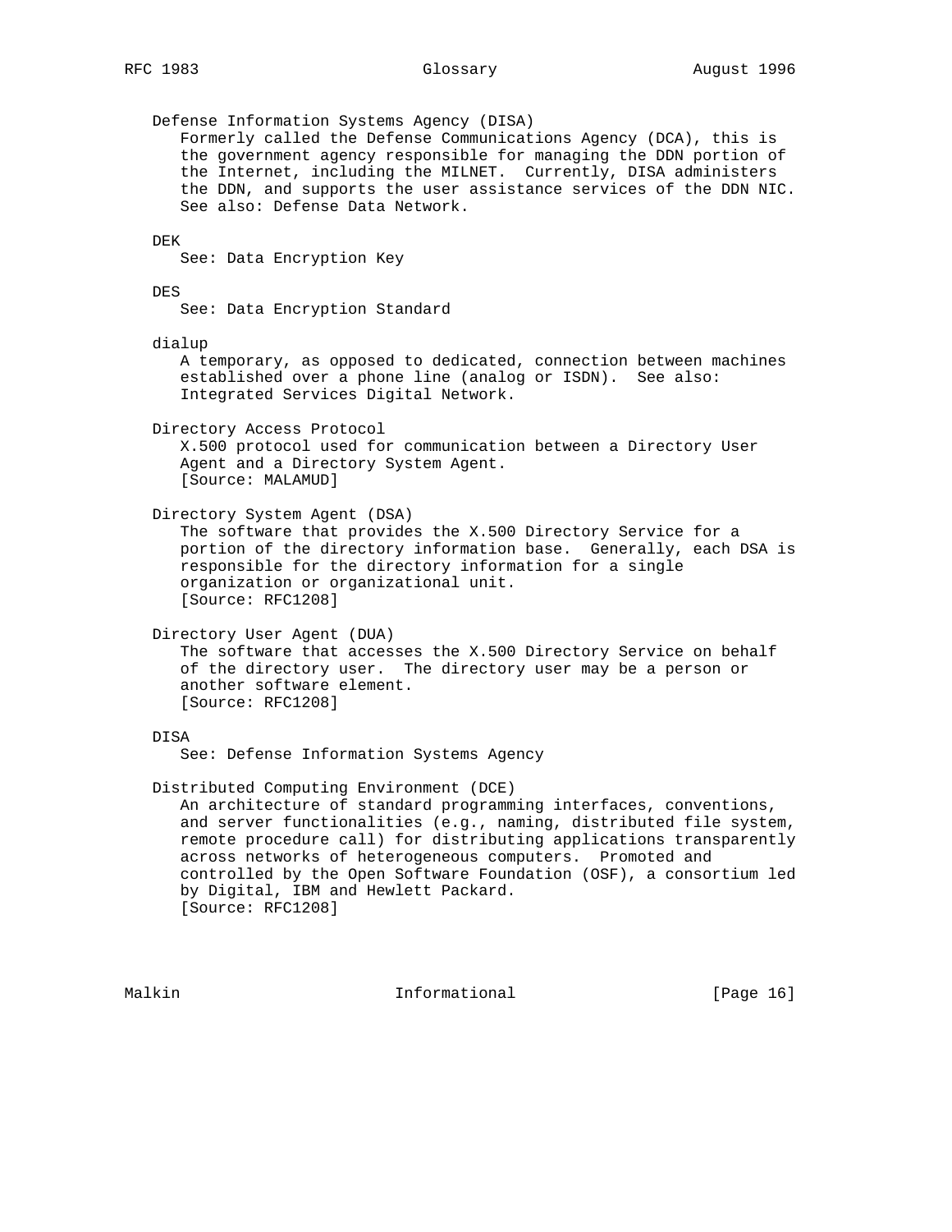Defense Information Systems Agency (DISA)
   Formerly called the Defense Communications Agency (DCA), this is the government agency responsible for managing the DDN portion of the Internet, including the MILNET. Currently, DISA administers the DDN, and supports the user assistance services of the DDN NIC. See also: Defense Data Network.

DEK
   See: Data Encryption Key

DES
   See: Data Encryption Standard

dialup
   A temporary, as opposed to dedicated, connection between machines established over a phone line (analog or ISDN). See also: Integrated Services Digital Network.

Directory Access Protocol
   X.500 protocol used for communication between a Directory User Agent and a Directory System Agent.
   [Source: MALAMUD]

Directory System Agent (DSA)
   The software that provides the X.500 Directory Service for a portion of the directory information base. Generally, each DSA is responsible for the directory information for a single organization or organizational unit.
   [Source: RFC1208]

Directory User Agent (DUA)
   The software that accesses the X.500 Directory Service on behalf of the directory user. The directory user may be a person or another software element.
   [Source: RFC1208]

DISA
   See: Defense Information Systems Agency

Distributed Computing Environment (DCE)
   An architecture of standard programming interfaces, conventions, and server functionalities (e.g., naming, distributed file system, remote procedure call) for distributing applications transparently across networks of heterogeneous computers. Promoted and controlled by the Open Software Foundation (OSF), a consortium led by Digital, IBM and Hewlett Packard.
   [Source: RFC1208]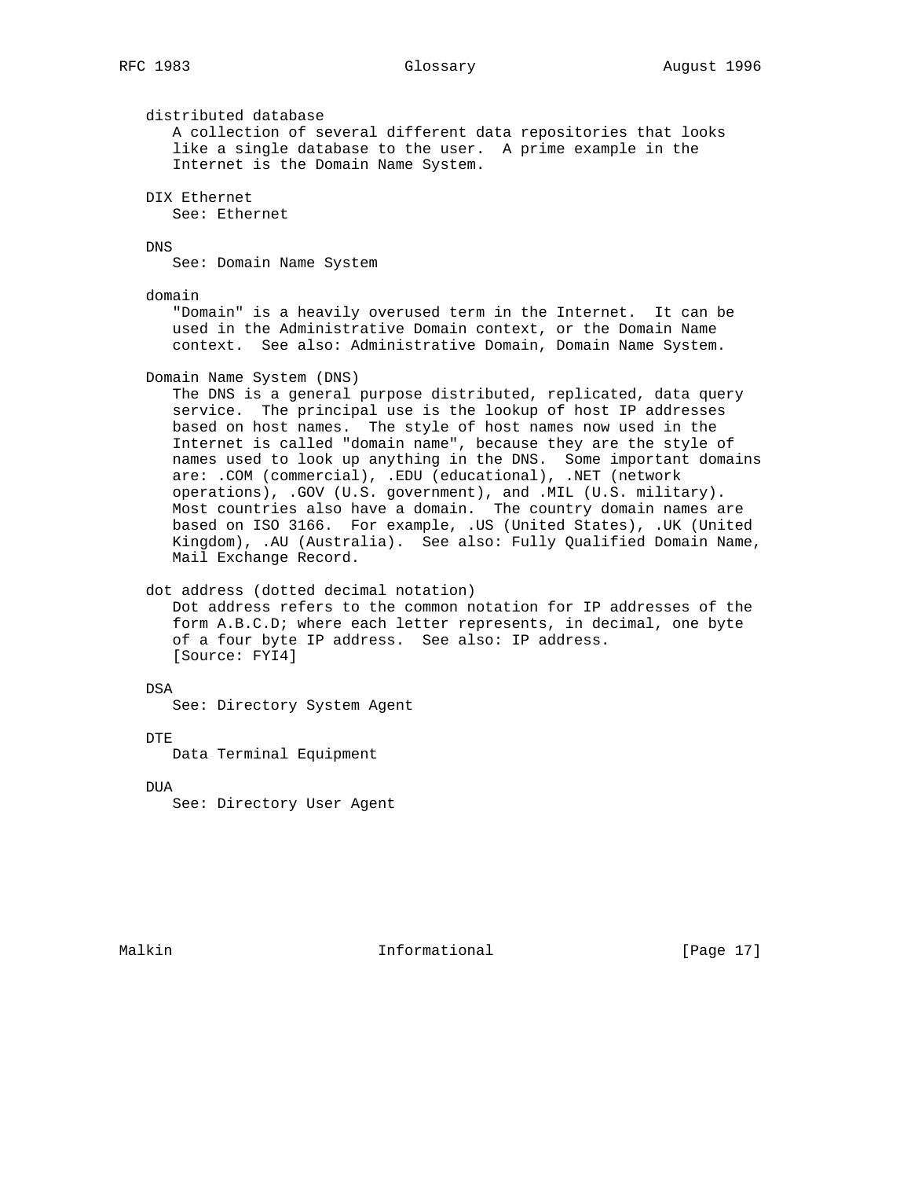distributed database
   A collection of several different data repositories that looks like a single database to the user. A prime example in the Internet is the Domain Name System.

DIX Ethernet
   See: Ethernet

DNS
   See: Domain Name System

domain
   "Domain" is a heavily overused term in the Internet. It can be used in the Administrative Domain context, or the Domain Name context. See also: Administrative Domain, Domain Name System.

Domain Name System (DNS)
   The DNS is a general purpose distributed, replicated, data query service. The principal use is the lookup of host IP addresses based on host names. The style of host names now used in the Internet is called "domain name", because they are the style of names used to look up anything in the DNS. Some important domains are: .COM (commercial), .EDU (educational), .NET (network operations), .GOV (U.S. government), and .MIL (U.S. military). Most countries also have a domain. The country domain names are based on ISO 3166. For example, .US (United States), .UK (United Kingdom), .AU (Australia). See also: Fully Qualified Domain Name, Mail Exchange Record.

dot address (dotted decimal notation)
   Dot address refers to the common notation for IP addresses of the form A.B.C.D; where each letter represents, in decimal, one byte of a four byte IP address. See also: IP address.
   [Source: FYI4]

DSA
   See: Directory System Agent

DTE
   Data Terminal Equipment

DUA
   See: Directory User Agent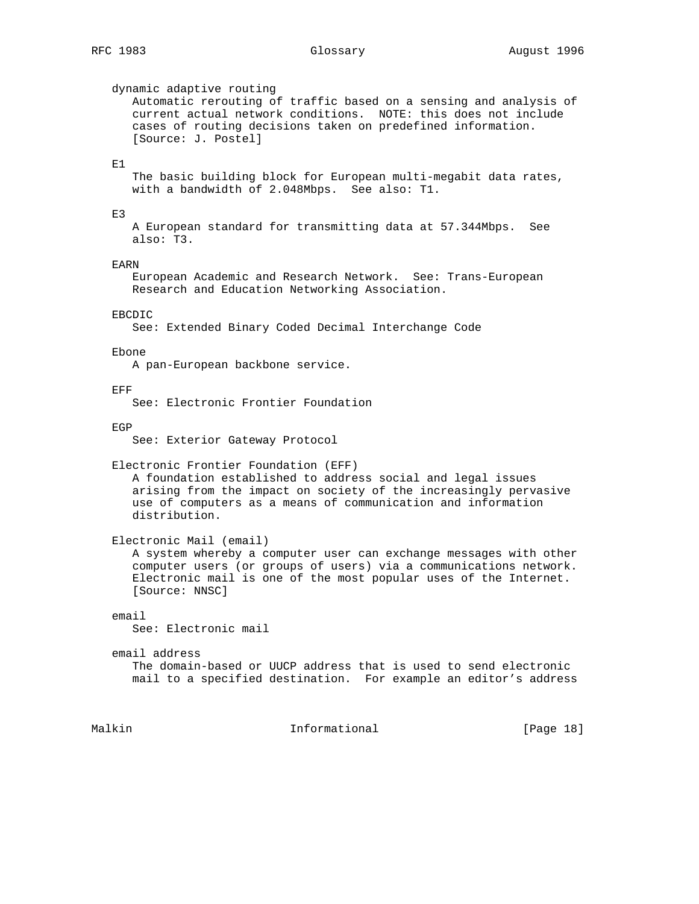dynamic adaptive routing

Automatic rerouting of traffic based on a sensing and analysis of current actual network conditions. NOTE: this does not include cases of routing decisions taken on predefined information. [Source: J. Postel]

E1

The basic building block for European multi-megabit data rates, with a bandwidth of 2.048Mbps. See also: T1.

E3

A European standard for transmitting data at 57.344Mbps. See also: T3.

EARN

European Academic and Research Network. See: Trans-European Research and Education Networking Association.

EBCDIC

See: Extended Binary Coded Decimal Interchange Code

Ebone

A pan-European backbone service.

EFF

See: Electronic Frontier Foundation

EGP

See: Exterior Gateway Protocol

Electronic Frontier Foundation (EFF)

A foundation established to address social and legal issues arising from the impact on society of the increasingly pervasive use of computers as a means of communication and information distribution.

Electronic Mail (email)

A system whereby a computer user can exchange messages with other computer users (or groups of users) via a communications network. Electronic mail is one of the most popular uses of the Internet. [Source: NNSC]

email

See: Electronic mail

email address

The domain-based or UUCP address that is used to send electronic mail to a specified destination. For example an editor's address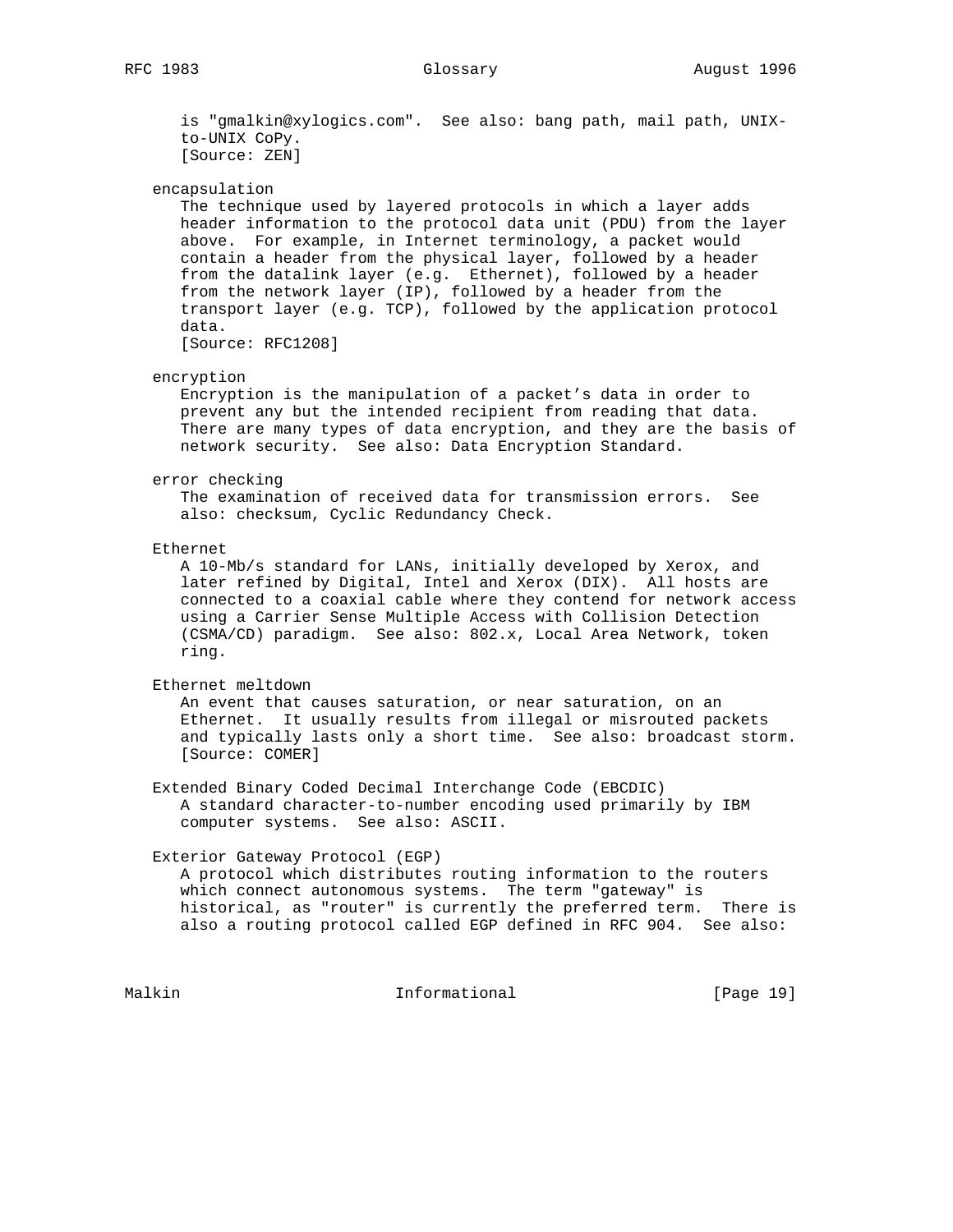is "gmalkin@xylogics.com". See also: bang path, mail path, UNIX-to-UNIX CoPy.
[Source: ZEN]

**encapsulation**

The technique used by layered protocols in which a layer adds header information to the protocol data unit (PDU) from the layer above. For example, in Internet terminology, a packet would contain a header from the physical layer, followed by a header from the datalink layer (e.g. Ethernet), followed by a header from the network layer (IP), followed by a header from the transport layer (e.g. TCP), followed by the application protocol data.
[Source: RFC1208]

**encryption**

Encryption is the manipulation of a packet's data in order to prevent any but the intended recipient from reading that data. There are many types of data encryption, and they are the basis of network security. See also: Data Encryption Standard.

**error checking**

The examination of received data for transmission errors. See also: checksum, Cyclic Redundancy Check.

**Ethernet**

A 10-Mb/s standard for LANs, initially developed by Xerox, and later refined by Digital, Intel and Xerox (DIX). All hosts are connected to a coaxial cable where they contend for network access using a Carrier Sense Multiple Access with Collision Detection (CSMA/CD) paradigm. See also: 802.x, Local Area Network, token ring.

**Ethernet meltdown**

An event that causes saturation, or near saturation, on an Ethernet. It usually results from illegal or misrouted packets and typically lasts only a short time. See also: broadcast storm.
[Source: COMER]

**Extended Binary Coded Decimal Interchange Code (EBCDIC)**

A standard character-to-number encoding used primarily by IBM computer systems. See also: ASCII.

**Exterior Gateway Protocol (EGP)**

A protocol which distributes routing information to the routers which connect autonomous systems. The term "gateway" is historical, as "router" is currently the preferred term. There is also a routing protocol called EGP defined in RFC 904. See also: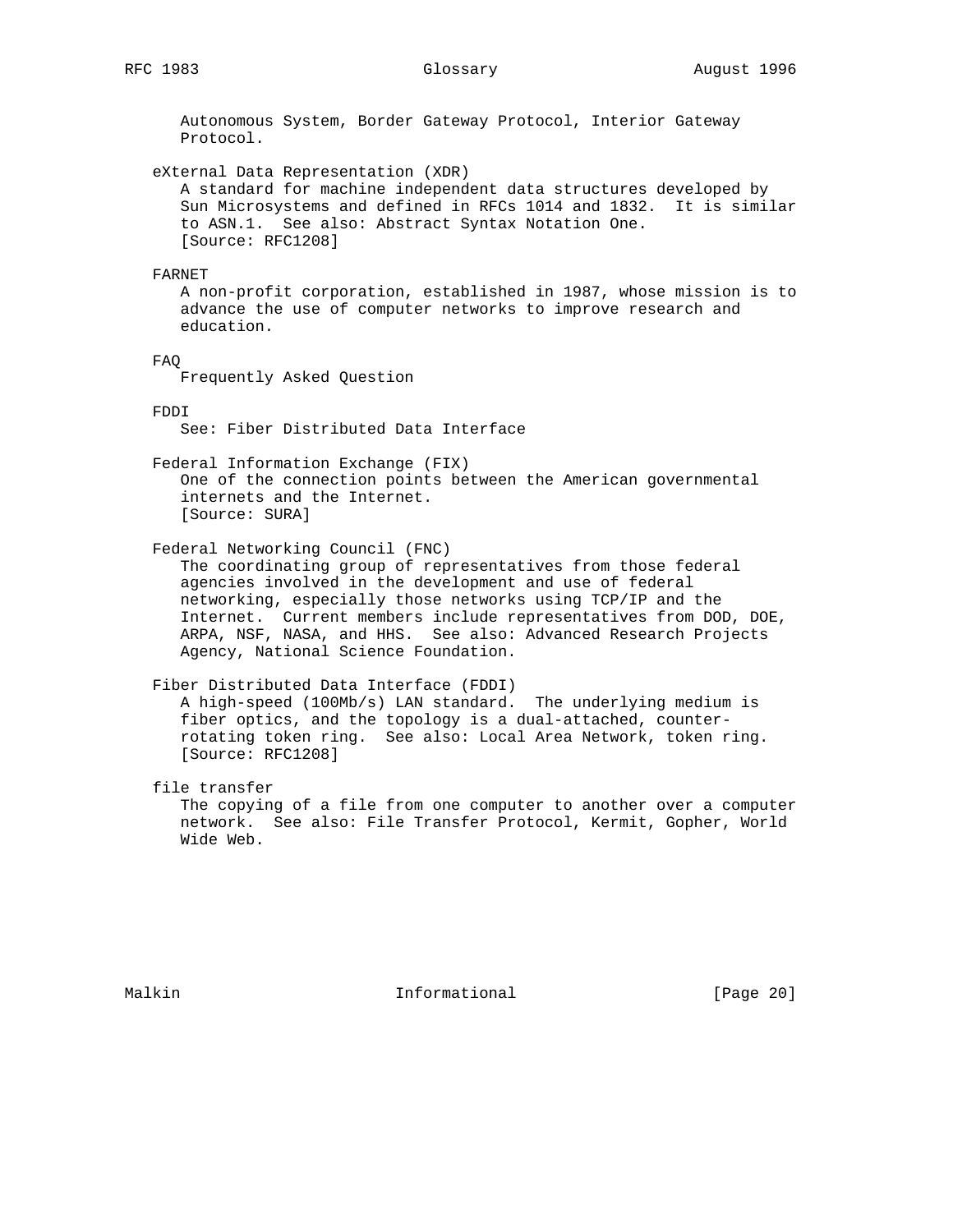Autonomous System, Border Gateway Protocol, Interior Gateway Protocol.

**eXternal Data Representation (XDR)**

A standard for machine independent data structures developed by Sun Microsystems and defined in RFCs 1014 and 1832. It is similar to ASN.1. See also: Abstract Syntax Notation One.
[Source: RFC1208]

**FARNET**

A non-profit corporation, established in 1987, whose mission is to advance the use of computer networks to improve research and education.

**FAQ**

Frequently Asked Question

**FDDI**

See: Fiber Distributed Data Interface

**Federal Information Exchange (FIX)**

One of the connection points between the American governmental internets and the Internet.
[Source: SURA]

**Federal Networking Council (FNC)**

The coordinating group of representatives from those federal agencies involved in the development and use of federal networking, especially those networks using TCP/IP and the Internet. Current members include representatives from DOD, DOE, ARPA, NSF, NASA, and HHS. See also: Advanced Research Projects Agency, National Science Foundation.

**Fiber Distributed Data Interface (FDDI)**

A high-speed (100Mb/s) LAN standard. The underlying medium is fiber optics, and the topology is a dual-attached, counter-rotating token ring. See also: Local Area Network, token ring.
[Source: RFC1208]

**file transfer**

The copying of a file from one computer to another over a computer network. See also: File Transfer Protocol, Kermit, Gopher, World Wide Web.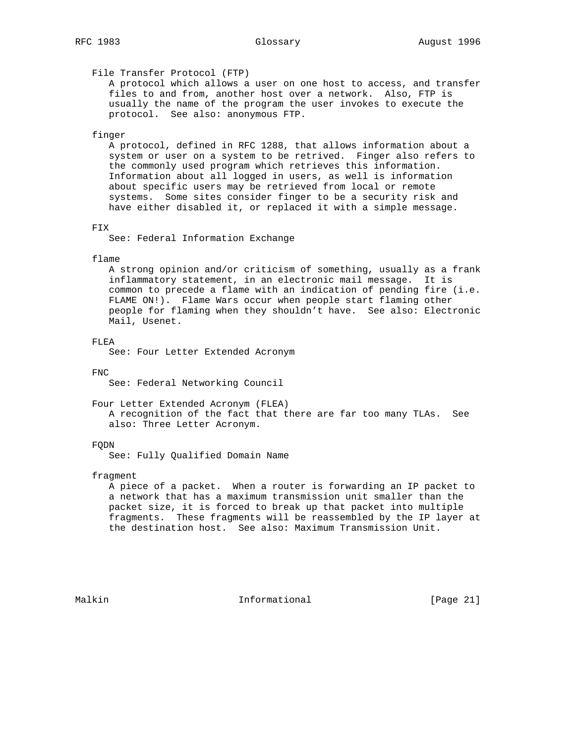**File Transfer Protocol (FTP)**

A protocol which allows a user on one host to access, and transfer files to and from, another host over a network. Also, FTP is usually the name of the program the user invokes to execute the protocol. See also: anonymous FTP.

**finger**

A protocol, defined in RFC 1288, that allows information about a system or user on a system to be retrived. Finger also refers to the commonly used program which retrieves this information. Information about all logged in users, as well is information about specific users may be retrieved from local or remote systems. Some sites consider finger to be a security risk and have either disabled it, or replaced it with a simple message.

**FIX**

See: Federal Information Exchange

**flame**

A strong opinion and/or criticism of something, usually as a frank inflammatory statement, in an electronic mail message. It is common to precede a flame with an indication of pending fire (i.e. FLAME ON!). Flame Wars occur when people start flaming other people for flaming when they shouldn't have. See also: Electronic Mail, Usenet.

**FLEA**

See: Four Letter Extended Acronym

**FNC**

See: Federal Networking Council

**Four Letter Extended Acronym (FLEA)**

A recognition of the fact that there are far too many TLAs. See also: Three Letter Acronym.

**FQDN**

See: Fully Qualified Domain Name

**fragment**

A piece of a packet. When a router is forwarding an IP packet to a network that has a maximum transmission unit smaller than the packet size, it is forced to break up that packet into multiple fragments. These fragments will be reassembled by the IP layer at the destination host. See also: Maximum Transmission Unit.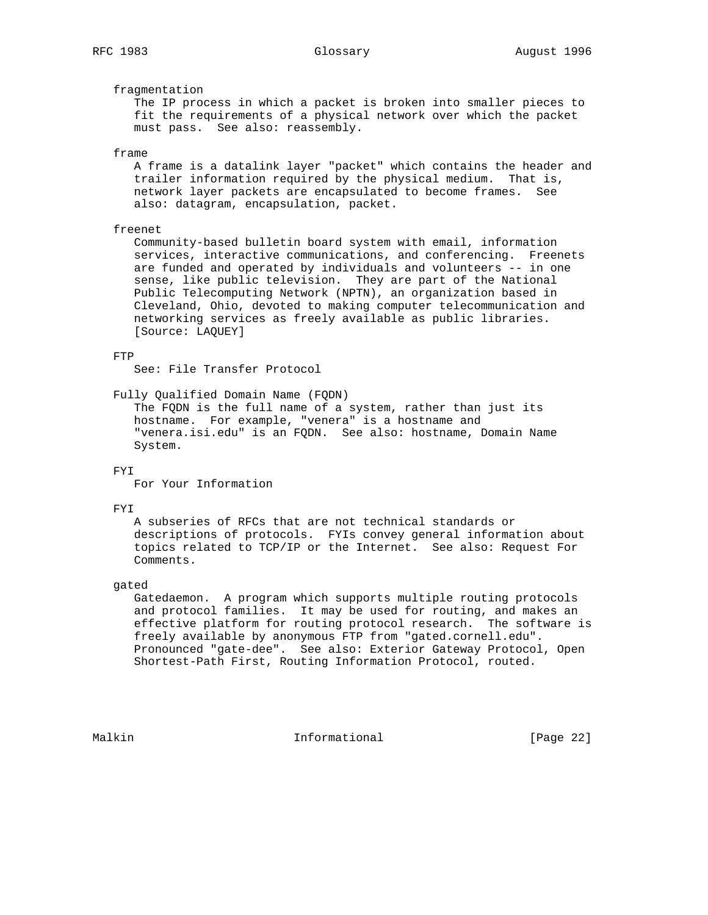fragmentation

The IP process in which a packet is broken into smaller pieces to fit the requirements of a physical network over which the packet must pass. See also: reassembly.

frame

A frame is a datalink layer "packet" which contains the header and trailer information required by the physical medium. That is, network layer packets are encapsulated to become frames. See also: datagram, encapsulation, packet.

freenet

Community-based bulletin board system with email, information services, interactive communications, and conferencing. Freenets are funded and operated by individuals and volunteers -- in one sense, like public television. They are part of the National Public Telecomputing Network (NPTN), an organization based in Cleveland, Ohio, devoted to making computer telecommunication and networking services as freely available as public libraries. [Source: LAQUEY]

FTP

See: File Transfer Protocol

Fully Qualified Domain Name (FQDN)

The FQDN is the full name of a system, rather than just its hostname. For example, "venera" is a hostname and "venera.isi.edu" is an FQDN. See also: hostname, Domain Name System.

FYI

For Your Information

FYI

A subseries of RFCs that are not technical standards or descriptions of protocols. FYIs convey general information about topics related to TCP/IP or the Internet. See also: Request For Comments.

gated

Gatedaemon. A program which supports multiple routing protocols and protocol families. It may be used for routing, and makes an effective platform for routing protocol research. The software is freely available by anonymous FTP from "gated.cornell.edu". Pronounced "gate-dee". See also: Exterior Gateway Protocol, Open Shortest-Path First, Routing Information Protocol, routed.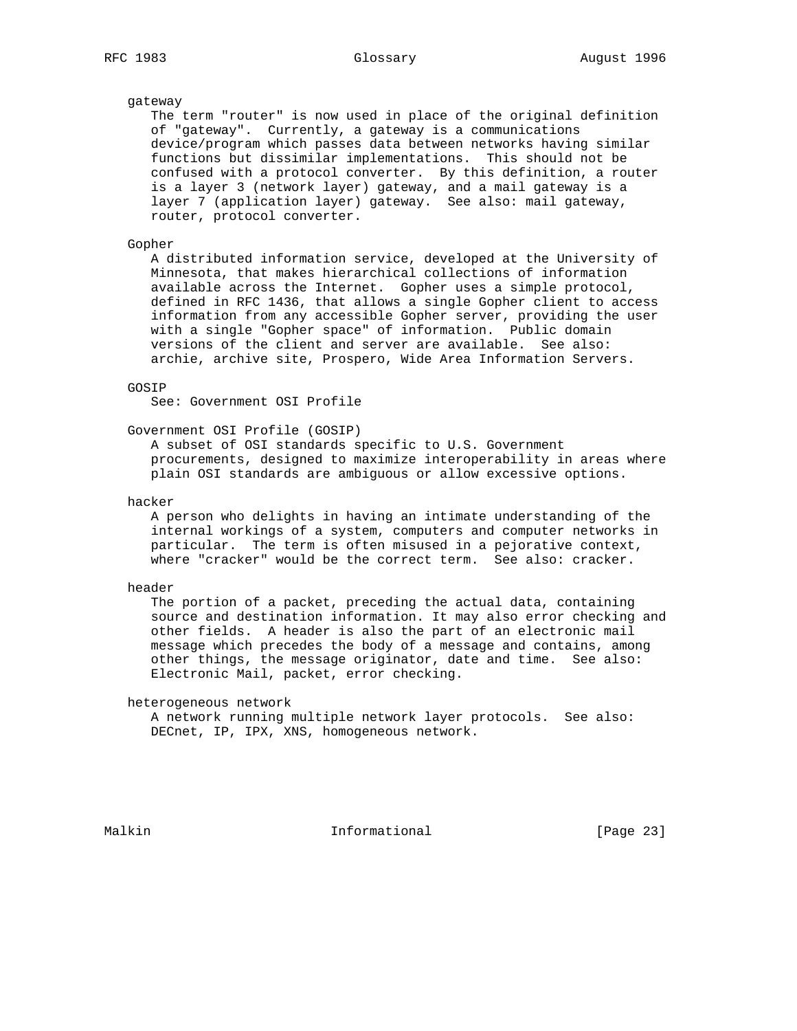gateway

The term "router" is now used in place of the original definition of "gateway". Currently, a gateway is a communications device/program which passes data between networks having similar functions but dissimilar implementations. This should not be confused with a protocol converter. By this definition, a router is a layer 3 (network layer) gateway, and a mail gateway is a layer 7 (application layer) gateway. See also: mail gateway, router, protocol converter.

Gopher

A distributed information service, developed at the University of Minnesota, that makes hierarchical collections of information available across the Internet. Gopher uses a simple protocol, defined in RFC 1436, that allows a single Gopher client to access information from any accessible Gopher server, providing the user with a single "Gopher space" of information. Public domain versions of the client and server are available. See also: archie, archive site, Prospero, Wide Area Information Servers.

GOSIP

See: Government OSI Profile

Government OSI Profile (GOSIP)

A subset of OSI standards specific to U.S. Government procurements, designed to maximize interoperability in areas where plain OSI standards are ambiguous or allow excessive options.

hacker

A person who delights in having an intimate understanding of the internal workings of a system, computers and computer networks in particular. The term is often misused in a pejorative context, where "cracker" would be the correct term. See also: cracker.

header

The portion of a packet, preceding the actual data, containing source and destination information. It may also error checking and other fields. A header is also the part of an electronic mail message which precedes the body of a message and contains, among other things, the message originator, date and time. See also: Electronic Mail, packet, error checking.

heterogeneous network

A network running multiple network layer protocols. See also: DECnet, IP, IPX, XNS, homogeneous network.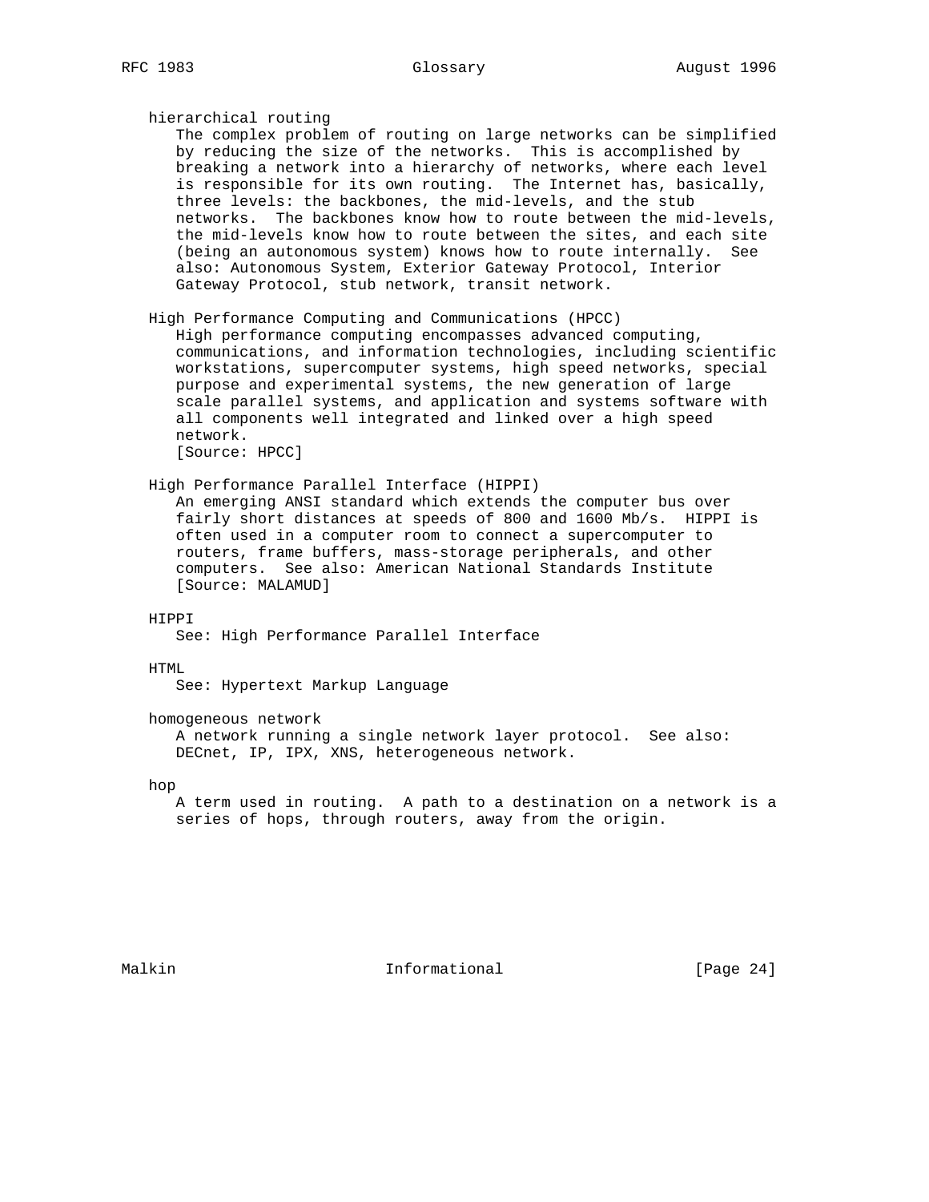hierarchical routing

The complex problem of routing on large networks can be simplified by reducing the size of the networks. This is accomplished by breaking a network into a hierarchy of networks, where each level is responsible for its own routing. The Internet has, basically, three levels: the backbones, the mid-levels, and the stub networks. The backbones know how to route between the mid-levels, the mid-levels know how to route between the sites, and each site (being an autonomous system) knows how to route internally. See also: Autonomous System, Exterior Gateway Protocol, Interior Gateway Protocol, stub network, transit network.

High Performance Computing and Communications (HPCC)

High performance computing encompasses advanced computing, communications, and information technologies, including scientific workstations, supercomputer systems, high speed networks, special purpose and experimental systems, the new generation of large scale parallel systems, and application and systems software with all components well integrated and linked over a high speed network.
[Source: HPCC]

High Performance Parallel Interface (HIPPI)

An emerging ANSI standard which extends the computer bus over fairly short distances at speeds of 800 and 1600 Mb/s. HIPPI is often used in a computer room to connect a supercomputer to routers, frame buffers, mass-storage peripherals, and other computers. See also: American National Standards Institute
[Source: MALAMUD]

HIPPI

See: High Performance Parallel Interface

HTML

See: Hypertext Markup Language

homogeneous network

A network running a single network layer protocol. See also: DECnet, IP, IPX, XNS, heterogeneous network.

hop

A term used in routing. A path to a destination on a network is a series of hops, through routers, away from the origin.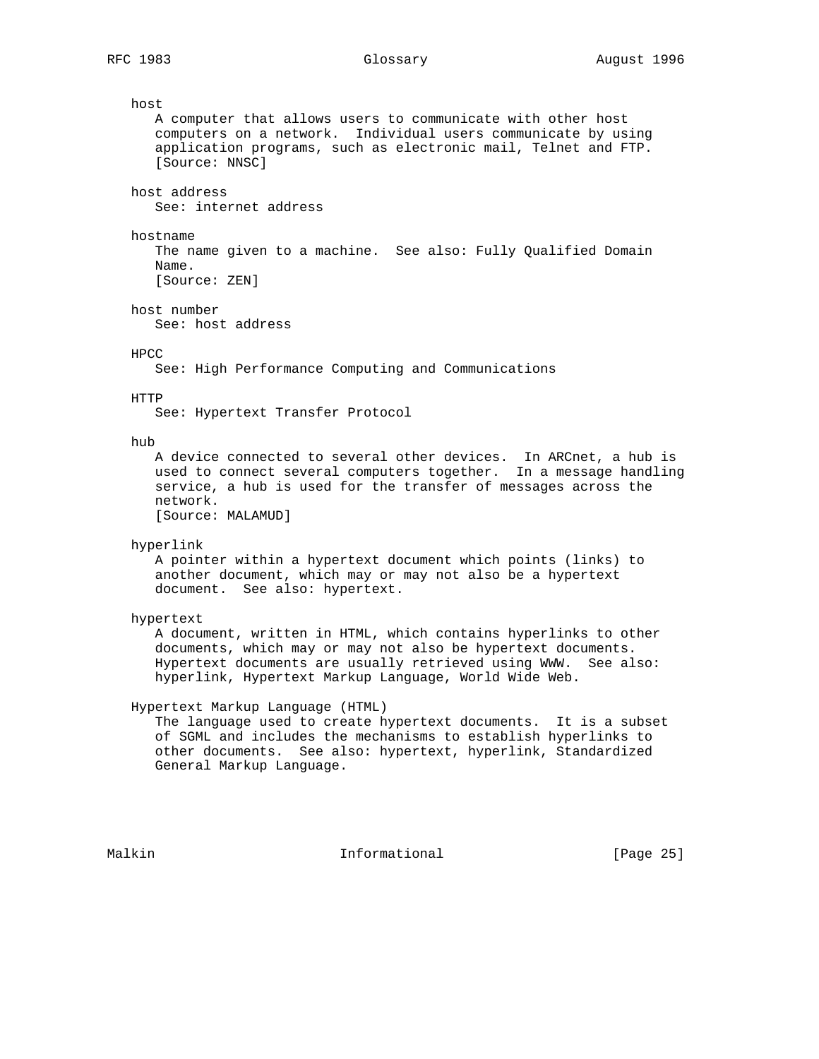host
A computer that allows users to communicate with other host computers on a network. Individual users communicate by using application programs, such as electronic mail, Telnet and FTP.
[Source: NNSC]

host address
See: internet address

hostname
The name given to a machine. See also: Fully Qualified Domain Name.
[Source: ZEN]

host number
See: host address

HPCC
See: High Performance Computing and Communications

HTTP
See: Hypertext Transfer Protocol

hub
A device connected to several other devices. In ARCnet, a hub is used to connect several computers together. In a message handling service, a hub is used for the transfer of messages across the network.
[Source: MALAMUD]

hyperlink
A pointer within a hypertext document which points (links) to another document, which may or may not also be a hypertext document. See also: hypertext.

hypertext
A document, written in HTML, which contains hyperlinks to other documents, which may or may not also be hypertext documents. Hypertext documents are usually retrieved using WWW. See also: hyperlink, Hypertext Markup Language, World Wide Web.

Hypertext Markup Language (HTML)
The language used to create hypertext documents. It is a subset of SGML and includes the mechanisms to establish hyperlinks to other documents. See also: hypertext, hyperlink, Standardized General Markup Language.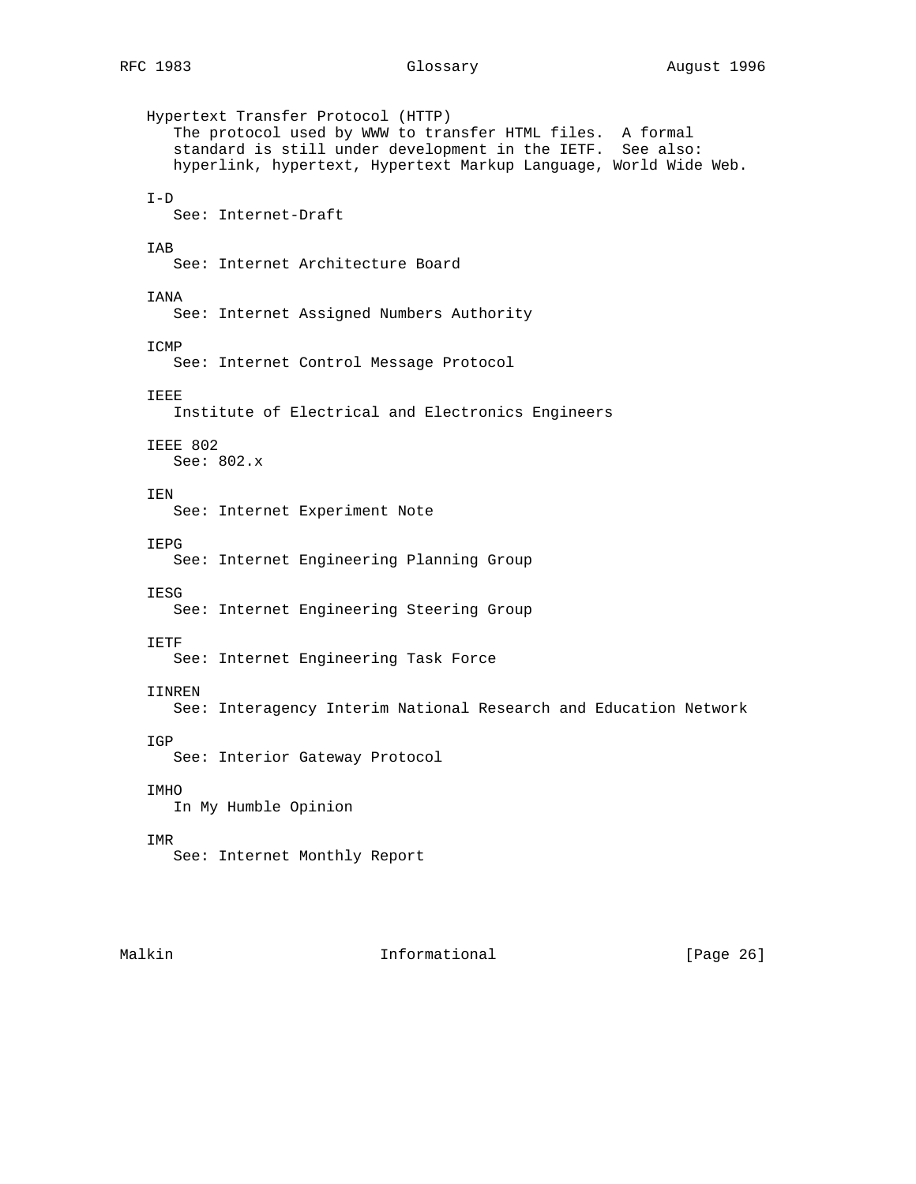Hypertext Transfer Protocol (HTTP)
   The protocol used by WWW to transfer HTML files.  A formal
   standard is still under development in the IETF.  See also:
   hyperlink, hypertext, Hypertext Markup Language, World Wide Web.

I-D
   See: Internet-Draft

IAB
   See: Internet Architecture Board

IANA
   See: Internet Assigned Numbers Authority

ICMP
   See: Internet Control Message Protocol

IEEE
   Institute of Electrical and Electronics Engineers

IEEE 802
   See: 802.x

IEN
   See: Internet Experiment Note

IEPG
   See: Internet Engineering Planning Group

IESG
   See: Internet Engineering Steering Group

IETF
   See: Internet Engineering Task Force

IINREN
   See: Interagency Interim National Research and Education Network

IGP
   See: Interior Gateway Protocol

IMHO
   In My Humble Opinion

IMR
   See: Internet Monthly Report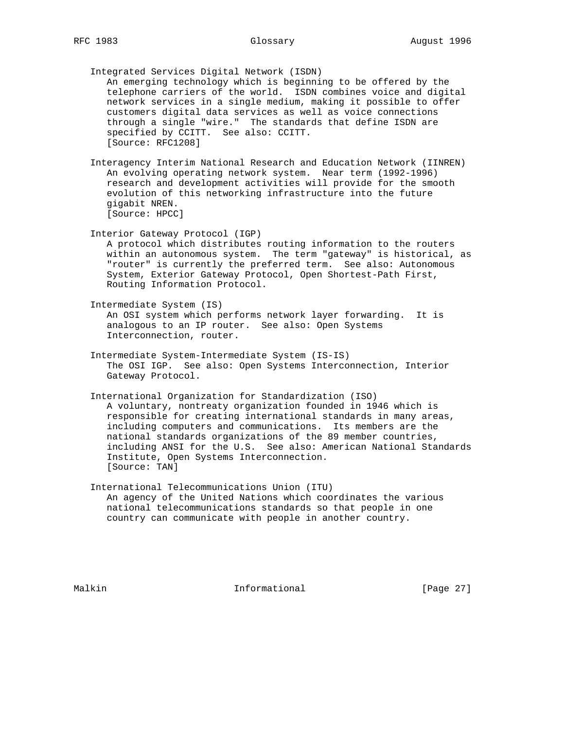Integrated Services Digital Network (ISDN)
An emerging technology which is beginning to be offered by the telephone carriers of the world. ISDN combines voice and digital network services in a single medium, making it possible to offer customers digital data services as well as voice connections through a single "wire." The standards that define ISDN are specified by CCITT. See also: CCITT.
[Source: RFC1208]

Interagency Interim National Research and Education Network (IINREN)
An evolving operating network system. Near term (1992-1996) research and development activities will provide for the smooth evolution of this networking infrastructure into the future gigabit NREN.
[Source: HPCC]

Interior Gateway Protocol (IGP)
A protocol which distributes routing information to the routers within an autonomous system. The term "gateway" is historical, as "router" is currently the preferred term. See also: Autonomous System, Exterior Gateway Protocol, Open Shortest-Path First, Routing Information Protocol.

Intermediate System (IS)
An OSI system which performs network layer forwarding. It is analogous to an IP router. See also: Open Systems Interconnection, router.

Intermediate System-Intermediate System (IS-IS)
The OSI IGP. See also: Open Systems Interconnection, Interior Gateway Protocol.

International Organization for Standardization (ISO)
A voluntary, nontreaty organization founded in 1946 which is responsible for creating international standards in many areas, including computers and communications. Its members are the national standards organizations of the 89 member countries, including ANSI for the U.S. See also: American National Standards Institute, Open Systems Interconnection.
[Source: TAN]

International Telecommunications Union (ITU)
An agency of the United Nations which coordinates the various national telecommunications standards so that people in one country can communicate with people in another country.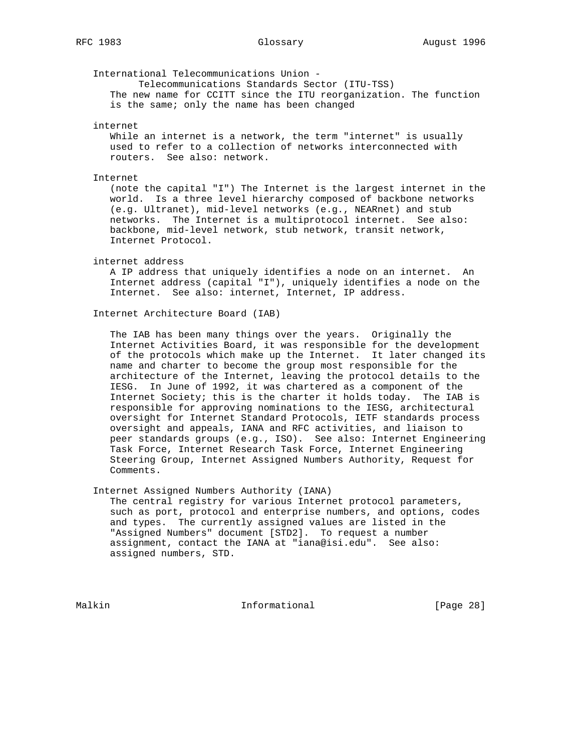International Telecommunications Union - Telecommunications Standards Sector (ITU-TSS)

The new name for CCITT since the ITU reorganization. The function is the same; only the name has been changed

internet

While an internet is a network, the term "internet" is usually used to refer to a collection of networks interconnected with routers. See also: network.

Internet

(note the capital "I") The Internet is the largest internet in the world. Is a three level hierarchy composed of backbone networks (e.g. Ultranet), mid-level networks (e.g., NEARnet) and stub networks. The Internet is a multiprotocol internet. See also: backbone, mid-level network, stub network, transit network, Internet Protocol.

internet address

A IP address that uniquely identifies a node on an internet. An Internet address (capital "I"), uniquely identifies a node on the Internet. See also: internet, Internet, IP address.

Internet Architecture Board (IAB)

The IAB has been many things over the years. Originally the Internet Activities Board, it was responsible for the development of the protocols which make up the Internet. It later changed its name and charter to become the group most responsible for the architecture of the Internet, leaving the protocol details to the IESG. In June of 1992, it was chartered as a component of the Internet Society; this is the charter it holds today. The IAB is responsible for approving nominations to the IESG, architectural oversight for Internet Standard Protocols, IETF standards process oversight and appeals, IANA and RFC activities, and liaison to peer standards groups (e.g., ISO). See also: Internet Engineering Task Force, Internet Research Task Force, Internet Engineering Steering Group, Internet Assigned Numbers Authority, Request for Comments.

Internet Assigned Numbers Authority (IANA)

The central registry for various Internet protocol parameters, such as port, protocol and enterprise numbers, and options, codes and types. The currently assigned values are listed in the "Assigned Numbers" document [STD2]. To request a number assignment, contact the IANA at "iana@isi.edu". See also: assigned numbers, STD.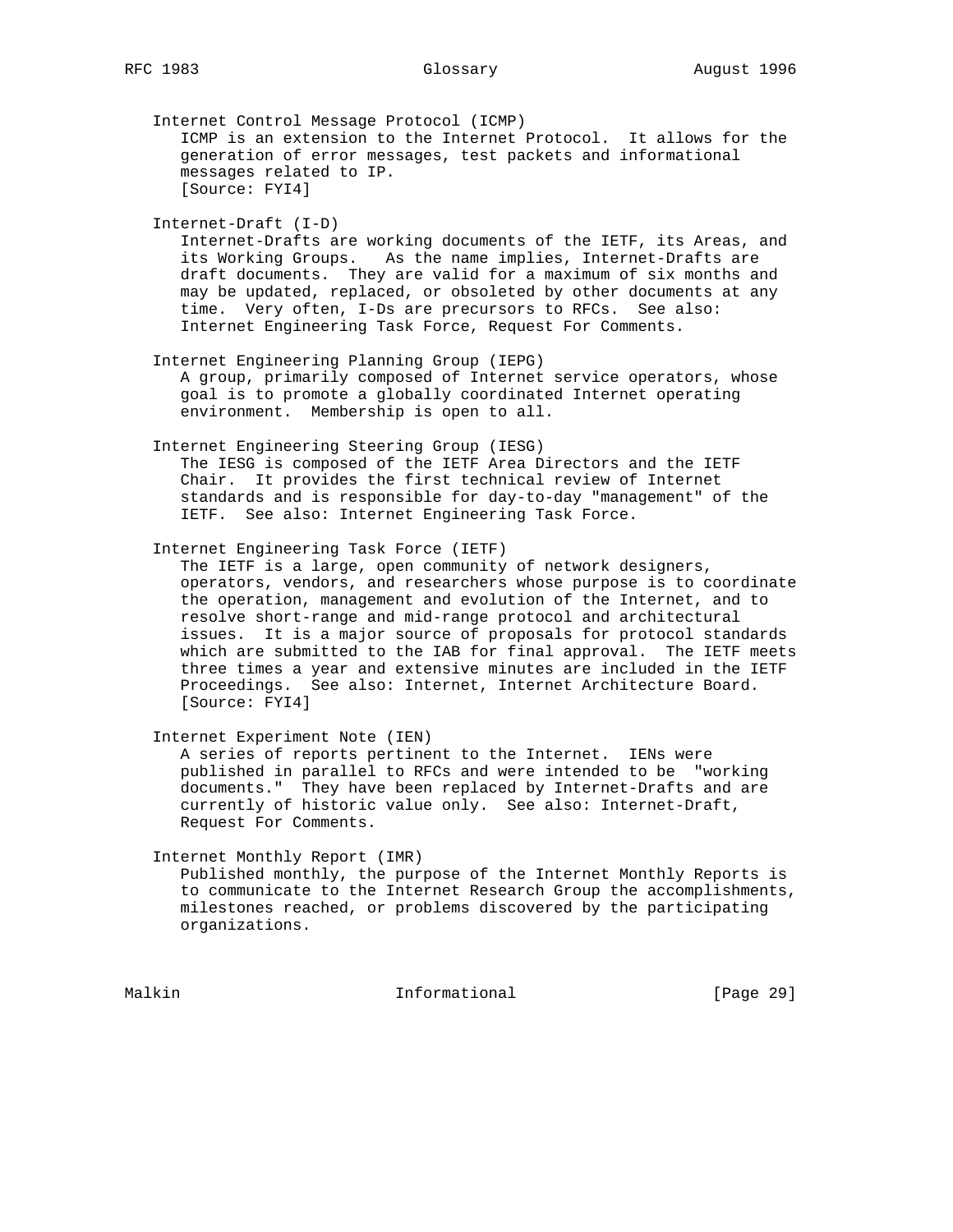**Internet Control Message Protocol (ICMP)**

ICMP is an extension to the Internet Protocol. It allows for the generation of error messages, test packets and informational messages related to IP.
[Source: FYI4]

**Internet-Draft (I-D)**

Internet-Drafts are working documents of the IETF, its Areas, and its Working Groups. As the name implies, Internet-Drafts are draft documents. They are valid for a maximum of six months and may be updated, replaced, or obsoleted by other documents at any time. Very often, I-Ds are precursors to RFCs. See also: Internet Engineering Task Force, Request For Comments.

**Internet Engineering Planning Group (IEPG)**

A group, primarily composed of Internet service operators, whose goal is to promote a globally coordinated Internet operating environment. Membership is open to all.

**Internet Engineering Steering Group (IESG)**

The IESG is composed of the IETF Area Directors and the IETF Chair. It provides the first technical review of Internet standards and is responsible for day-to-day "management" of the IETF. See also: Internet Engineering Task Force.

**Internet Engineering Task Force (IETF)**

The IETF is a large, open community of network designers, operators, vendors, and researchers whose purpose is to coordinate the operation, management and evolution of the Internet, and to resolve short-range and mid-range protocol and architectural issues. It is a major source of proposals for protocol standards which are submitted to the IAB for final approval. The IETF meets three times a year and extensive minutes are included in the IETF Proceedings. See also: Internet, Internet Architecture Board.
[Source: FYI4]

**Internet Experiment Note (IEN)**

A series of reports pertinent to the Internet. IENs were published in parallel to RFCs and were intended to be "working documents." They have been replaced by Internet-Drafts and are currently of historic value only. See also: Internet-Draft, Request For Comments.

**Internet Monthly Report (IMR)**

Published monthly, the purpose of the Internet Monthly Reports is to communicate to the Internet Research Group the accomplishments, milestones reached, or problems discovered by the participating organizations.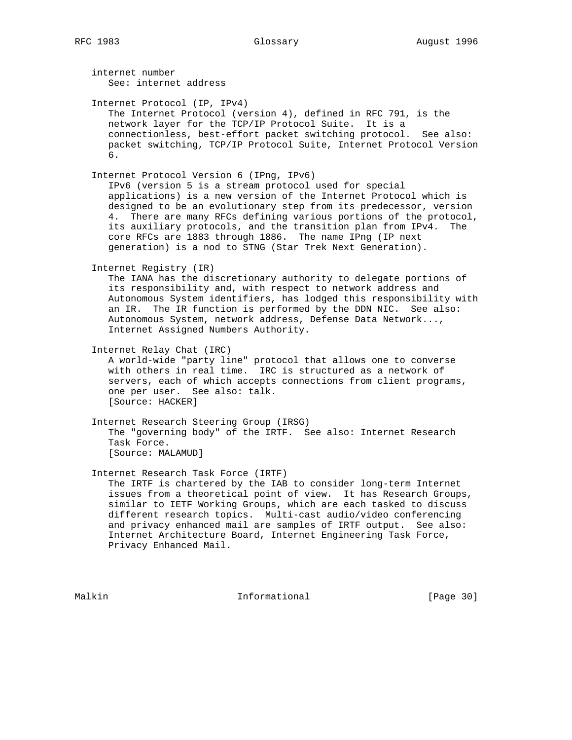internet number
   See: internet address

Internet Protocol (IP, IPv4)
   The Internet Protocol (version 4), defined in RFC 791, is the network layer for the TCP/IP Protocol Suite. It is a connectionless, best-effort packet switching protocol. See also: packet switching, TCP/IP Protocol Suite, Internet Protocol Version 6.

Internet Protocol Version 6 (IPng, IPv6)
   IPv6 (version 5 is a stream protocol used for special applications) is a new version of the Internet Protocol which is designed to be an evolutionary step from its predecessor, version 4. There are many RFCs defining various portions of the protocol, its auxiliary protocols, and the transition plan from IPv4. The core RFCs are 1883 through 1886. The name IPng (IP next generation) is a nod to STNG (Star Trek Next Generation).

Internet Registry (IR)
   The IANA has the discretionary authority to delegate portions of its responsibility and, with respect to network address and Autonomous System identifiers, has lodged this responsibility with an IR. The IR function is performed by the DDN NIC. See also: Autonomous System, network address, Defense Data Network..., Internet Assigned Numbers Authority.

Internet Relay Chat (IRC)
   A world-wide "party line" protocol that allows one to converse with others in real time. IRC is structured as a network of servers, each of which accepts connections from client programs, one per user. See also: talk.
   [Source: HACKER]

Internet Research Steering Group (IRSG)
   The "governing body" of the IRTF. See also: Internet Research Task Force.
   [Source: MALAMUD]

Internet Research Task Force (IRTF)
   The IRTF is chartered by the IAB to consider long-term Internet issues from a theoretical point of view. It has Research Groups, similar to IETF Working Groups, which are each tasked to discuss different research topics. Multi-cast audio/video conferencing and privacy enhanced mail are samples of IRTF output. See also: Internet Architecture Board, Internet Engineering Task Force, Privacy Enhanced Mail.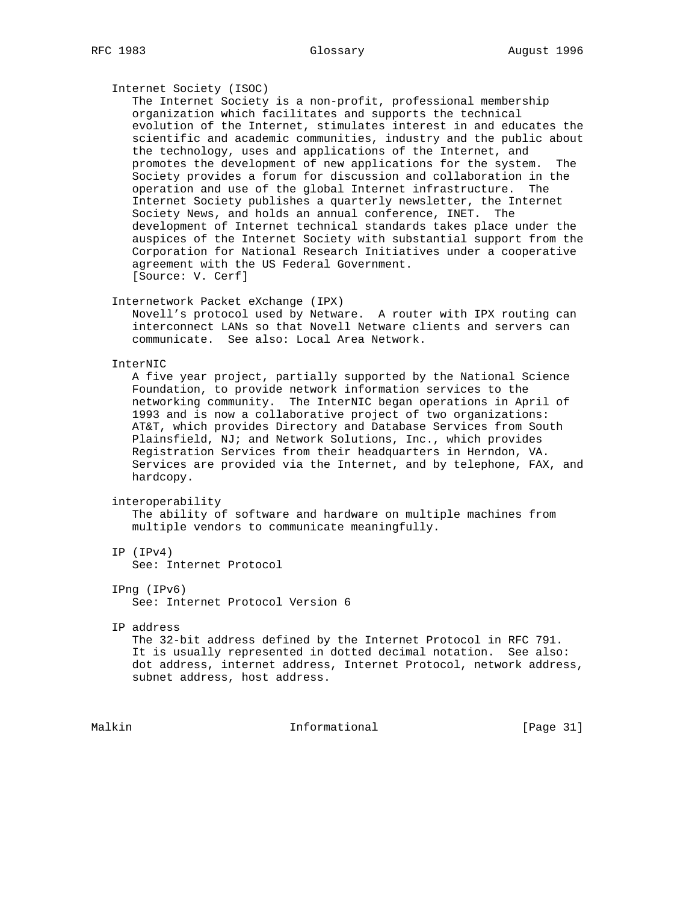Internet Society (ISOC)

The Internet Society is a non-profit, professional membership organization which facilitates and supports the technical evolution of the Internet, stimulates interest in and educates the scientific and academic communities, industry and the public about the technology, uses and applications of the Internet, and promotes the development of new applications for the system. The Society provides a forum for discussion and collaboration in the operation and use of the global Internet infrastructure. The Internet Society publishes a quarterly newsletter, the Internet Society News, and holds an annual conference, INET. The development of Internet technical standards takes place under the auspices of the Internet Society with substantial support from the Corporation for National Research Initiatives under a cooperative agreement with the US Federal Government.
[Source: V. Cerf]

Internetwork Packet eXchange (IPX)

Novell's protocol used by Netware. A router with IPX routing can interconnect LANs so that Novell Netware clients and servers can communicate. See also: Local Area Network.

InterNIC

A five year project, partially supported by the National Science Foundation, to provide network information services to the networking community. The InterNIC began operations in April of 1993 and is now a collaborative project of two organizations: AT&T, which provides Directory and Database Services from South Plainsfield, NJ; and Network Solutions, Inc., which provides Registration Services from their headquarters in Herndon, VA. Services are provided via the Internet, and by telephone, FAX, and hardcopy.

interoperability

The ability of software and hardware on multiple machines from multiple vendors to communicate meaningfully.

IP (IPv4)

See: Internet Protocol

IPng (IPv6)

See: Internet Protocol Version 6

IP address

The 32-bit address defined by the Internet Protocol in RFC 791. It is usually represented in dotted decimal notation. See also: dot address, internet address, Internet Protocol, network address, subnet address, host address.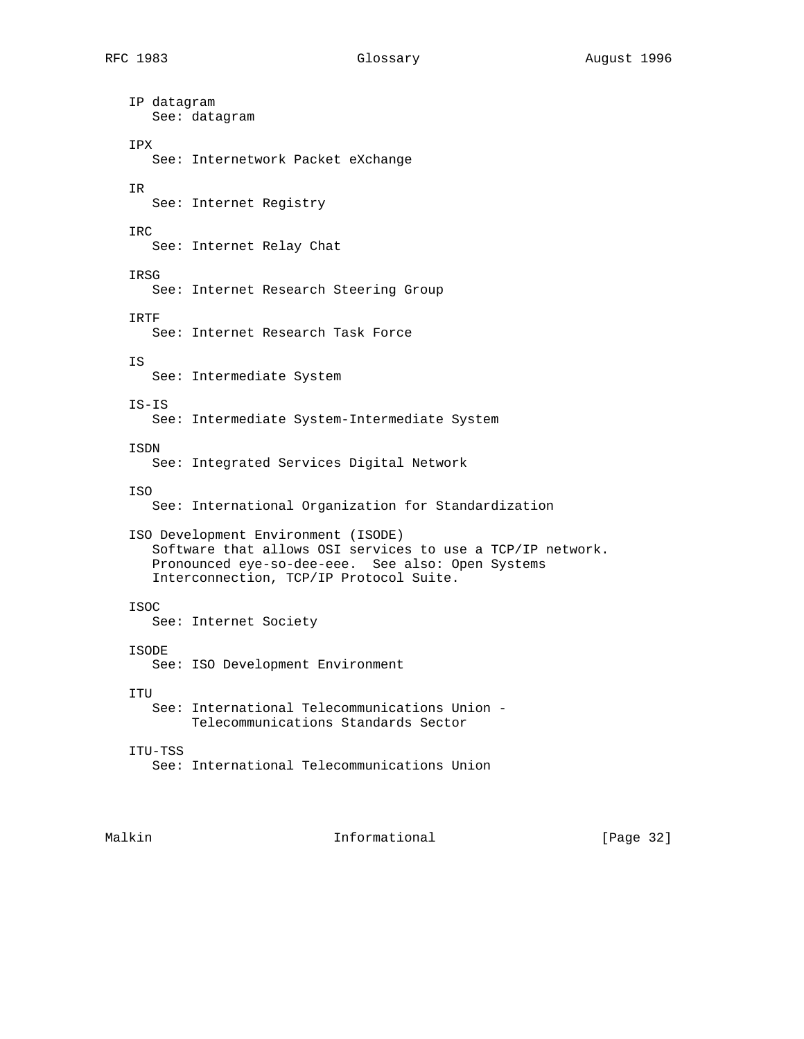IP datagram
   See: datagram

IPX
   See: Internetwork Packet eXchange

IR
   See: Internet Registry

IRC
   See: Internet Relay Chat

IRSG
   See: Internet Research Steering Group

IRTF
   See: Internet Research Task Force

IS
   See: Intermediate System

IS-IS
   See: Intermediate System-Intermediate System

ISDN
   See: Integrated Services Digital Network

ISO
   See: International Organization for Standardization

ISO Development Environment (ISODE)
   Software that allows OSI services to use a TCP/IP network.
   Pronounced eye-so-dee-eee.  See also: Open Systems
   Interconnection, TCP/IP Protocol Suite.

ISOC
   See: Internet Society

ISODE
   See: ISO Development Environment

ITU
   See: International Telecommunications Union -
        Telecommunications Standards Sector

ITU-TSS
   See: International Telecommunications Union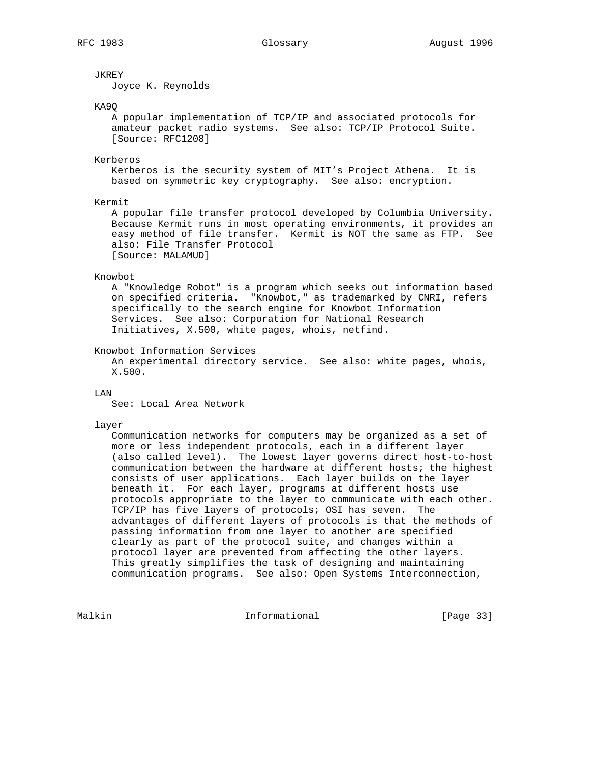JKREY

Joyce K. Reynolds

KA9Q

A popular implementation of TCP/IP and associated protocols for amateur packet radio systems. See also: TCP/IP Protocol Suite. [Source: RFC1208]

Kerberos

Kerberos is the security system of MIT's Project Athena. It is based on symmetric key cryptography. See also: encryption.

Kermit

A popular file transfer protocol developed by Columbia University. Because Kermit runs in most operating environments, it provides an easy method of file transfer. Kermit is NOT the same as FTP. See also: File Transfer Protocol
[Source: MALAMUD]

Knowbot

A "Knowledge Robot" is a program which seeks out information based on specified criteria. "Knowbot," as trademarked by CNRI, refers specifically to the search engine for Knowbot Information Services. See also: Corporation for National Research Initiatives, X.500, white pages, whois, netfind.

Knowbot Information Services

An experimental directory service. See also: white pages, whois, X.500.

LAN

See: Local Area Network

layer

Communication networks for computers may be organized as a set of more or less independent protocols, each in a different layer (also called level). The lowest layer governs direct host-to-host communication between the hardware at different hosts; the highest consists of user applications. Each layer builds on the layer beneath it. For each layer, programs at different hosts use protocols appropriate to the layer to communicate with each other. TCP/IP has five layers of protocols; OSI has seven. The advantages of different layers of protocols is that the methods of passing information from one layer to another are specified clearly as part of the protocol suite, and changes within a protocol layer are prevented from affecting the other layers. This greatly simplifies the task of designing and maintaining communication programs. See also: Open Systems Interconnection,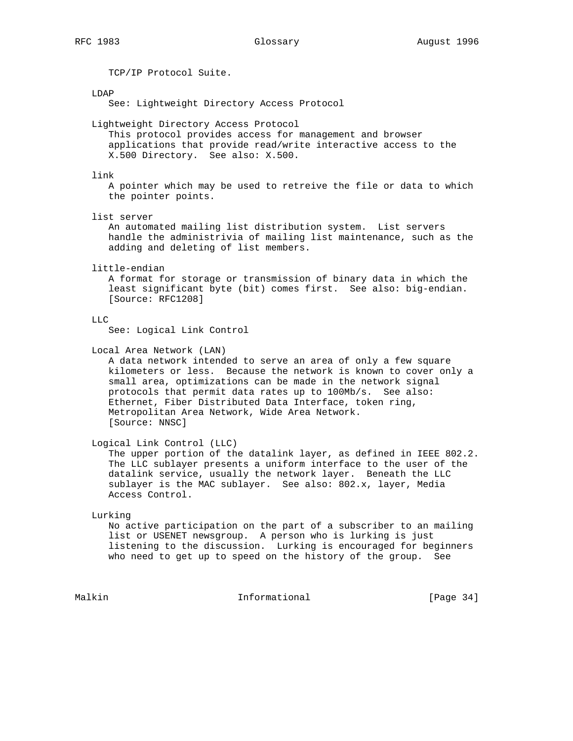TCP/IP Protocol Suite.

**LDAP**

See: Lightweight Directory Access Protocol

**Lightweight Directory Access Protocol**

This protocol provides access for management and browser applications that provide read/write interactive access to the X.500 Directory. See also: X.500.

**link**

A pointer which may be used to retreive the file or data to which the pointer points.

**list server**

An automated mailing list distribution system. List servers handle the administrivia of mailing list maintenance, such as the adding and deleting of list members.

**little-endian**

A format for storage or transmission of binary data in which the least significant byte (bit) comes first. See also: big-endian. [Source: RFC1208]

**LLC**

See: Logical Link Control

**Local Area Network (LAN)**

A data network intended to serve an area of only a few square kilometers or less. Because the network is known to cover only a small area, optimizations can be made in the network signal protocols that permit data rates up to 100Mb/s. See also: Ethernet, Fiber Distributed Data Interface, token ring, Metropolitan Area Network, Wide Area Network. [Source: NNSC]

**Logical Link Control (LLC)**

The upper portion of the datalink layer, as defined in IEEE 802.2. The LLC sublayer presents a uniform interface to the user of the datalink service, usually the network layer. Beneath the LLC sublayer is the MAC sublayer. See also: 802.x, layer, Media Access Control.

**Lurking**

No active participation on the part of a subscriber to an mailing list or USENET newsgroup. A person who is lurking is just listening to the discussion. Lurking is encouraged for beginners who need to get up to speed on the history of the group. See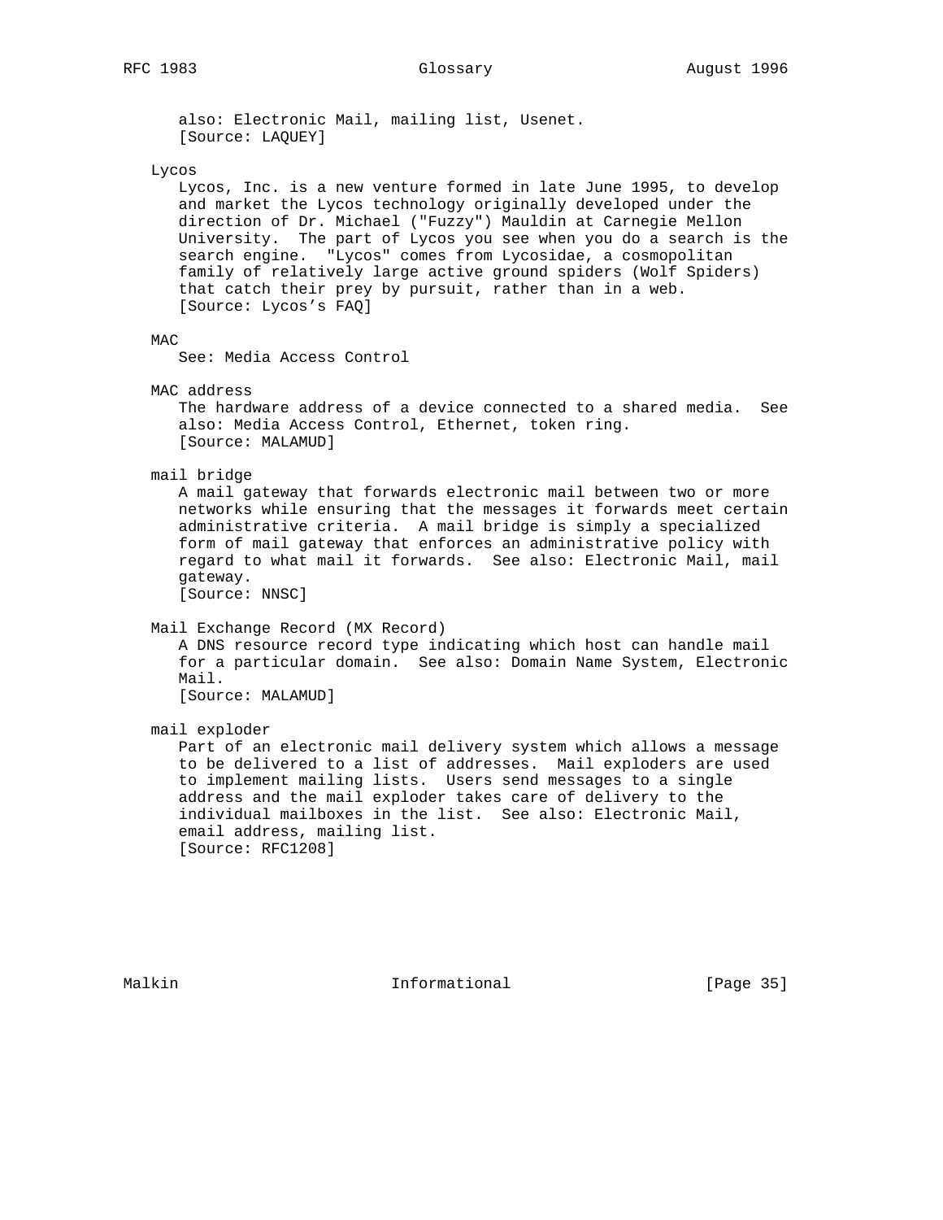also: Electronic Mail, mailing list, Usenet.
[Source: LAQUEY]

**Lycos**

Lycos, Inc. is a new venture formed in late June 1995, to develop and market the Lycos technology originally developed under the direction of Dr. Michael ("Fuzzy") Mauldin at Carnegie Mellon University. The part of Lycos you see when you do a search is the search engine. "Lycos" comes from Lycosidae, a cosmopolitan family of relatively large active ground spiders (Wolf Spiders) that catch their prey by pursuit, rather than in a web.
[Source: Lycos's FAQ]

**MAC**

See: Media Access Control

**MAC address**

The hardware address of a device connected to a shared media. See also: Media Access Control, Ethernet, token ring.
[Source: MALAMUD]

**mail bridge**

A mail gateway that forwards electronic mail between two or more networks while ensuring that the messages it forwards meet certain administrative criteria. A mail bridge is simply a specialized form of mail gateway that enforces an administrative policy with regard to what mail it forwards. See also: Electronic Mail, mail gateway.
[Source: NNSC]

**Mail Exchange Record (MX Record)**

A DNS resource record type indicating which host can handle mail for a particular domain. See also: Domain Name System, Electronic Mail.
[Source: MALAMUD]

**mail exploder**

Part of an electronic mail delivery system which allows a message to be delivered to a list of addresses. Mail exploders are used to implement mailing lists. Users send messages to a single address and the mail exploder takes care of delivery to the individual mailboxes in the list. See also: Electronic Mail, email address, mailing list.
[Source: RFC1208]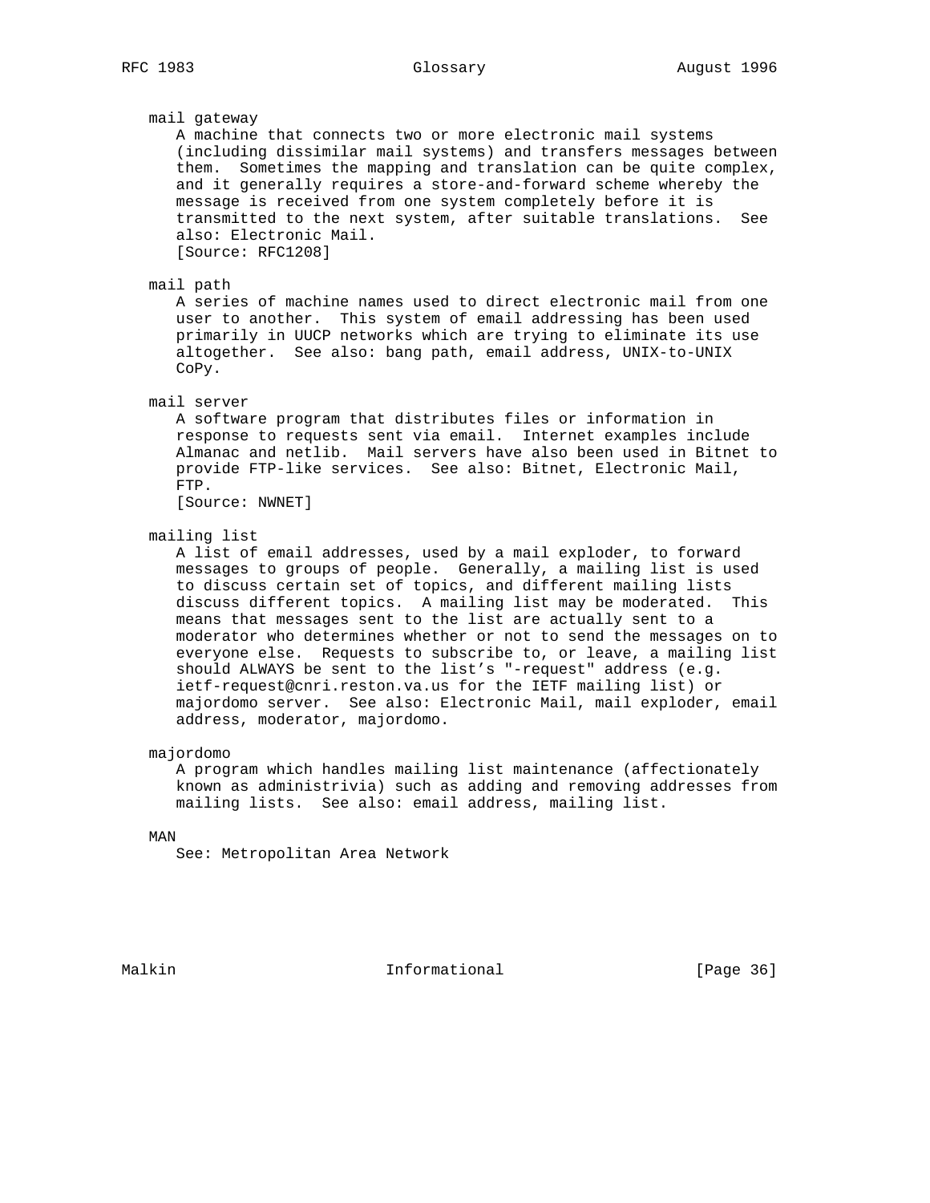mail gateway

A machine that connects two or more electronic mail systems (including dissimilar mail systems) and transfers messages between them. Sometimes the mapping and translation can be quite complex, and it generally requires a store-and-forward scheme whereby the message is received from one system completely before it is transmitted to the next system, after suitable translations. See also: Electronic Mail.
[Source: RFC1208]

mail path

A series of machine names used to direct electronic mail from one user to another. This system of email addressing has been used primarily in UUCP networks which are trying to eliminate its use altogether. See also: bang path, email address, UNIX-to-UNIX CoPy.

mail server

A software program that distributes files or information in response to requests sent via email. Internet examples include Almanac and netlib. Mail servers have also been used in Bitnet to provide FTP-like services. See also: Bitnet, Electronic Mail, FTP.
[Source: NWNET]

mailing list

A list of email addresses, used by a mail exploder, to forward messages to groups of people. Generally, a mailing list is used to discuss certain set of topics, and different mailing lists discuss different topics. A mailing list may be moderated. This means that messages sent to the list are actually sent to a moderator who determines whether or not to send the messages on to everyone else. Requests to subscribe to, or leave, a mailing list should ALWAYS be sent to the list's "-request" address (e.g. ietf-request@cnri.reston.va.us for the IETF mailing list) or majordomo server. See also: Electronic Mail, mail exploder, email address, moderator, majordomo.

majordomo

A program which handles mailing list maintenance (affectionately known as administrivia) such as adding and removing addresses from mailing lists. See also: email address, mailing list.

MAN

See: Metropolitan Area Network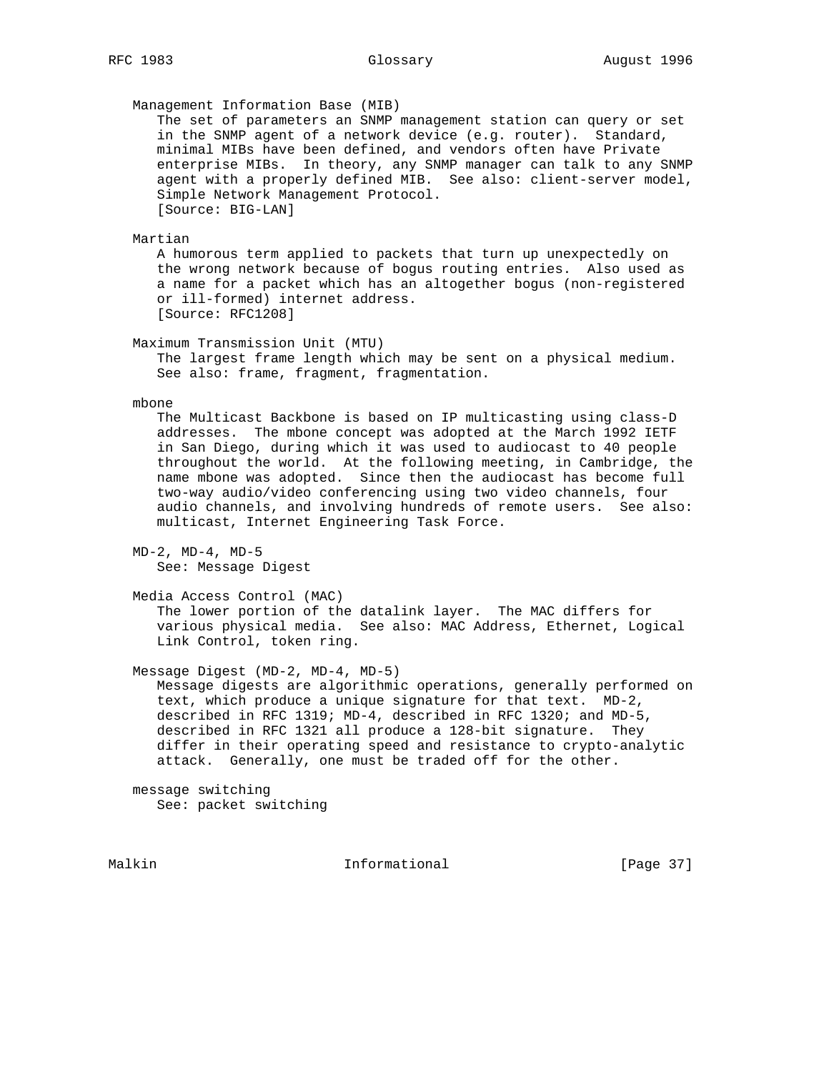Management Information Base (MIB)

The set of parameters an SNMP management station can query or set in the SNMP agent of a network device (e.g. router). Standard, minimal MIBs have been defined, and vendors often have Private enterprise MIBs. In theory, any SNMP manager can talk to any SNMP agent with a properly defined MIB. See also: client-server model, Simple Network Management Protocol.
[Source: BIG-LAN]

Martian

A humorous term applied to packets that turn up unexpectedly on the wrong network because of bogus routing entries. Also used as a name for a packet which has an altogether bogus (non-registered or ill-formed) internet address.
[Source: RFC1208]

Maximum Transmission Unit (MTU)

The largest frame length which may be sent on a physical medium. See also: frame, fragment, fragmentation.

mbone

The Multicast Backbone is based on IP multicasting using class-D addresses. The mbone concept was adopted at the March 1992 IETF in San Diego, during which it was used to audiocast to 40 people throughout the world. At the following meeting, in Cambridge, the name mbone was adopted. Since then the audiocast has become full two-way audio/video conferencing using two video channels, four audio channels, and involving hundreds of remote users. See also: multicast, Internet Engineering Task Force.

MD-2, MD-4, MD-5

See: Message Digest

Media Access Control (MAC)

The lower portion of the datalink layer. The MAC differs for various physical media. See also: MAC Address, Ethernet, Logical Link Control, token ring.

Message Digest (MD-2, MD-4, MD-5)

Message digests are algorithmic operations, generally performed on text, which produce a unique signature for that text. MD-2, described in RFC 1319; MD-4, described in RFC 1320; and MD-5, described in RFC 1321 all produce a 128-bit signature. They differ in their operating speed and resistance to crypto-analytic attack. Generally, one must be traded off for the other.

message switching

See: packet switching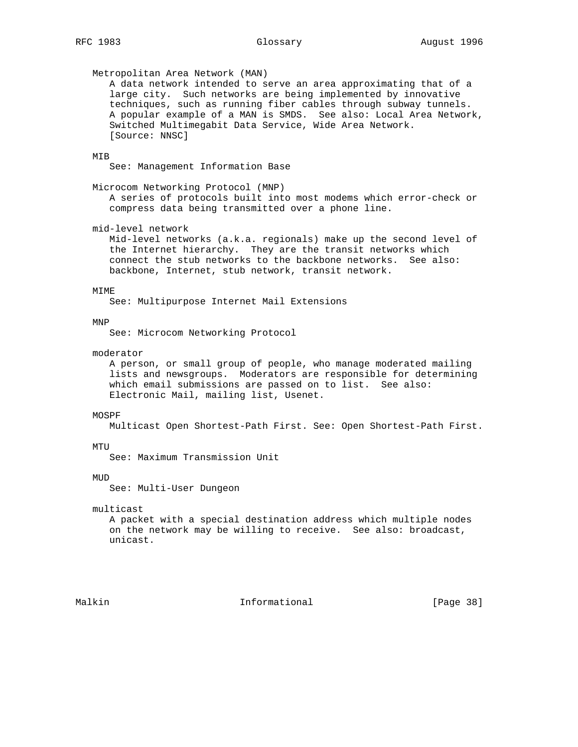Metropolitan Area Network (MAN)

A data network intended to serve an area approximating that of a large city. Such networks are being implemented by innovative techniques, such as running fiber cables through subway tunnels. A popular example of a MAN is SMDS. See also: Local Area Network, Switched Multimegabit Data Service, Wide Area Network. [Source: NNSC]

MIB

See: Management Information Base

Microcom Networking Protocol (MNP)

A series of protocols built into most modems which error-check or compress data being transmitted over a phone line.

mid-level network

Mid-level networks (a.k.a. regionals) make up the second level of the Internet hierarchy. They are the transit networks which connect the stub networks to the backbone networks. See also: backbone, Internet, stub network, transit network.

MIME

See: Multipurpose Internet Mail Extensions

MNP

See: Microcom Networking Protocol

moderator

A person, or small group of people, who manage moderated mailing lists and newsgroups. Moderators are responsible for determining which email submissions are passed on to list. See also: Electronic Mail, mailing list, Usenet.

MOSPF

Multicast Open Shortest-Path First. See: Open Shortest-Path First.

MTU

See: Maximum Transmission Unit

MUD

See: Multi-User Dungeon

multicast

A packet with a special destination address which multiple nodes on the network may be willing to receive. See also: broadcast, unicast.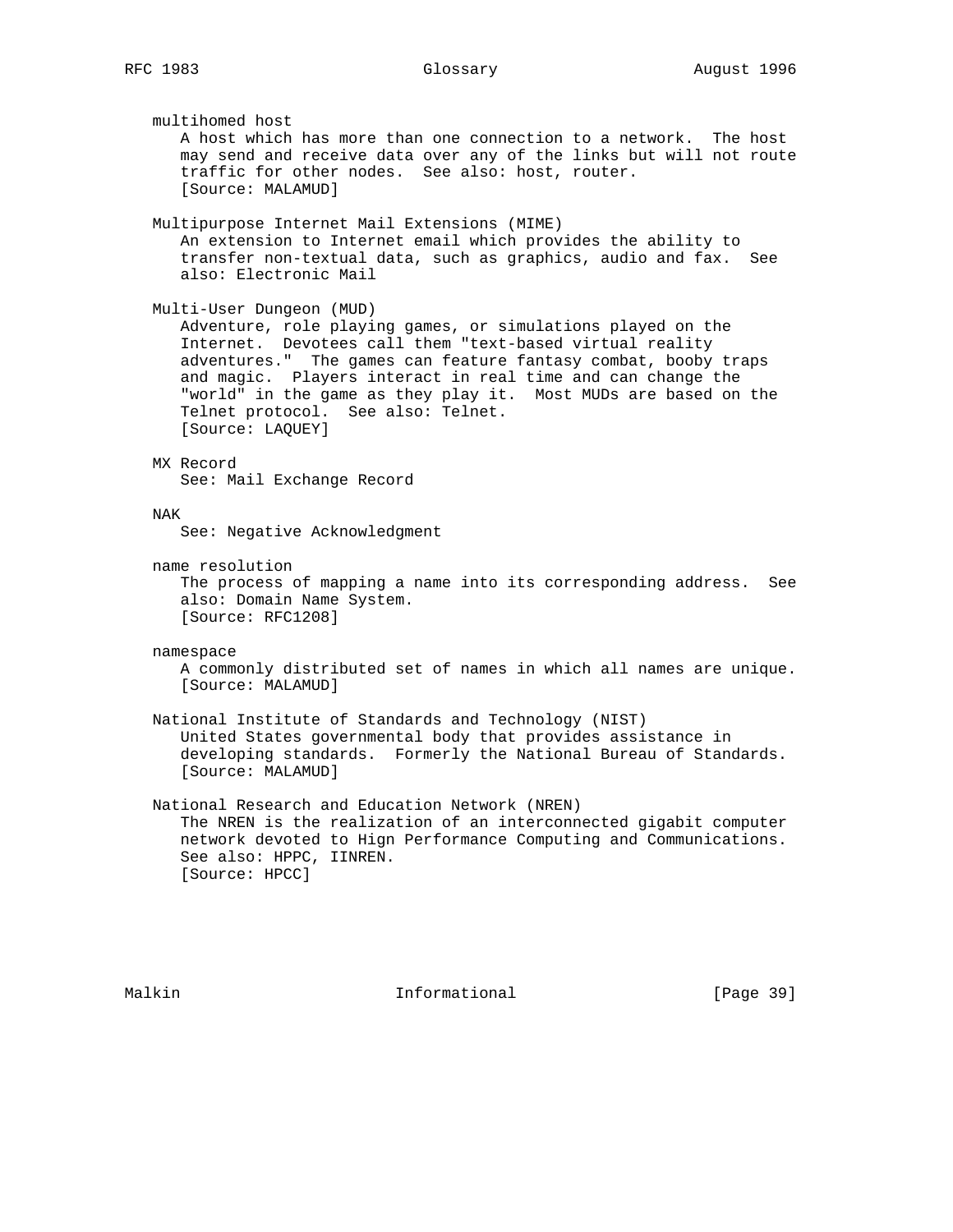multihomed host
A host which has more than one connection to a network. The host may send and receive data over any of the links but will not route traffic for other nodes. See also: host, router.
[Source: MALAMUD]

Multipurpose Internet Mail Extensions (MIME)
An extension to Internet email which provides the ability to transfer non-textual data, such as graphics, audio and fax. See also: Electronic Mail

Multi-User Dungeon (MUD)
Adventure, role playing games, or simulations played on the Internet. Devotees call them "text-based virtual reality adventures." The games can feature fantasy combat, booby traps and magic. Players interact in real time and can change the "world" in the game as they play it. Most MUDs are based on the Telnet protocol. See also: Telnet.
[Source: LAQUEY]

MX Record
See: Mail Exchange Record

NAK
See: Negative Acknowledgment

name resolution
The process of mapping a name into its corresponding address. See also: Domain Name System.
[Source: RFC1208]

namespace
A commonly distributed set of names in which all names are unique.
[Source: MALAMUD]

National Institute of Standards and Technology (NIST)
United States governmental body that provides assistance in developing standards. Formerly the National Bureau of Standards.
[Source: MALAMUD]

National Research and Education Network (NREN)
The NREN is the realization of an interconnected gigabit computer network devoted to Hign Performance Computing and Communications.
See also: HPPC, IINREN.
[Source: HPCC]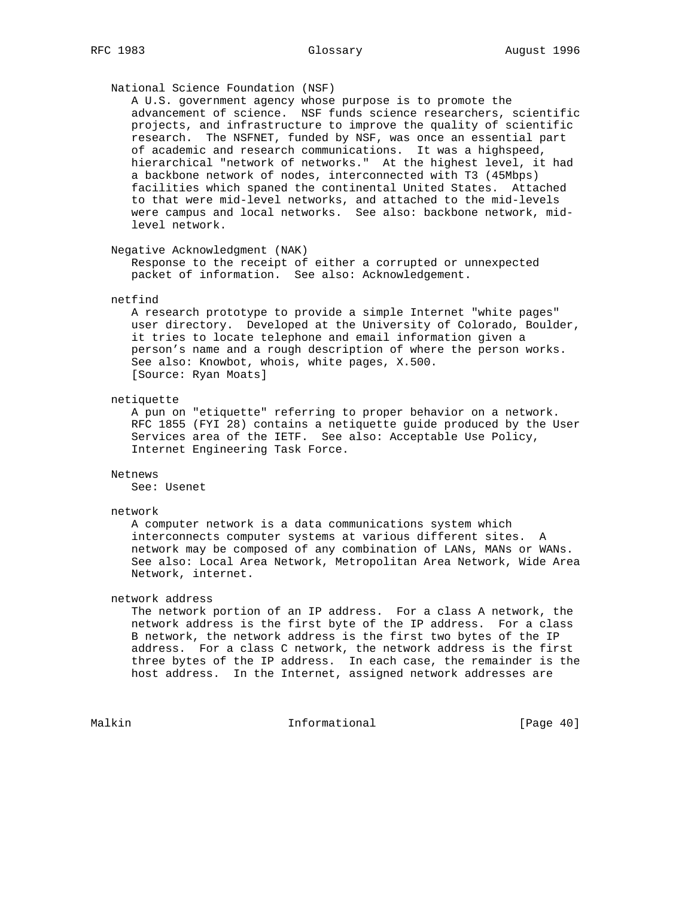National Science Foundation (NSF)

A U.S. government agency whose purpose is to promote the advancement of science. NSF funds science researchers, scientific projects, and infrastructure to improve the quality of scientific research. The NSFNET, funded by NSF, was once an essential part of academic and research communications. It was a highspeed, hierarchical "network of networks." At the highest level, it had a backbone network of nodes, interconnected with T3 (45Mbps) facilities which spaned the continental United States. Attached to that were mid-level networks, and attached to the mid-levels were campus and local networks. See also: backbone network, mid-level network.

Negative Acknowledgment (NAK)

Response to the receipt of either a corrupted or unexpected packet of information. See also: Acknowledgement.

netfind

A research prototype to provide a simple Internet "white pages" user directory. Developed at the University of Colorado, Boulder, it tries to locate telephone and email information given a person's name and a rough description of where the person works. See also: Knowbot, whois, white pages, X.500. [Source: Ryan Moats]

netiquette

A pun on "etiquette" referring to proper behavior on a network. RFC 1855 (FYI 28) contains a netiquette guide produced by the User Services area of the IETF. See also: Acceptable Use Policy, Internet Engineering Task Force.

Netnews

See: Usenet

network

A computer network is a data communications system which interconnects computer systems at various different sites. A network may be composed of any combination of LANs, MANs or WANs. See also: Local Area Network, Metropolitan Area Network, Wide Area Network, internet.

network address

The network portion of an IP address. For a class A network, the network address is the first byte of the IP address. For a class B network, the network address is the first two bytes of the IP address. For a class C network, the network address is the first three bytes of the IP address. In each case, the remainder is the host address. In the Internet, assigned network addresses are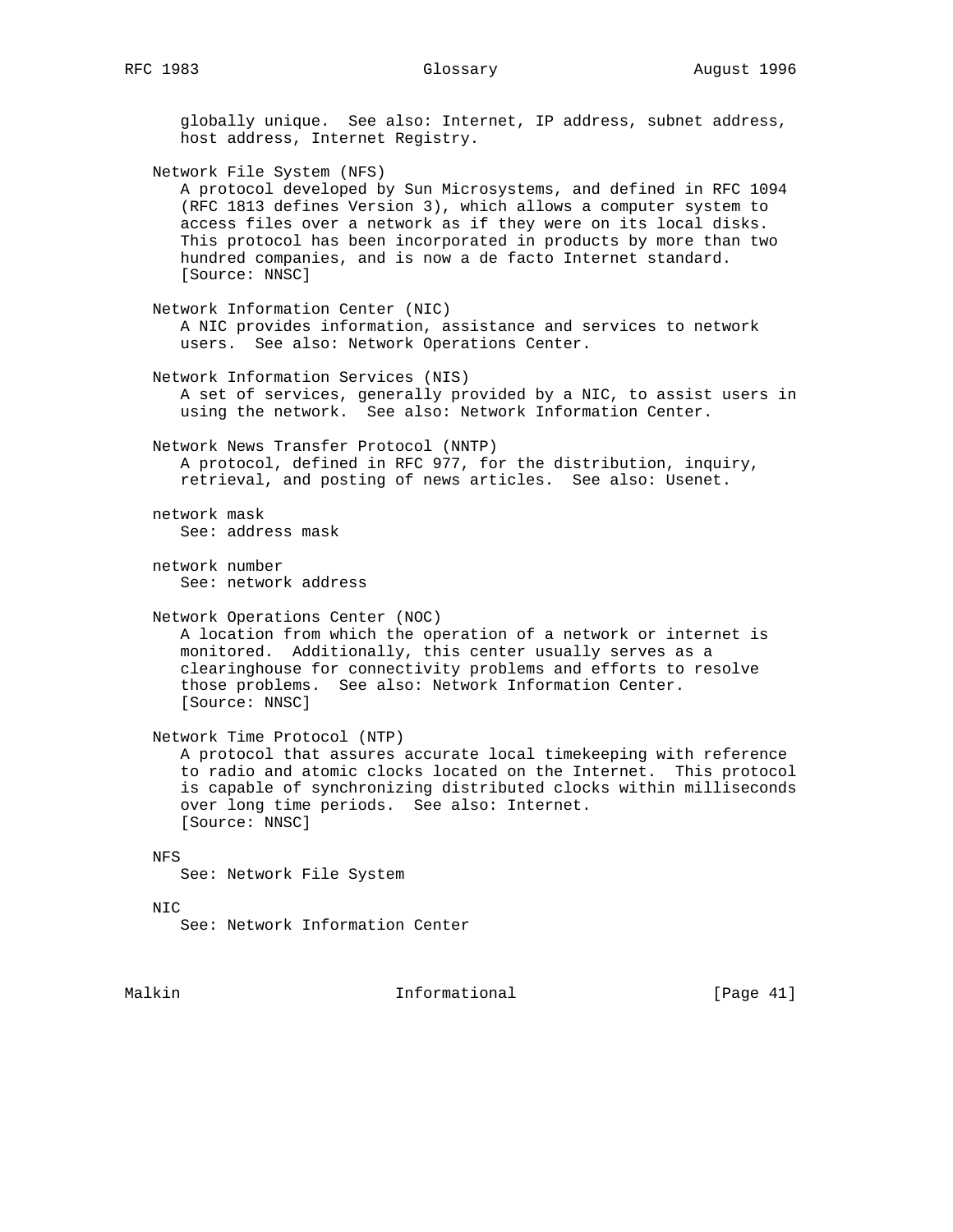globally unique. See also: Internet, IP address, subnet address, host address, Internet Registry.

**Network File System (NFS)**
A protocol developed by Sun Microsystems, and defined in RFC 1094 (RFC 1813 defines Version 3), which allows a computer system to access files over a network as if they were on its local disks. This protocol has been incorporated in products by more than two hundred companies, and is now a de facto Internet standard. [Source: NNSC]

**Network Information Center (NIC)**
A NIC provides information, assistance and services to network users. See also: Network Operations Center.

**Network Information Services (NIS)**
A set of services, generally provided by a NIC, to assist users in using the network. See also: Network Information Center.

**Network News Transfer Protocol (NNTP)**
A protocol, defined in RFC 977, for the distribution, inquiry, retrieval, and posting of news articles. See also: Usenet.

**network mask**
See: address mask

**network number**
See: network address

**Network Operations Center (NOC)**
A location from which the operation of a network or internet is monitored. Additionally, this center usually serves as a clearinghouse for connectivity problems and efforts to resolve those problems. See also: Network Information Center. [Source: NNSC]

**Network Time Protocol (NTP)**
A protocol that assures accurate local timekeeping with reference to radio and atomic clocks located on the Internet. This protocol is capable of synchronizing distributed clocks within milliseconds over long time periods. See also: Internet. [Source: NNSC]

**NFS**
See: Network File System

**NIC**
See: Network Information Center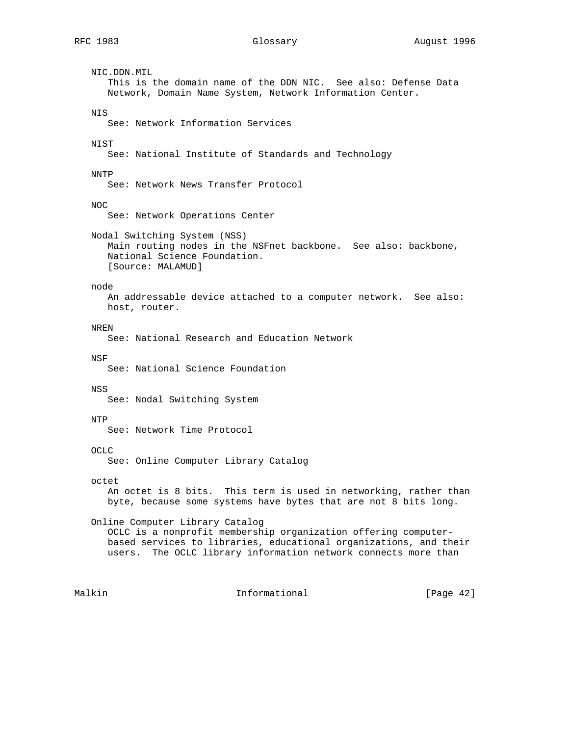NIC.DDN.MIL
   This is the domain name of the DDN NIC.  See also: Defense Data Network, Domain Name System, Network Information Center.

NIS
   See: Network Information Services

NIST
   See: National Institute of Standards and Technology

NNTP
   See: Network News Transfer Protocol

NOC
   See: Network Operations Center

Nodal Switching System (NSS)
   Main routing nodes in the NSFnet backbone.  See also: backbone, National Science Foundation.
   [Source: MALAMUD]

node
   An addressable device attached to a computer network.  See also: host, router.

NREN
   See: National Research and Education Network

NSF
   See: National Science Foundation

NSS
   See: Nodal Switching System

NTP
   See: Network Time Protocol

OCLC
   See: Online Computer Library Catalog

octet
   An octet is 8 bits.  This term is used in networking, rather than byte, because some systems have bytes that are not 8 bits long.

Online Computer Library Catalog
   OCLC is a nonprofit membership organization offering computer-based services to libraries, educational organizations, and their users.  The OCLC library information network connects more than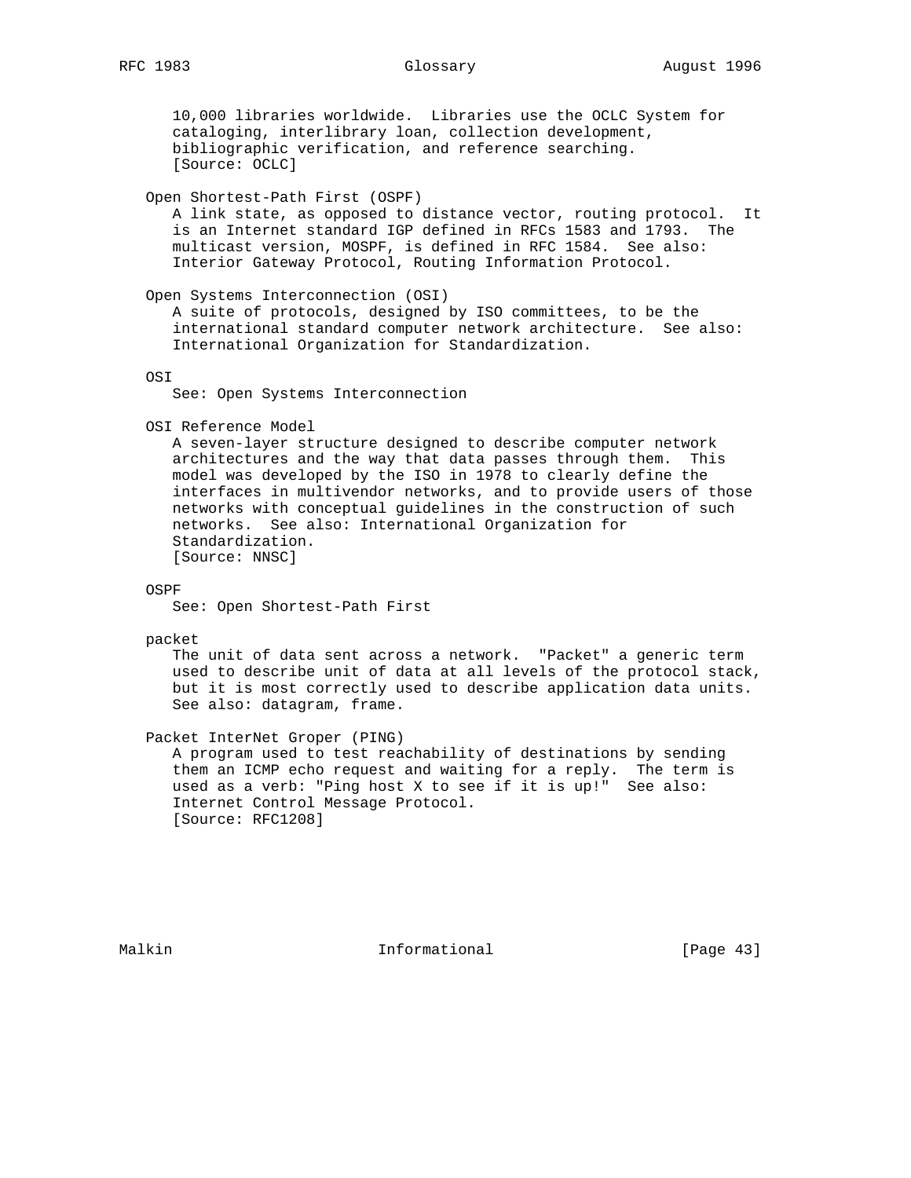10,000 libraries worldwide. Libraries use the OCLC System for cataloging, interlibrary loan, collection development, bibliographic verification, and reference searching.
[Source: OCLC]

**Open Shortest-Path First (OSPF)**

A link state, as opposed to distance vector, routing protocol. It is an Internet standard IGP defined in RFCs 1583 and 1793. The multicast version, MOSPF, is defined in RFC 1584. See also: Interior Gateway Protocol, Routing Information Protocol.

**Open Systems Interconnection (OSI)**

A suite of protocols, designed by ISO committees, to be the international standard computer network architecture. See also: International Organization for Standardization.

**OSI**

See: Open Systems Interconnection

**OSI Reference Model**

A seven-layer structure designed to describe computer network architectures and the way that data passes through them. This model was developed by the ISO in 1978 to clearly define the interfaces in multivendor networks, and to provide users of those networks with conceptual guidelines in the construction of such networks. See also: International Organization for Standardization.
[Source: NNSC]

**OSPF**

See: Open Shortest-Path First

**packet**

The unit of data sent across a network. "Packet" a generic term used to describe unit of data at all levels of the protocol stack, but it is most correctly used to describe application data units. See also: datagram, frame.

**Packet InterNet Groper (PING)**

A program used to test reachability of destinations by sending them an ICMP echo request and waiting for a reply. The term is used as a verb: "Ping host X to see if it is up!" See also: Internet Control Message Protocol.
[Source: RFC1208]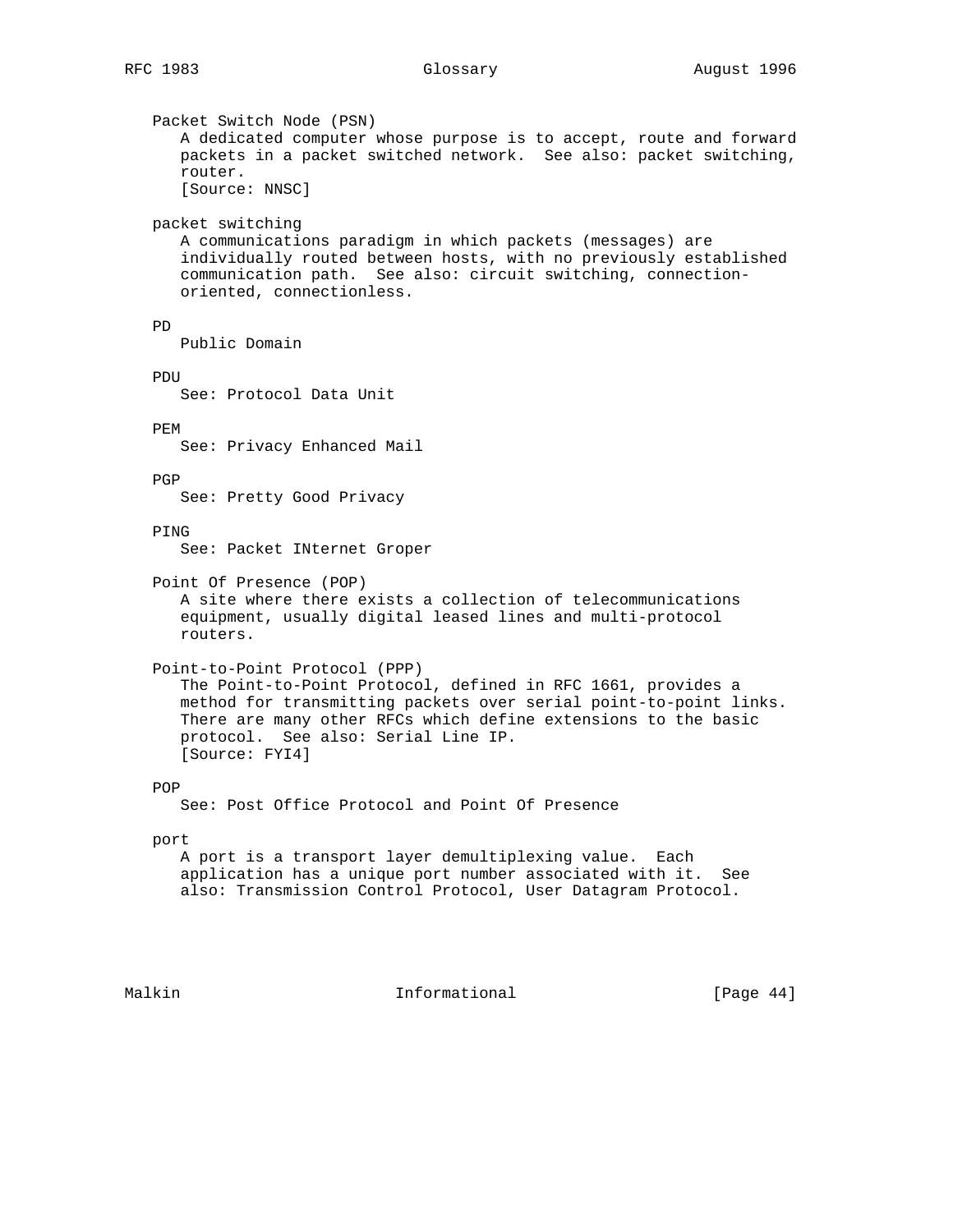Packet Switch Node (PSN)
A dedicated computer whose purpose is to accept, route and forward packets in a packet switched network. See also: packet switching, router.
[Source: NNSC]

packet switching
A communications paradigm in which packets (messages) are individually routed between hosts, with no previously established communication path. See also: circuit switching, connection-oriented, connectionless.

PD
Public Domain

PDU
See: Protocol Data Unit

PEM
See: Privacy Enhanced Mail

PGP
See: Pretty Good Privacy

PING
See: Packet INternet Groper

Point Of Presence (POP)
A site where there exists a collection of telecommunications equipment, usually digital leased lines and multi-protocol routers.

Point-to-Point Protocol (PPP)
The Point-to-Point Protocol, defined in RFC 1661, provides a method for transmitting packets over serial point-to-point links. There are many other RFCs which define extensions to the basic protocol. See also: Serial Line IP.
[Source: FYI4]

POP
See: Post Office Protocol and Point Of Presence

port
A port is a transport layer demultiplexing value. Each application has a unique port number associated with it. See also: Transmission Control Protocol, User Datagram Protocol.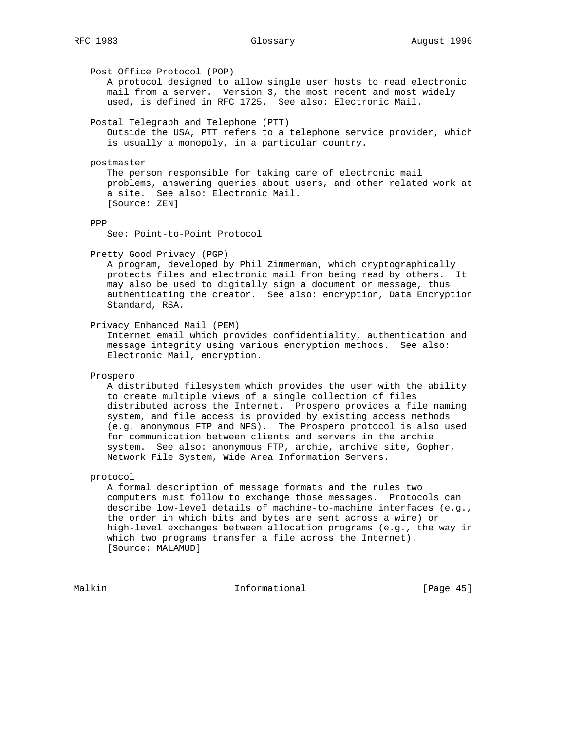Post Office Protocol (POP)

A protocol designed to allow single user hosts to read electronic mail from a server. Version 3, the most recent and most widely used, is defined in RFC 1725. See also: Electronic Mail.

Postal Telegraph and Telephone (PTT)

Outside the USA, PTT refers to a telephone service provider, which is usually a monopoly, in a particular country.

postmaster

The person responsible for taking care of electronic mail problems, answering queries about users, and other related work at a site. See also: Electronic Mail.
[Source: ZEN]

PPP

See: Point-to-Point Protocol

Pretty Good Privacy (PGP)

A program, developed by Phil Zimmerman, which cryptographically protects files and electronic mail from being read by others. It may also be used to digitally sign a document or message, thus authenticating the creator. See also: encryption, Data Encryption Standard, RSA.

Privacy Enhanced Mail (PEM)

Internet email which provides confidentiality, authentication and message integrity using various encryption methods. See also: Electronic Mail, encryption.

Prospero

A distributed filesystem which provides the user with the ability to create multiple views of a single collection of files distributed across the Internet. Prospero provides a file naming system, and file access is provided by existing access methods (e.g. anonymous FTP and NFS). The Prospero protocol is also used for communication between clients and servers in the archie system. See also: anonymous FTP, archie, archive site, Gopher, Network File System, Wide Area Information Servers.

protocol

A formal description of message formats and the rules two computers must follow to exchange those messages. Protocols can describe low-level details of machine-to-machine interfaces (e.g., the order in which bits and bytes are sent across a wire) or high-level exchanges between allocation programs (e.g., the way in which two programs transfer a file across the Internet).
[Source: MALAMUD]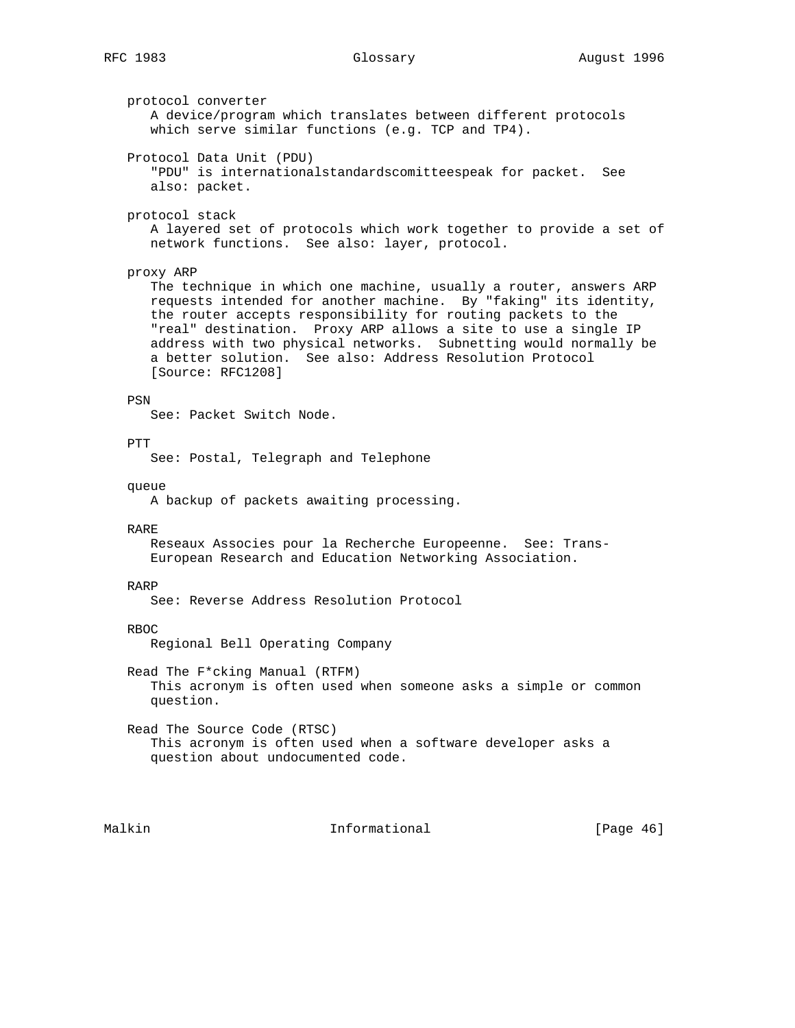protocol converter
A device/program which translates between different protocols which serve similar functions (e.g. TCP and TP4).

Protocol Data Unit (PDU)
"PDU" is internationalstandardscomitteespeak for packet. See also: packet.

protocol stack
A layered set of protocols which work together to provide a set of network functions. See also: layer, protocol.

proxy ARP
The technique in which one machine, usually a router, answers ARP requests intended for another machine. By "faking" its identity, the router accepts responsibility for routing packets to the "real" destination. Proxy ARP allows a site to use a single IP address with two physical networks. Subnetting would normally be a better solution. See also: Address Resolution Protocol [Source: RFC1208]

PSN
See: Packet Switch Node.

PTT
See: Postal, Telegraph and Telephone

queue
A backup of packets awaiting processing.

RARE
Reseaux Associes pour la Recherche Europeenne. See: Trans-European Research and Education Networking Association.

RARP
See: Reverse Address Resolution Protocol

RBOC
Regional Bell Operating Company

Read The F*cking Manual (RTFM)
This acronym is often used when someone asks a simple or common question.

Read The Source Code (RTSC)
This acronym is often used when a software developer asks a question about undocumented code.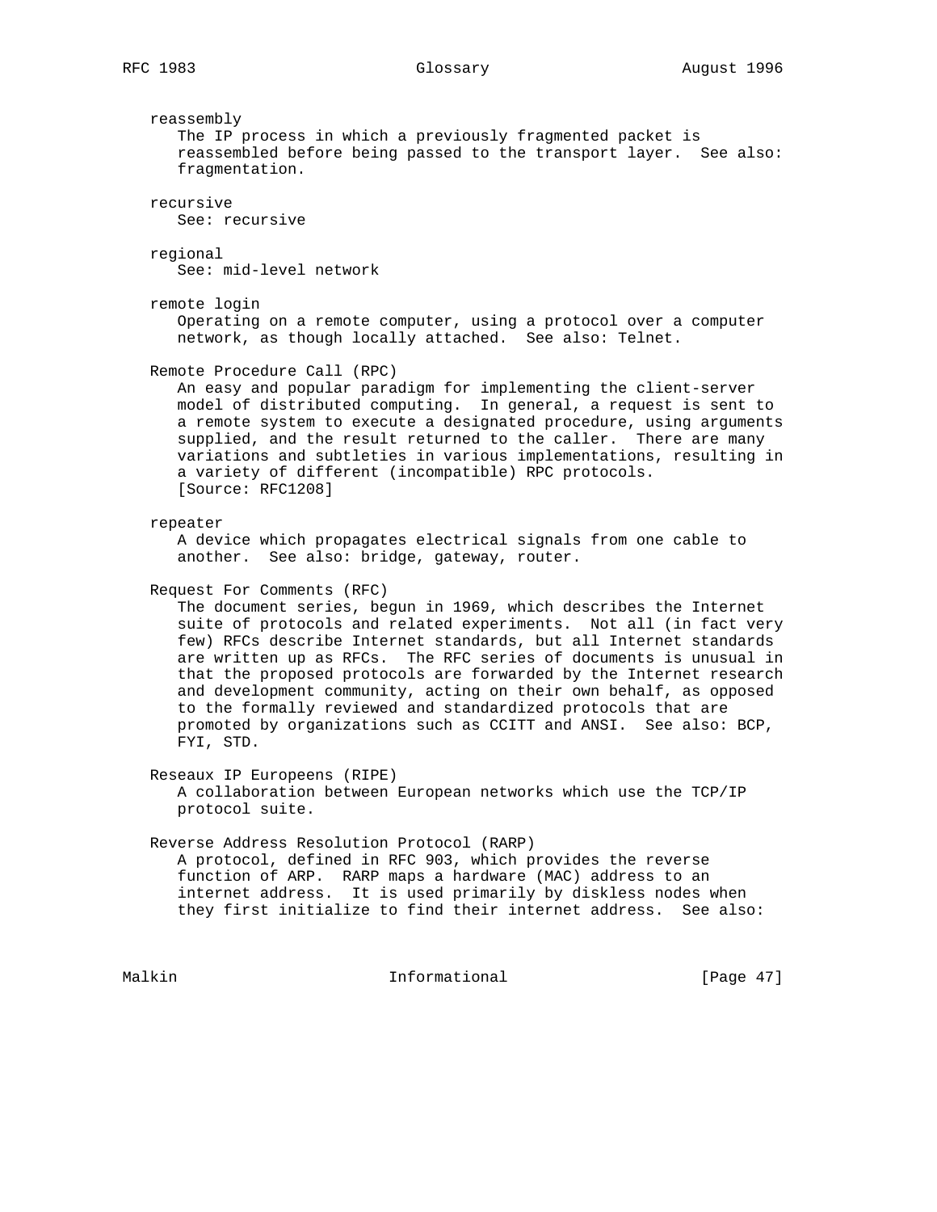reassembly
The IP process in which a previously fragmented packet is reassembled before being passed to the transport layer. See also: fragmentation.

recursive
See: recursive

regional
See: mid-level network

remote login
Operating on a remote computer, using a protocol over a computer network, as though locally attached. See also: Telnet.

Remote Procedure Call (RPC)
An easy and popular paradigm for implementing the client-server model of distributed computing. In general, a request is sent to a remote system to execute a designated procedure, using arguments supplied, and the result returned to the caller. There are many variations and subtleties in various implementations, resulting in a variety of different (incompatible) RPC protocols. [Source: RFC1208]

repeater
A device which propagates electrical signals from one cable to another. See also: bridge, gateway, router.

Request For Comments (RFC)
The document series, begun in 1969, which describes the Internet suite of protocols and related experiments. Not all (in fact very few) RFCs describe Internet standards, but all Internet standards are written up as RFCs. The RFC series of documents is unusual in that the proposed protocols are forwarded by the Internet research and development community, acting on their own behalf, as opposed to the formally reviewed and standardized protocols that are promoted by organizations such as CCITT and ANSI. See also: BCP, FYI, STD.

Reseaux IP Europeens (RIPE)
A collaboration between European networks which use the TCP/IP protocol suite.

Reverse Address Resolution Protocol (RARP)
A protocol, defined in RFC 903, which provides the reverse function of ARP. RARP maps a hardware (MAC) address to an internet address. It is used primarily by diskless nodes when they first initialize to find their internet address. See also: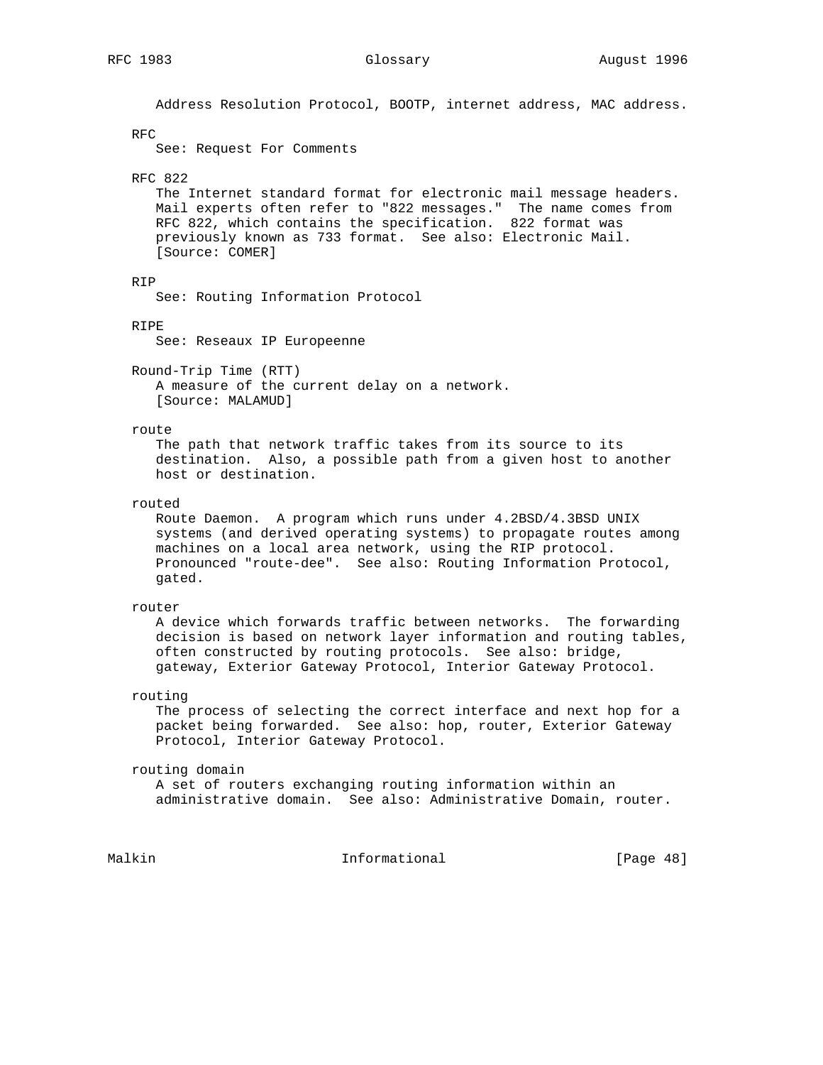Address Resolution Protocol, BOOTP, internet address, MAC address.

RFC

See: Request For Comments

RFC 822

The Internet standard format for electronic mail message headers. Mail experts often refer to "822 messages." The name comes from RFC 822, which contains the specification. 822 format was previously known as 733 format. See also: Electronic Mail. [Source: COMER]

RIP

See: Routing Information Protocol

RIPE

See: Reseaux IP Europeenne

Round-Trip Time (RTT)

A measure of the current delay on a network. [Source: MALAMUD]

route

The path that network traffic takes from its source to its destination. Also, a possible path from a given host to another host or destination.

routed

Route Daemon. A program which runs under 4.2BSD/4.3BSD UNIX systems (and derived operating systems) to propagate routes among machines on a local area network, using the RIP protocol. Pronounced "route-dee". See also: Routing Information Protocol, gated.

router

A device which forwards traffic between networks. The forwarding decision is based on network layer information and routing tables, often constructed by routing protocols. See also: bridge, gateway, Exterior Gateway Protocol, Interior Gateway Protocol.

routing

The process of selecting the correct interface and next hop for a packet being forwarded. See also: hop, router, Exterior Gateway Protocol, Interior Gateway Protocol.

routing domain

A set of routers exchanging routing information within an administrative domain. See also: Administrative Domain, router.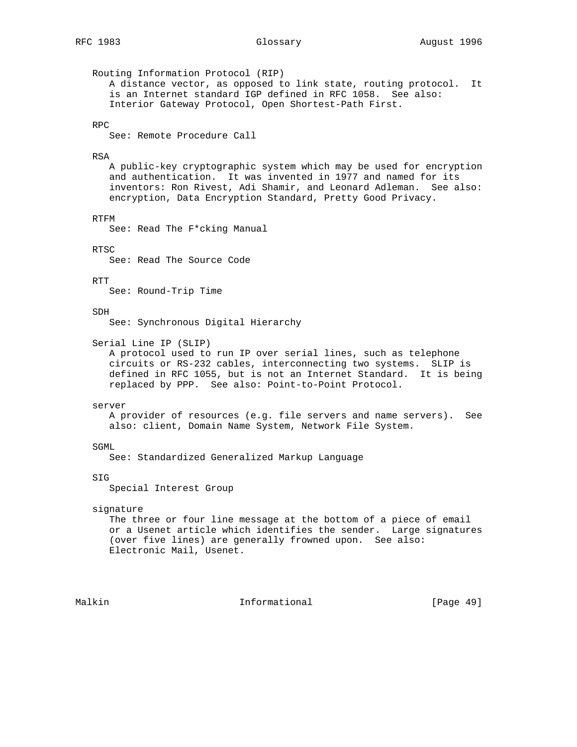Routing Information Protocol (RIP)

A distance vector, as opposed to link state, routing protocol. It is an Internet standard IGP defined in RFC 1058. See also: Interior Gateway Protocol, Open Shortest-Path First.

RPC

See: Remote Procedure Call

RSA

A public-key cryptographic system which may be used for encryption and authentication. It was invented in 1977 and named for its inventors: Ron Rivest, Adi Shamir, and Leonard Adleman. See also: encryption, Data Encryption Standard, Pretty Good Privacy.

RTFM

See: Read The F*cking Manual

RTSC

See: Read The Source Code

RTT

See: Round-Trip Time

SDH

See: Synchronous Digital Hierarchy

Serial Line IP (SLIP)

A protocol used to run IP over serial lines, such as telephone circuits or RS-232 cables, interconnecting two systems. SLIP is defined in RFC 1055, but is not an Internet Standard. It is being replaced by PPP. See also: Point-to-Point Protocol.

server

A provider of resources (e.g. file servers and name servers). See also: client, Domain Name System, Network File System.

SGML

See: Standardized Generalized Markup Language

SIG

Special Interest Group

signature

The three or four line message at the bottom of a piece of email or a Usenet article which identifies the sender. Large signatures (over five lines) are generally frowned upon. See also: Electronic Mail, Usenet.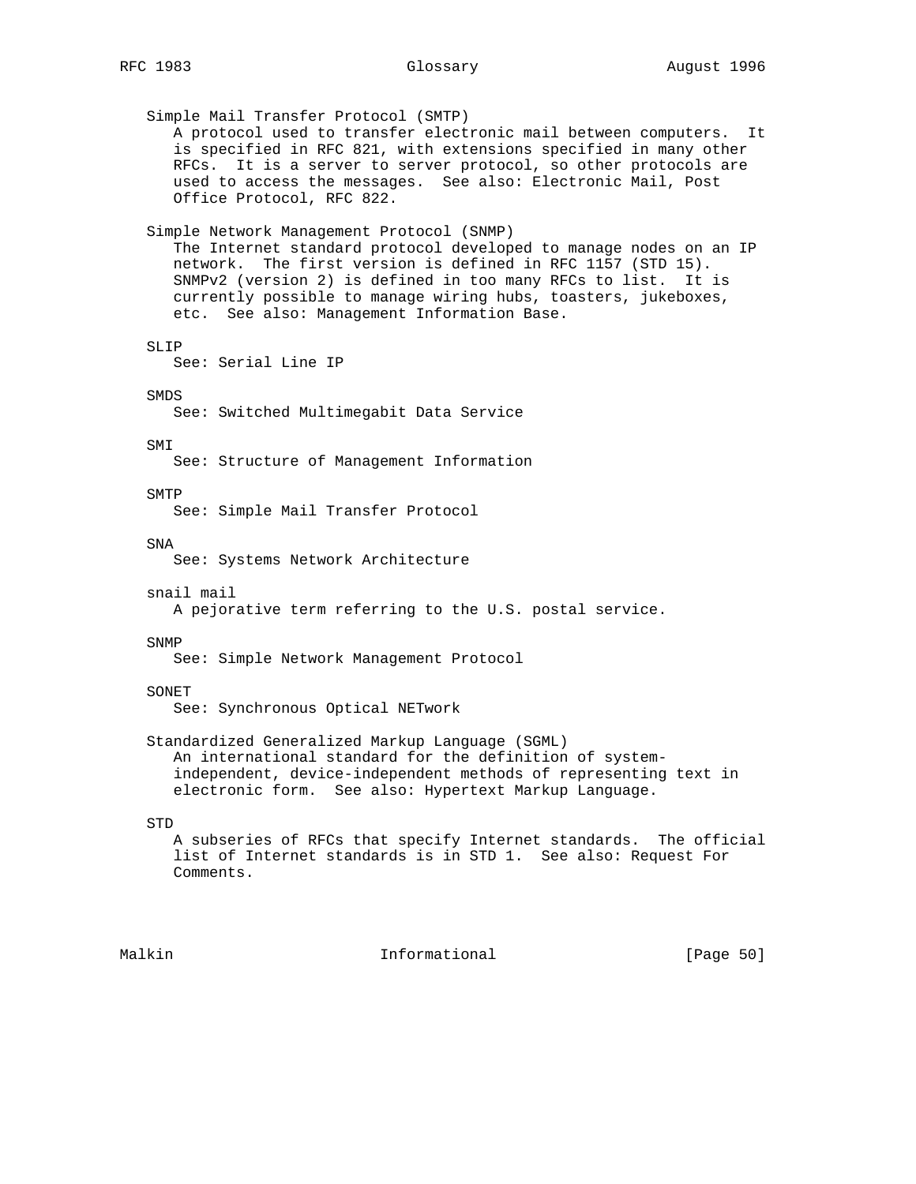Simple Mail Transfer Protocol (SMTP)

A protocol used to transfer electronic mail between computers. It is specified in RFC 821, with extensions specified in many other RFCs. It is a server to server protocol, so other protocols are used to access the messages. See also: Electronic Mail, Post Office Protocol, RFC 822.

Simple Network Management Protocol (SNMP)

The Internet standard protocol developed to manage nodes on an IP network. The first version is defined in RFC 1157 (STD 15). SNMPv2 (version 2) is defined in too many RFCs to list. It is currently possible to manage wiring hubs, toasters, jukeboxes, etc. See also: Management Information Base.

SLIP

See: Serial Line IP

SMDS

See: Switched Multimegabit Data Service

SMI

See: Structure of Management Information

SMTP

See: Simple Mail Transfer Protocol

SNA

See: Systems Network Architecture

snail mail

A pejorative term referring to the U.S. postal service.

SNMP

See: Simple Network Management Protocol

SONET

See: Synchronous Optical NETwork

Standardized Generalized Markup Language (SGML)

An international standard for the definition of system-independent, device-independent methods of representing text in electronic form. See also: Hypertext Markup Language.

STD

A subseries of RFCs that specify Internet standards. The official list of Internet standards is in STD 1. See also: Request For Comments.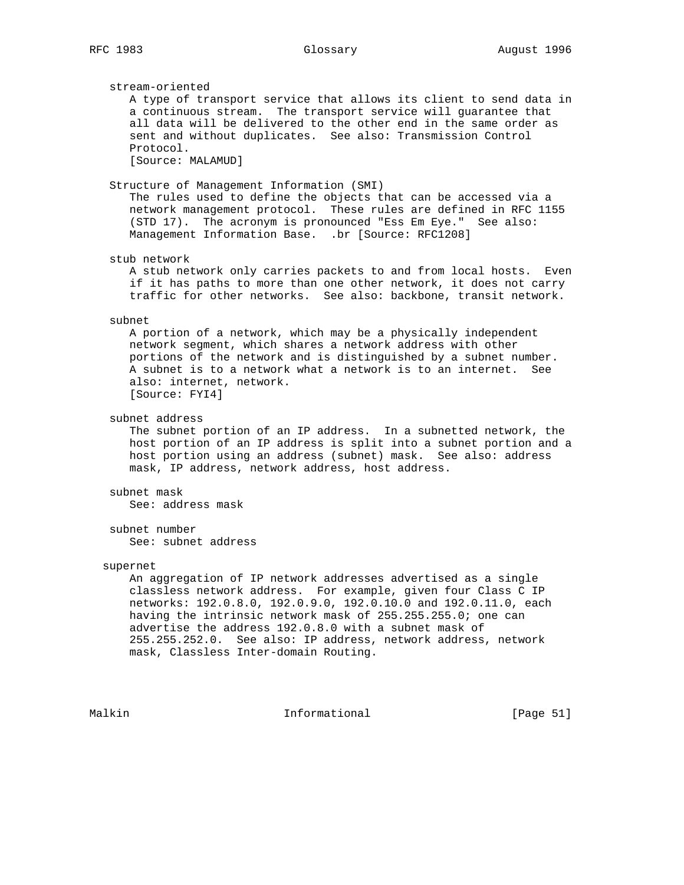**stream-oriented**

A type of transport service that allows its client to send data in a continuous stream. The transport service will guarantee that all data will be delivered to the other end in the same order as sent and without duplicates. See also: Transmission Control Protocol.
[Source: MALAMUD]

**Structure of Management Information (SMI)**

The rules used to define the objects that can be accessed via a network management protocol. These rules are defined in RFC 1155 (STD 17). The acronym is pronounced "Ess Em Eye." See also: Management Information Base. .br [Source: RFC1208]

**stub network**

A stub network only carries packets to and from local hosts. Even if it has paths to more than one other network, it does not carry traffic for other networks. See also: backbone, transit network.

**subnet**

A portion of a network, which may be a physically independent network segment, which shares a network address with other portions of the network and is distinguished by a subnet number. A subnet is to a network what a network is to an internet. See also: internet, network.
[Source: FYI4]

**subnet address**

The subnet portion of an IP address. In a subnetted network, the host portion of an IP address is split into a subnet portion and a host portion using an address (subnet) mask. See also: address mask, IP address, network address, host address.

**subnet mask**

See: address mask

**subnet number**

See: subnet address

**supernet**

An aggregation of IP network addresses advertised as a single classless network address. For example, given four Class C IP networks: 192.0.8.0, 192.0.9.0, 192.0.10.0 and 192.0.11.0, each having the intrinsic network mask of 255.255.255.0; one can advertise the address 192.0.8.0 with a subnet mask of 255.255.252.0. See also: IP address, network address, network mask, Classless Inter-domain Routing.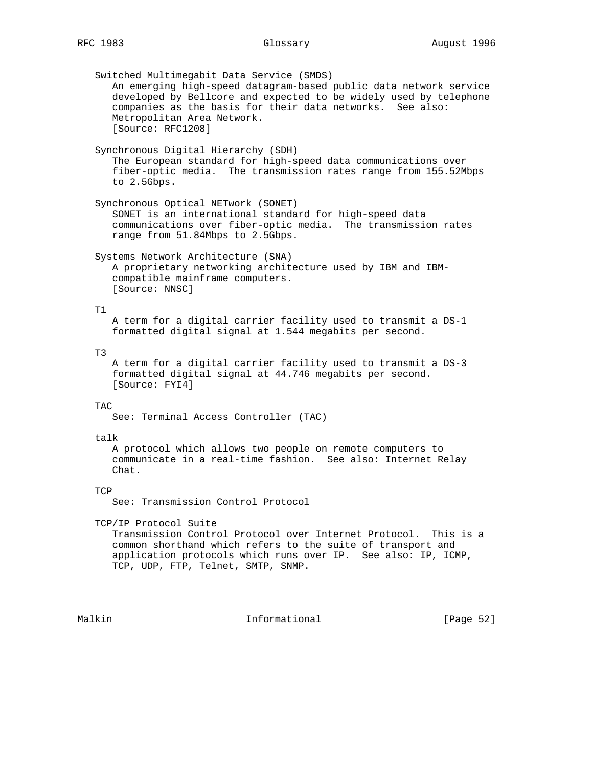Switched Multimegabit Data Service (SMDS)
An emerging high-speed datagram-based public data network service developed by Bellcore and expected to be widely used by telephone companies as the basis for their data networks. See also: Metropolitan Area Network.
[Source: RFC1208]

Synchronous Digital Hierarchy (SDH)
The European standard for high-speed data communications over fiber-optic media. The transmission rates range from 155.52Mbps to 2.5Gbps.

Synchronous Optical NETwork (SONET)
SONET is an international standard for high-speed data communications over fiber-optic media. The transmission rates range from 51.84Mbps to 2.5Gbps.

Systems Network Architecture (SNA)
A proprietary networking architecture used by IBM and IBM-compatible mainframe computers.
[Source: NNSC]

T1
A term for a digital carrier facility used to transmit a DS-1 formatted digital signal at 1.544 megabits per second.

T3
A term for a digital carrier facility used to transmit a DS-3 formatted digital signal at 44.746 megabits per second.
[Source: FYI4]

TAC
See: Terminal Access Controller (TAC)

talk
A protocol which allows two people on remote computers to communicate in a real-time fashion. See also: Internet Relay Chat.

TCP
See: Transmission Control Protocol

TCP/IP Protocol Suite
Transmission Control Protocol over Internet Protocol. This is a common shorthand which refers to the suite of transport and application protocols which runs over IP. See also: IP, ICMP, TCP, UDP, FTP, Telnet, SMTP, SNMP.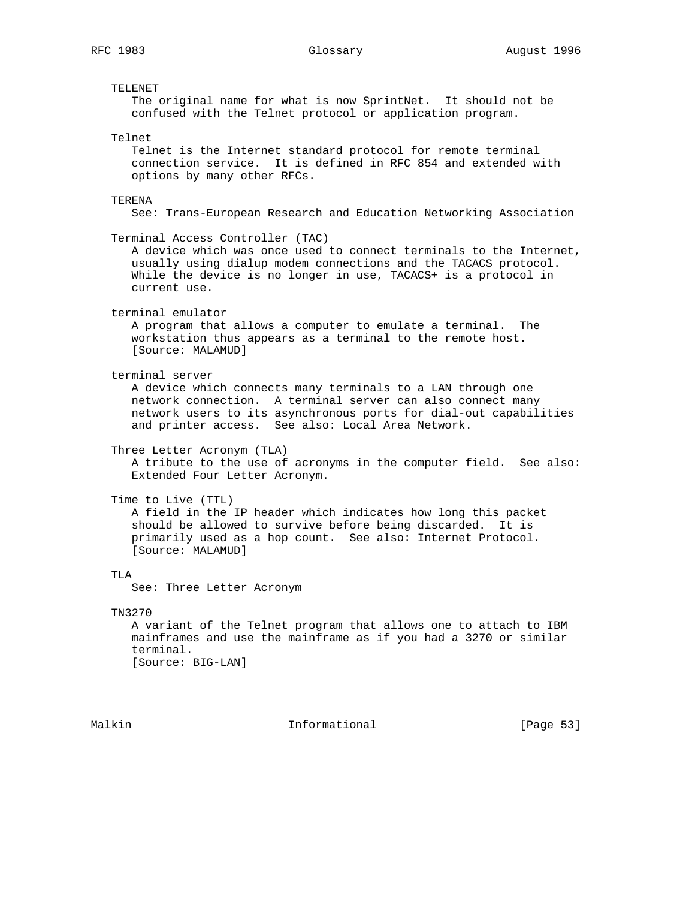**TELENET**

The original name for what is now SprintNet. It should not be confused with the Telnet protocol or application program.

**Telnet**

Telnet is the Internet standard protocol for remote terminal connection service. It is defined in RFC 854 and extended with options by many other RFCs.

**TERENA**

See: Trans-European Research and Education Networking Association

**Terminal Access Controller (TAC)**

A device which was once used to connect terminals to the Internet, usually using dialup modem connections and the TACACS protocol. While the device is no longer in use, TACACS+ is a protocol in current use.

**terminal emulator**

A program that allows a computer to emulate a terminal. The workstation thus appears as a terminal to the remote host.
[Source: MALAMUD]

**terminal server**

A device which connects many terminals to a LAN through one network connection. A terminal server can also connect many network users to its asynchronous ports for dial-out capabilities and printer access. See also: Local Area Network.

**Three Letter Acronym (TLA)**

A tribute to the use of acronyms in the computer field. See also: Extended Four Letter Acronym.

**Time to Live (TTL)**

A field in the IP header which indicates how long this packet should be allowed to survive before being discarded. It is primarily used as a hop count. See also: Internet Protocol.
[Source: MALAMUD]

**TLA**

See: Three Letter Acronym

**TN3270**

A variant of the Telnet program that allows one to attach to IBM mainframes and use the mainframe as if you had a 3270 or similar terminal.
[Source: BIG-LAN]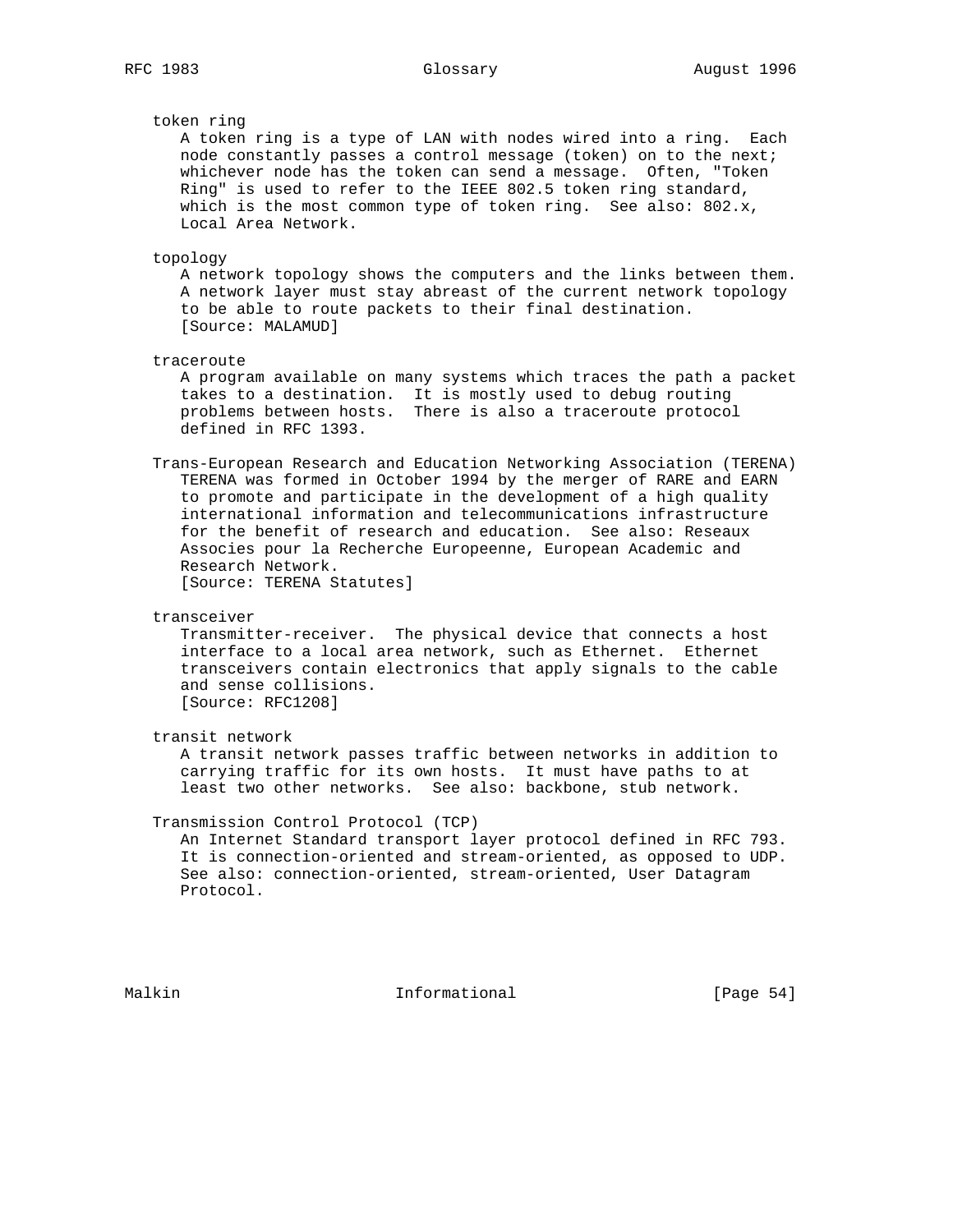token ring

A token ring is a type of LAN with nodes wired into a ring. Each node constantly passes a control message (token) on to the next; whichever node has the token can send a message. Often, "Token Ring" is used to refer to the IEEE 802.5 token ring standard, which is the most common type of token ring. See also: 802.x, Local Area Network.

topology

A network topology shows the computers and the links between them. A network layer must stay abreast of the current network topology to be able to route packets to their final destination.
[Source: MALAMUD]

traceroute

A program available on many systems which traces the path a packet takes to a destination. It is mostly used to debug routing problems between hosts. There is also a traceroute protocol defined in RFC 1393.

Trans-European Research and Education Networking Association (TERENA)

TERENA was formed in October 1994 by the merger of RARE and EARN to promote and participate in the development of a high quality international information and telecommunications infrastructure for the benefit of research and education. See also: Reseaux Associes pour la Recherche Europeenne, European Academic and Research Network.
[Source: TERENA Statutes]

transceiver

Transmitter-receiver. The physical device that connects a host interface to a local area network, such as Ethernet. Ethernet transceivers contain electronics that apply signals to the cable and sense collisions.
[Source: RFC1208]

transit network

A transit network passes traffic between networks in addition to carrying traffic for its own hosts. It must have paths to at least two other networks. See also: backbone, stub network.

Transmission Control Protocol (TCP)

An Internet Standard transport layer protocol defined in RFC 793. It is connection-oriented and stream-oriented, as opposed to UDP. See also: connection-oriented, stream-oriented, User Datagram Protocol.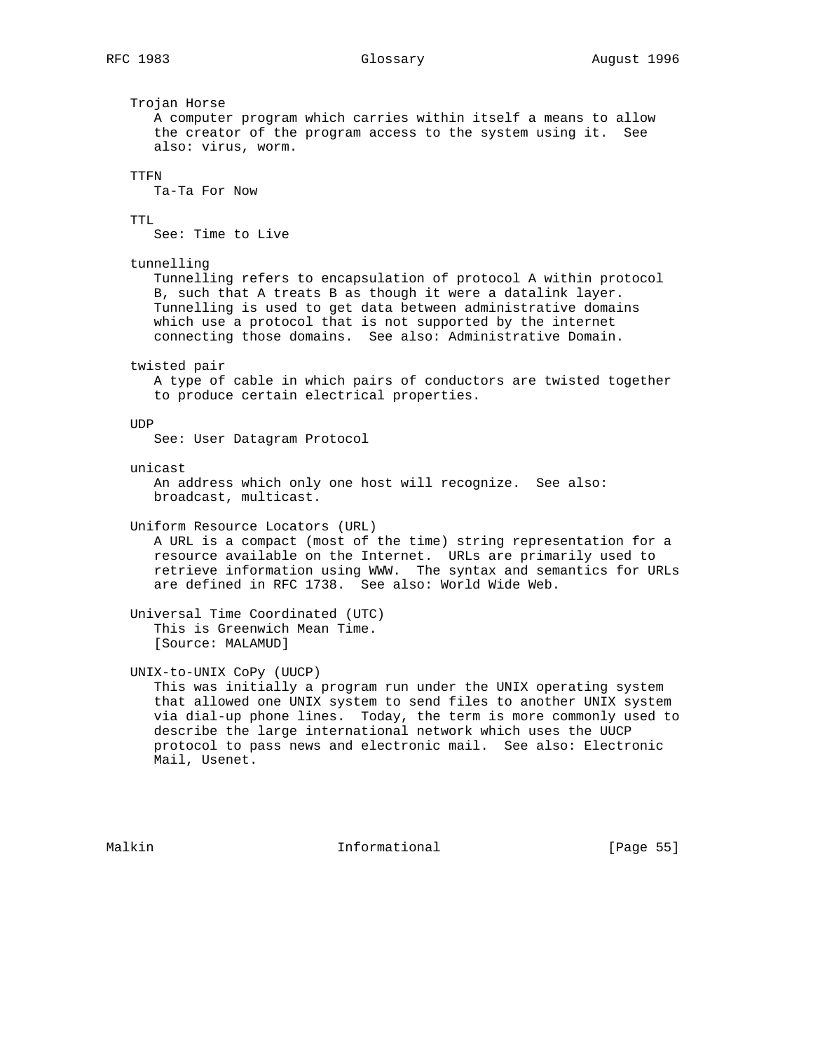Trojan Horse
A computer program which carries within itself a means to allow the creator of the program access to the system using it. See also: virus, worm.

TTFN
Ta-Ta For Now

TTL
See: Time to Live

tunnelling
Tunnelling refers to encapsulation of protocol A within protocol B, such that A treats B as though it were a datalink layer. Tunnelling is used to get data between administrative domains which use a protocol that is not supported by the internet connecting those domains. See also: Administrative Domain.

twisted pair
A type of cable in which pairs of conductors are twisted together to produce certain electrical properties.

UDP
See: User Datagram Protocol

unicast
An address which only one host will recognize. See also: broadcast, multicast.

Uniform Resource Locators (URL)
A URL is a compact (most of the time) string representation for a resource available on the Internet. URLs are primarily used to retrieve information using WWW. The syntax and semantics for URLs are defined in RFC 1738. See also: World Wide Web.

Universal Time Coordinated (UTC)
This is Greenwich Mean Time.
[Source: MALAMUD]

UNIX-to-UNIX CoPy (UUCP)
This was initially a program run under the UNIX operating system that allowed one UNIX system to send files to another UNIX system via dial-up phone lines. Today, the term is more commonly used to describe the large international network which uses the UUCP protocol to pass news and electronic mail. See also: Electronic Mail, Usenet.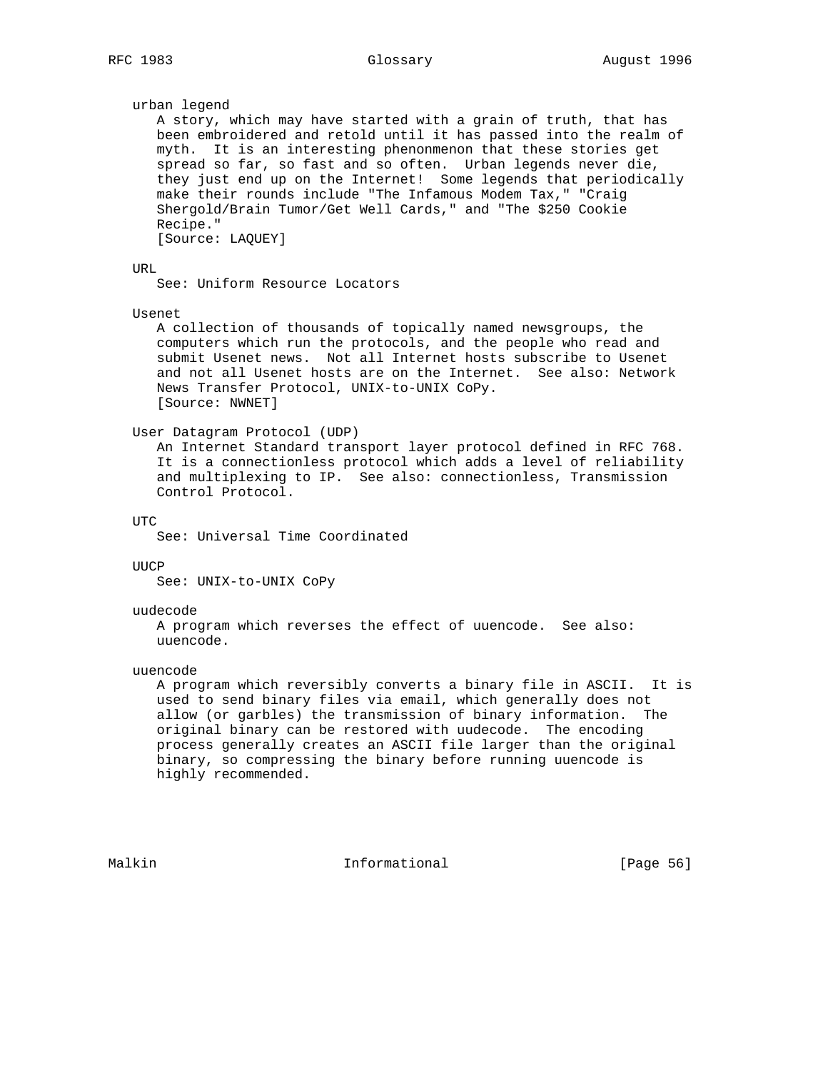**urban legend**

A story, which may have started with a grain of truth, that has been embroidered and retold until it has passed into the realm of myth. It is an interesting phenonmenon that these stories get spread so far, so fast and so often. Urban legends never die, they just end up on the Internet! Some legends that periodically make their rounds include "The Infamous Modem Tax," "Craig Shergold/Brain Tumor/Get Well Cards," and "The $250 Cookie Recipe."
[Source: LAQUEY]

**URL**

See: Uniform Resource Locators

**Usenet**

A collection of thousands of topically named newsgroups, the computers which run the protocols, and the people who read and submit Usenet news. Not all Internet hosts subscribe to Usenet and not all Usenet hosts are on the Internet. See also: Network News Transfer Protocol, UNIX-to-UNIX CoPy.
[Source: NWNET]

**User Datagram Protocol (UDP)**

An Internet Standard transport layer protocol defined in RFC 768. It is a connectionless protocol which adds a level of reliability and multiplexing to IP. See also: connectionless, Transmission Control Protocol.

**UTC**

See: Universal Time Coordinated

**UUCP**

See: UNIX-to-UNIX CoPy

**uudecode**

A program which reverses the effect of uuencode. See also: uuencode.

**uuencode**

A program which reversibly converts a binary file in ASCII. It is used to send binary files via email, which generally does not allow (or garbles) the transmission of binary information. The original binary can be restored with uudecode. The encoding process generally creates an ASCII file larger than the original binary, so compressing the binary before running uuencode is highly recommended.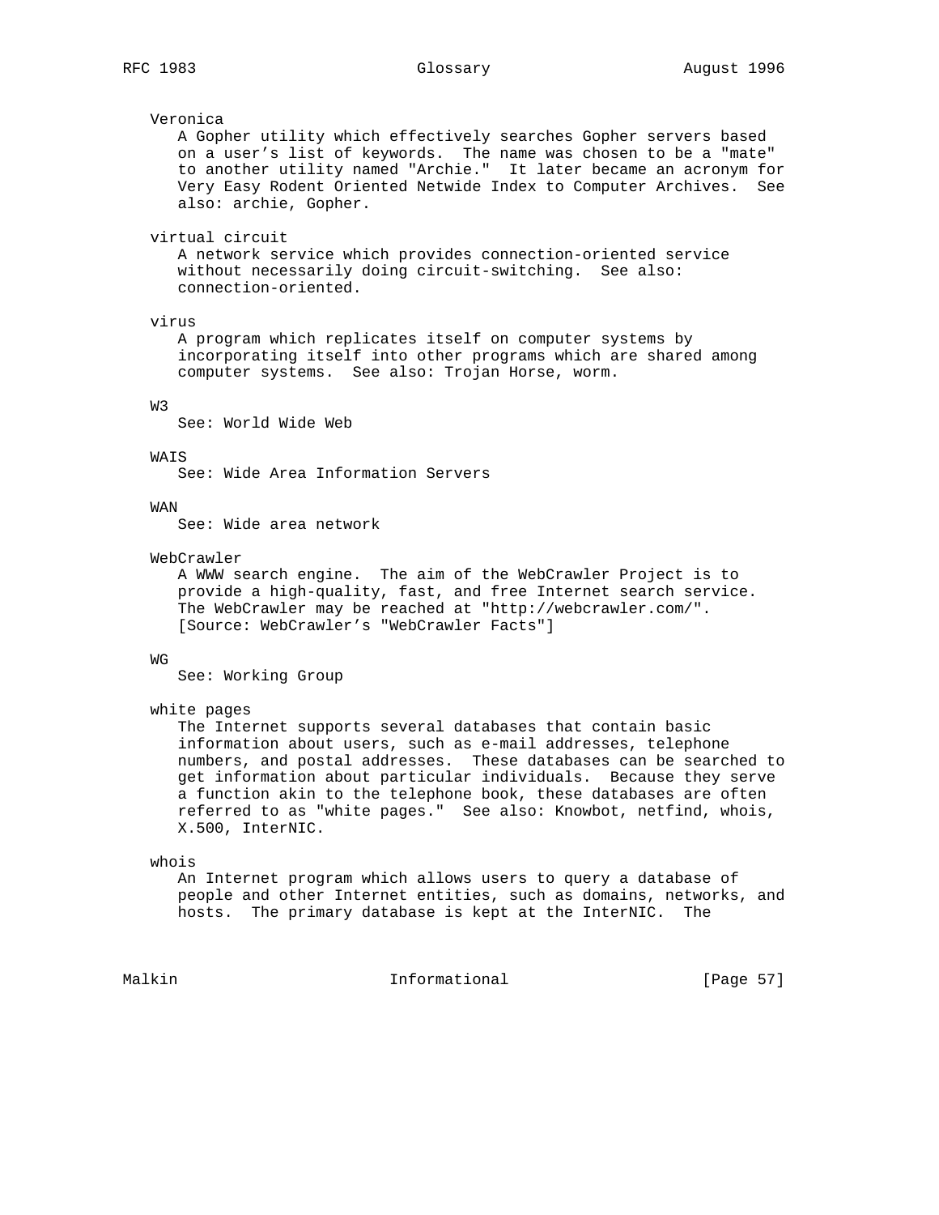Veronica

A Gopher utility which effectively searches Gopher servers based on a user's list of keywords. The name was chosen to be a "mate" to another utility named "Archie." It later became an acronym for Very Easy Rodent Oriented Netwide Index to Computer Archives. See also: archie, Gopher.

virtual circuit

A network service which provides connection-oriented service without necessarily doing circuit-switching. See also: connection-oriented.

virus

A program which replicates itself on computer systems by incorporating itself into other programs which are shared among computer systems. See also: Trojan Horse, worm.

W3

See: World Wide Web

WAIS

See: Wide Area Information Servers

WAN

See: Wide area network

WebCrawler

A WWW search engine. The aim of the WebCrawler Project is to provide a high-quality, fast, and free Internet search service. The WebCrawler may be reached at "http://webcrawler.com/". [Source: WebCrawler's "WebCrawler Facts"]

WG

See: Working Group

white pages

The Internet supports several databases that contain basic information about users, such as e-mail addresses, telephone numbers, and postal addresses. These databases can be searched to get information about particular individuals. Because they serve a function akin to the telephone book, these databases are often referred to as "white pages." See also: Knowbot, netfind, whois, X.500, InterNIC.

whois

An Internet program which allows users to query a database of people and other Internet entities, such as domains, networks, and hosts. The primary database is kept at the InterNIC. The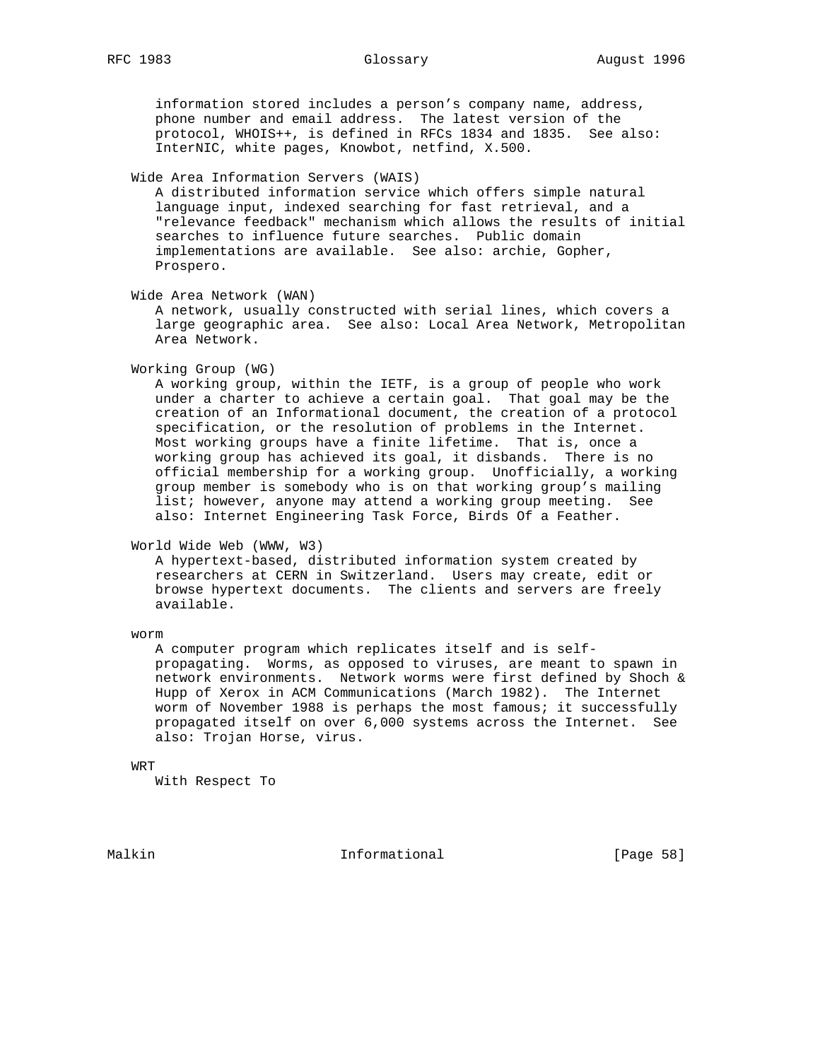information stored includes a person's company name, address, phone number and email address. The latest version of the protocol, WHOIS++, is defined in RFCs 1834 and 1835. See also: InterNIC, white pages, Knowbot, netfind, X.500.

**Wide Area Information Servers (WAIS)**

A distributed information service which offers simple natural language input, indexed searching for fast retrieval, and a "relevance feedback" mechanism which allows the results of initial searches to influence future searches. Public domain implementations are available. See also: archie, Gopher, Prospero.

**Wide Area Network (WAN)**

A network, usually constructed with serial lines, which covers a large geographic area. See also: Local Area Network, Metropolitan Area Network.

**Working Group (WG)**

A working group, within the IETF, is a group of people who work under a charter to achieve a certain goal. That goal may be the creation of an Informational document, the creation of a protocol specification, or the resolution of problems in the Internet. Most working groups have a finite lifetime. That is, once a working group has achieved its goal, it disbands. There is no official membership for a working group. Unofficially, a working group member is somebody who is on that working group's mailing list; however, anyone may attend a working group meeting. See also: Internet Engineering Task Force, Birds Of a Feather.

**World Wide Web (WWW, W3)**

A hypertext-based, distributed information system created by researchers at CERN in Switzerland. Users may create, edit or browse hypertext documents. The clients and servers are freely available.

**worm**

A computer program which replicates itself and is self-propagating. Worms, as opposed to viruses, are meant to spawn in network environments. Network worms were first defined by Shoch & Hupp of Xerox in ACM Communications (March 1982). The Internet worm of November 1988 is perhaps the most famous; it successfully propagated itself on over 6,000 systems across the Internet. See also: Trojan Horse, virus.

**WRT**

With Respect To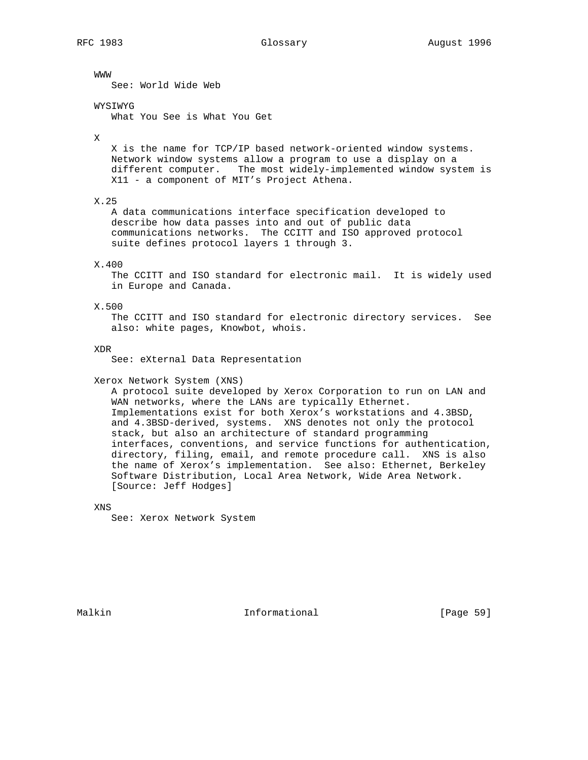WWW

See: World Wide Web

WYSIWYG

What You See is What You Get

X

X is the name for TCP/IP based network-oriented window systems. Network window systems allow a program to use a display on a different computer. The most widely-implemented window system is X11 - a component of MIT's Project Athena.

X.25

A data communications interface specification developed to describe how data passes into and out of public data communications networks. The CCITT and ISO approved protocol suite defines protocol layers 1 through 3.

X.400

The CCITT and ISO standard for electronic mail. It is widely used in Europe and Canada.

X.500

The CCITT and ISO standard for electronic directory services. See also: white pages, Knowbot, whois.

XDR

See: eXternal Data Representation

Xerox Network System (XNS)

A protocol suite developed by Xerox Corporation to run on LAN and WAN networks, where the LANs are typically Ethernet. Implementations exist for both Xerox's workstations and 4.3BSD, and 4.3BSD-derived, systems. XNS denotes not only the protocol stack, but also an architecture of standard programming interfaces, conventions, and service functions for authentication, directory, filing, email, and remote procedure call. XNS is also the name of Xerox's implementation. See also: Ethernet, Berkeley Software Distribution, Local Area Network, Wide Area Network. [Source: Jeff Hodges]

XNS

See: Xerox Network System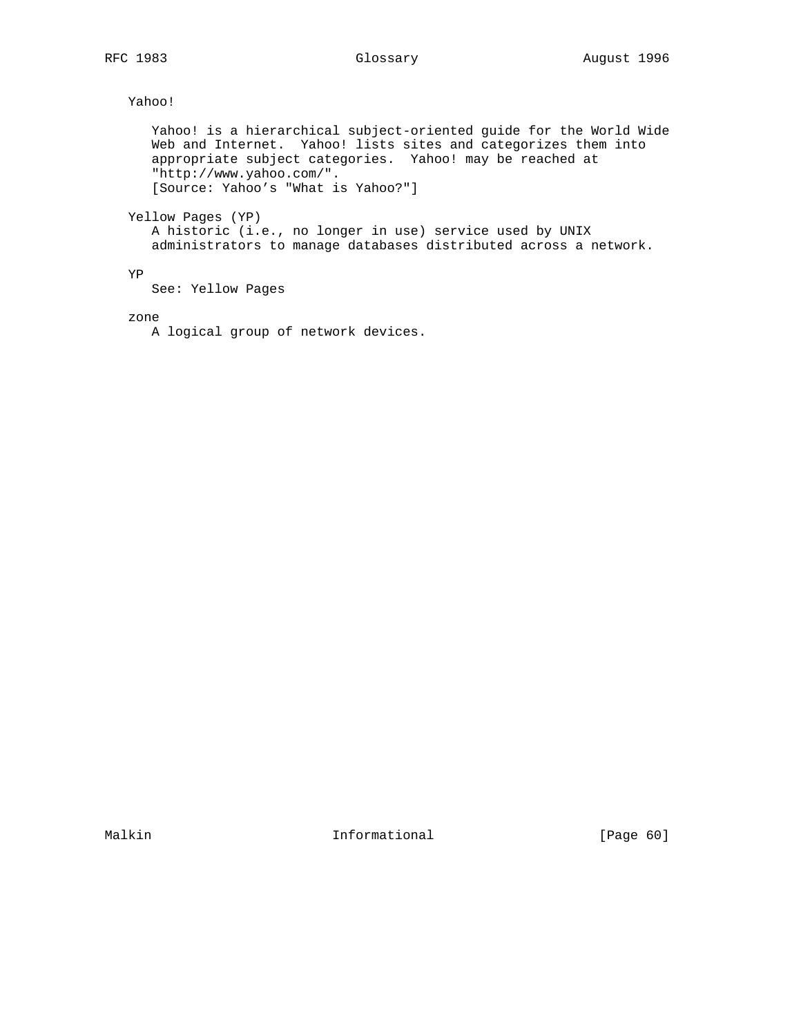Yahoo!

Yahoo! is a hierarchical subject-oriented guide for the World Wide Web and Internet. Yahoo! lists sites and categorizes them into appropriate subject categories. Yahoo! may be reached at "http://www.yahoo.com/".
[Source: Yahoo’s "What is Yahoo?"]

Yellow Pages (YP)

A historic (i.e., no longer in use) service used by UNIX administrators to manage databases distributed across a network.

YP

See: Yellow Pages

zone

A logical group of network devices.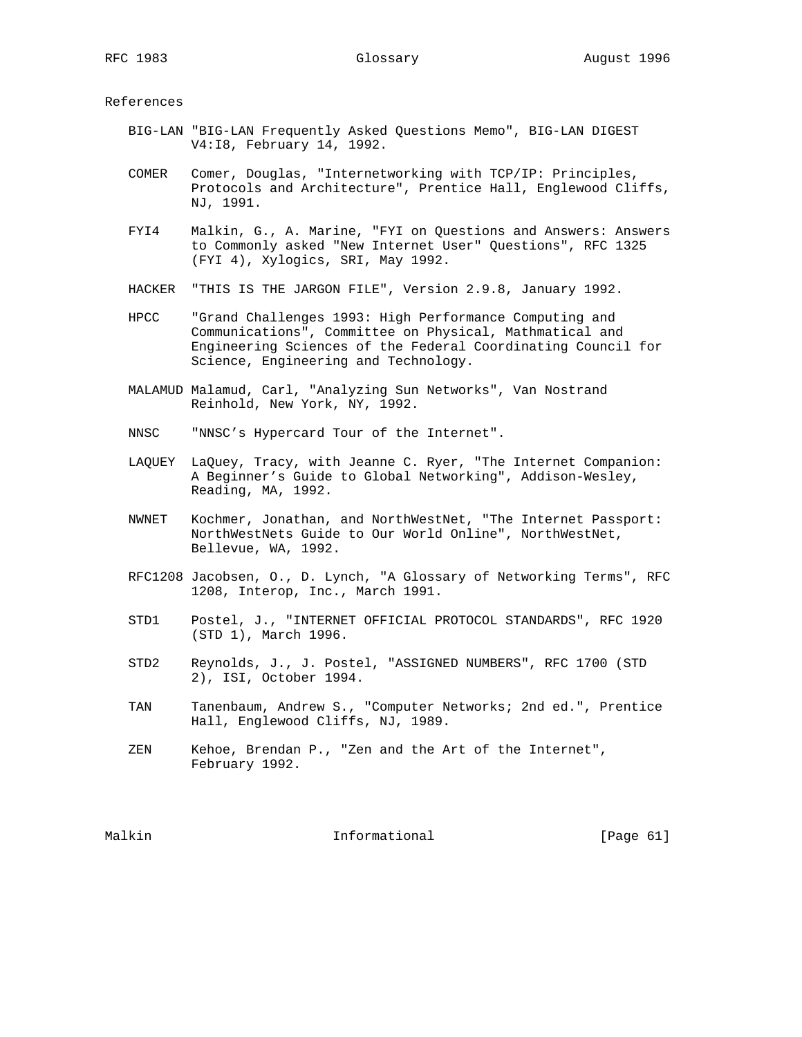## References

BIG-LAN "BIG-LAN Frequently Asked Questions Memo", BIG-LAN DIGEST V4:I8, February 14, 1992.

COMER Comer, Douglas, "Internetworking with TCP/IP: Principles, Protocols and Architecture", Prentice Hall, Englewood Cliffs, NJ, 1991.

FYI4 Malkin, G., A. Marine, "FYI on Questions and Answers: Answers to Commonly asked "New Internet User" Questions", RFC 1325 (FYI 4), Xylogics, SRI, May 1992.

HACKER "THIS IS THE JARGON FILE", Version 2.9.8, January 1992.

HPCC "Grand Challenges 1993: High Performance Computing and Communications", Committee on Physical, Mathmatical and Engineering Sciences of the Federal Coordinating Council for Science, Engineering and Technology.

MALAMUD Malamud, Carl, "Analyzing Sun Networks", Van Nostrand Reinhold, New York, NY, 1992.

NNSC "NNSC's Hypercard Tour of the Internet".

LAQUEY LaQuey, Tracy, with Jeanne C. Ryer, "The Internet Companion: A Beginner's Guide to Global Networking", Addison-Wesley, Reading, MA, 1992.

NWNET Kochmer, Jonathan, and NorthWestNet, "The Internet Passport: NorthWestNets Guide to Our World Online", NorthWestNet, Bellevue, WA, 1992.

RFC1208 Jacobsen, O., D. Lynch, "A Glossary of Networking Terms", RFC 1208, Interop, Inc., March 1991.

STD1 Postel, J., "INTERNET OFFICIAL PROTOCOL STANDARDS", RFC 1920 (STD 1), March 1996.

STD2 Reynolds, J., J. Postel, "ASSIGNED NUMBERS", RFC 1700 (STD 2), ISI, October 1994.

TAN Tanenbaum, Andrew S., "Computer Networks; 2nd ed.", Prentice Hall, Englewood Cliffs, NJ, 1989.

ZEN Kehoe, Brendan P., "Zen and the Art of the Internet", February 1992.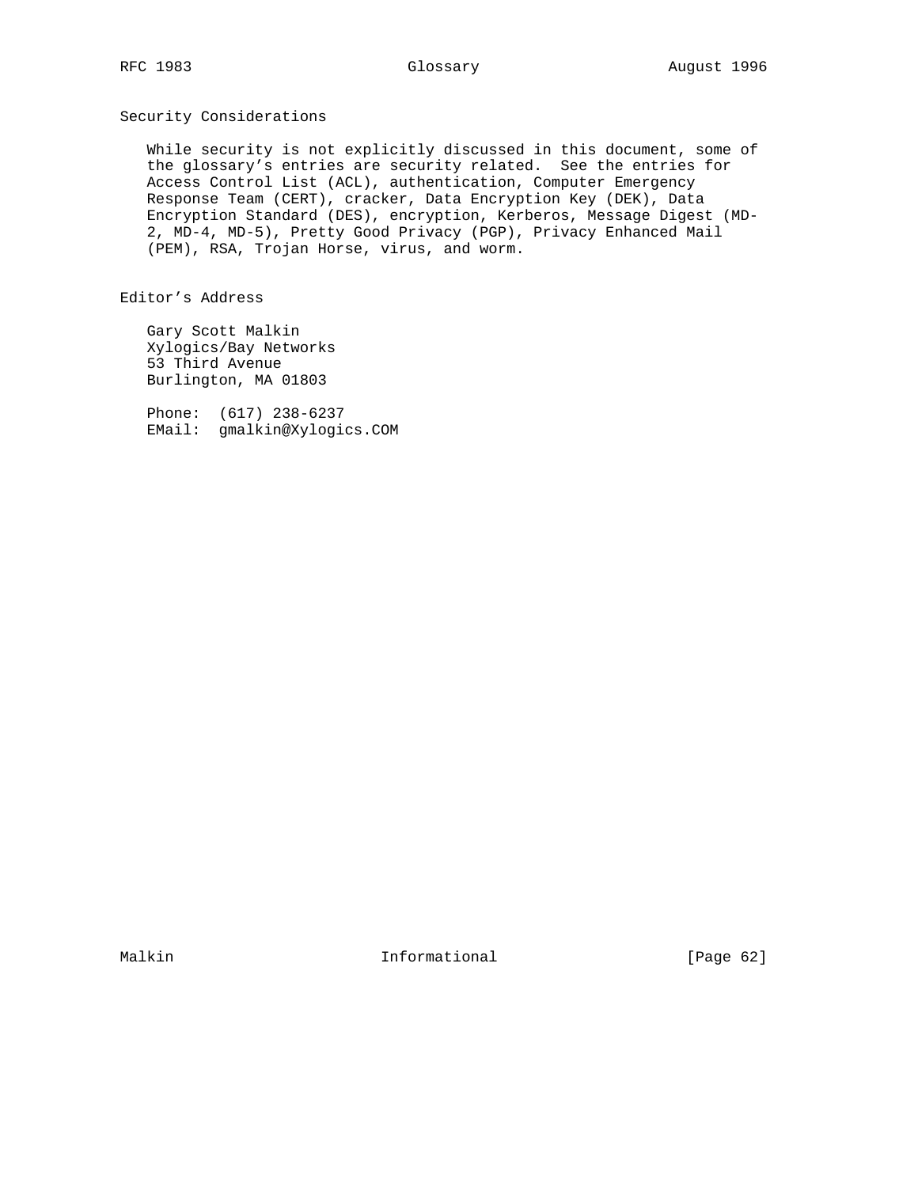## Security Considerations

While security is not explicitly discussed in this document, some of the glossary's entries are security related. See the entries for Access Control List (ACL), authentication, Computer Emergency Response Team (CERT), cracker, Data Encryption Key (DEK), Data Encryption Standard (DES), encryption, Kerberos, Message Digest (MD-2, MD-4, MD-5), Pretty Good Privacy (PGP), Privacy Enhanced Mail (PEM), RSA, Trojan Horse, virus, and worm.

## Editor's Address

Gary Scott Malkin
Xylogics/Bay Networks
53 Third Avenue
Burlington, MA 01803

Phone: (617) 238-6237
EMail: gmalkin@Xylogics.COM